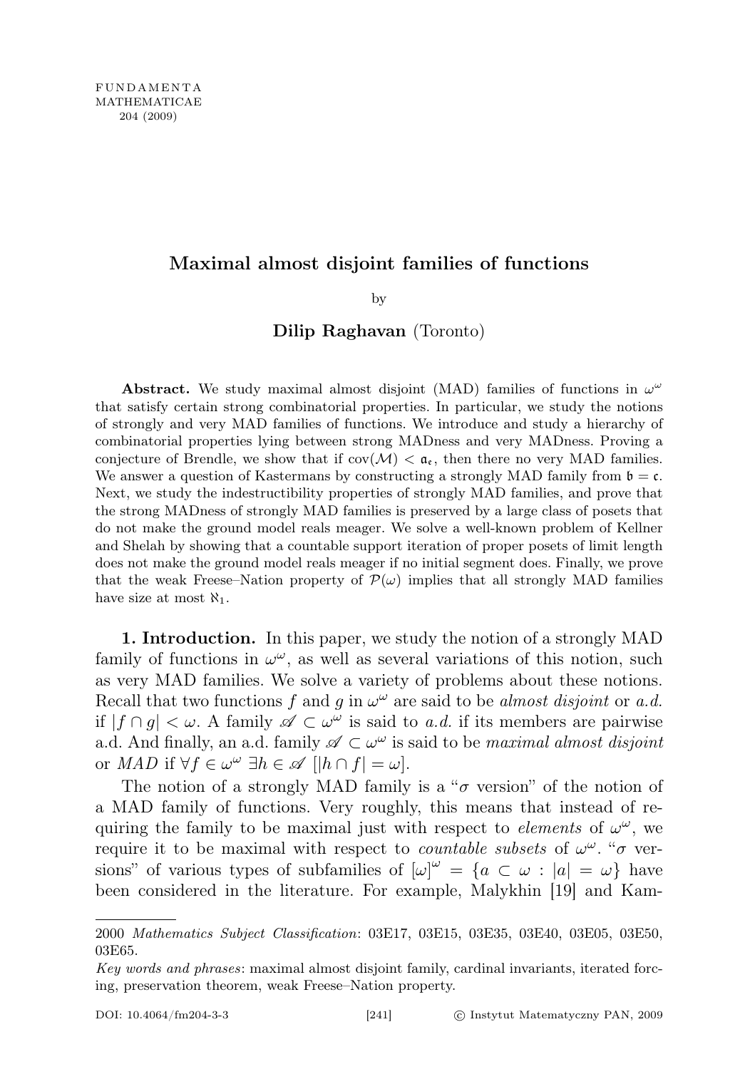# Maximal almost disjoint families of functions

by

**Dilip Raghavan** (Toronto)

**Abstract.** We study maximal almost disjoint (MAD) families of functions in $\omega^\omega$ that satisfy certain strong combinatorial properties. In particular, we study the notions of strongly and very MAD families of functions. We introduce and study a hierarchy of combinatorial properties lying between strong MADness and very MADness. Proving a conjecture of Brendle, we show that if $\text{cov}(\mathcal{M}) < \mathfrak{a}_\mathfrak{e}$, then there no very MAD families. We answer a question of Kastermans by constructing a strongly MAD family from $\mathfrak{b} = \mathfrak{c}$. Next, we study the indestructibility properties of strongly MAD families, and prove that the strong MADness of strongly MAD families is preserved by a large class of posets that do not make the ground model reals meager. We solve a well-known problem of Kellner and Shelah by showing that a countable support iteration of proper posets of limit length does not make the ground model reals meager if no initial segment does. Finally, we prove that the weak Freese–Nation property of $\mathcal{P}(\omega)$ implies that all strongly MAD families have size at most $\aleph_1$.

**1. Introduction.** In this paper, we study the notion of a strongly MAD family of functions in $\omega^\omega$, as well as several variations of this notion, such as very MAD families. We solve a variety of problems about these notions. Recall that two functions $f$ and $g$ in $\omega^\omega$ are said to be *almost disjoint* or *a.d.* if $|f \cap g| < \omega$. A family $\mathscr{A} \subset \omega^\omega$ is said to *a.d.* if its members are pairwise a.d. And finally, an a.d. family $\mathscr{A} \subset \omega^\omega$ is said to be *maximal almost disjoint* or *MAD* if $\forall f \in \omega^\omega\ \exists h \in \mathscr{A}\ [|h \cap f| = \omega]$.

The notion of a strongly MAD family is a "$\sigma$ version" of the notion of a MAD family of functions. Very roughly, this means that instead of requiring the family to be maximal just with respect to *elements* of $\omega^\omega$, we require it to be maximal with respect to *countable subsets* of $\omega^\omega$. "$\sigma$ versions" of various types of subfamilies of $[\omega]^\omega = \{a \subset \omega : |a| = \omega\}$ have been considered in the literature. For example, Malykhin [19] and Kam-

---

2000 *Mathematics Subject Classification*: 03E17, 03E15, 03E35, 03E40, 03E05, 03E50, 03E65.

*Key words and phrases*: maximal almost disjoint family, cardinal invariants, iterated forcing, preservation theorem, weak Freese–Nation property.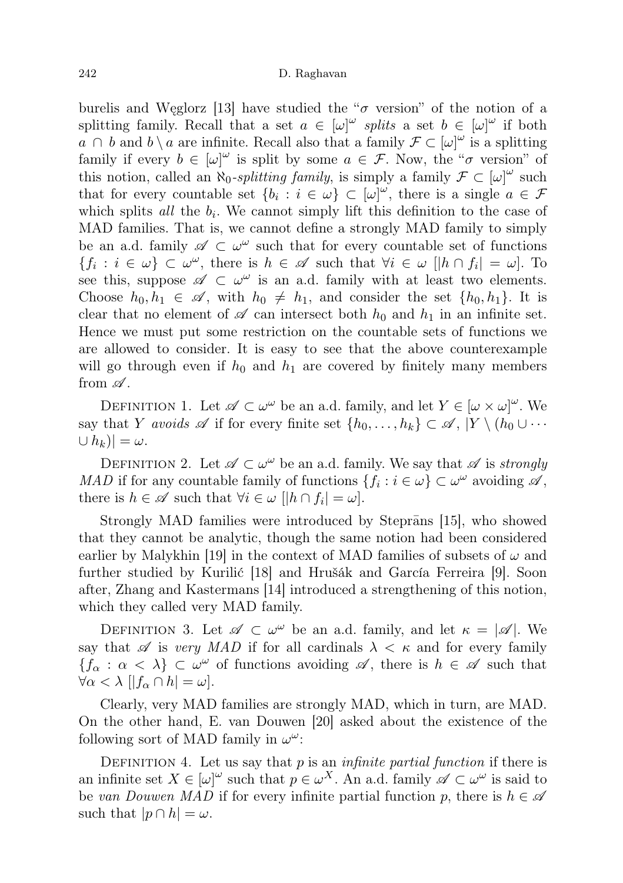burelis and Węglorz [13] have studied the "$\sigma$ version" of the notion of a splitting family. Recall that a set $a \in [\omega]^\omega$ *splits* a set $b \in [\omega]^\omega$ if both $a \cap b$ and $b \setminus a$ are infinite. Recall also that a family $\mathcal{F} \subset [\omega]^\omega$ is a splitting family if every $b \in [\omega]^\omega$ is split by some $a \in \mathcal{F}$. Now, the "$\sigma$ version" of this notion, called an $\aleph_0$-*splitting family*, is simply a family $\mathcal{F} \subset [\omega]^\omega$ such that for every countable set $\{b_i : i \in \omega\} \subset [\omega]^\omega$, there is a single $a \in \mathcal{F}$ which splits *all* the $b_i$. We cannot simply lift this definition to the case of MAD families. That is, we cannot define a strongly MAD family to simply be an a.d. family $\mathscr{A} \subset \omega^\omega$ such that for every countable set of functions $\{f_i : i \in \omega\} \subset \omega^\omega$, there is $h \in \mathscr{A}$ such that $\forall i \in \omega\ [|h \cap f_i| = \omega]$. To see this, suppose $\mathscr{A} \subset \omega^\omega$ is an a.d. family with at least two elements. Choose $h_0, h_1 \in \mathscr{A}$, with $h_0 \neq h_1$, and consider the set $\{h_0, h_1\}$. It is clear that no element of $\mathscr{A}$ can intersect both $h_0$ and $h_1$ in an infinite set. Hence we must put some restriction on the countable sets of functions we are allowed to consider. It is easy to see that the above counterexample will go through even if $h_0$ and $h_1$ are covered by finitely many members from $\mathscr{A}$.

Definition 1. Let $\mathscr{A} \subset \omega^\omega$ be an a.d. family, and let $Y \in [\omega \times \omega]^\omega$. We say that $Y$ *avoids* $\mathscr{A}$ if for every finite set $\{h_0, \dots, h_k\} \subset \mathscr{A}$, $|Y \setminus (h_0 \cup \dots \cup h_k)| = \omega$.

Definition 2. Let $\mathscr{A} \subset \omega^\omega$ be an a.d. family. We say that $\mathscr{A}$ is *strongly MAD* if for any countable family of functions $\{f_i : i \in \omega\} \subset \omega^\omega$ avoiding $\mathscr{A}$, there is $h \in \mathscr{A}$ such that $\forall i \in \omega\ [|h \cap f_i| = \omega]$.

Strongly MAD families were introduced by Steprāns [15], who showed that they cannot be analytic, though the same notion had been considered earlier by Malykhin [19] in the context of MAD families of subsets of $\omega$ and further studied by Kurilić [18] and Hrušák and García Ferreira [9]. Soon after, Zhang and Kastermans [14] introduced a strengthening of this notion, which they called very MAD family.

Definition 3. Let $\mathscr{A} \subset \omega^\omega$ be an a.d. family, and let $\kappa = |\mathscr{A}|$. We say that $\mathscr{A}$ is *very MAD* if for all cardinals $\lambda < \kappa$ and for every family $\{f_\alpha : \alpha < \lambda\} \subset \omega^\omega$ of functions avoiding $\mathscr{A}$, there is $h \in \mathscr{A}$ such that $\forall \alpha < \lambda\ [|f_\alpha \cap h| = \omega]$.

Clearly, very MAD families are strongly MAD, which in turn, are MAD. On the other hand, E. van Douwen [20] asked about the existence of the following sort of MAD family in $\omega^\omega$:

Definition 4. Let us say that $p$ is an *infinite partial function* if there is an infinite set $X \in [\omega]^\omega$ such that $p \in \omega^X$. An a.d. family $\mathscr{A} \subset \omega^\omega$ is said to be *van Douwen MAD* if for every infinite partial function $p$, there is $h \in \mathscr{A}$ such that $|p \cap h| = \omega$.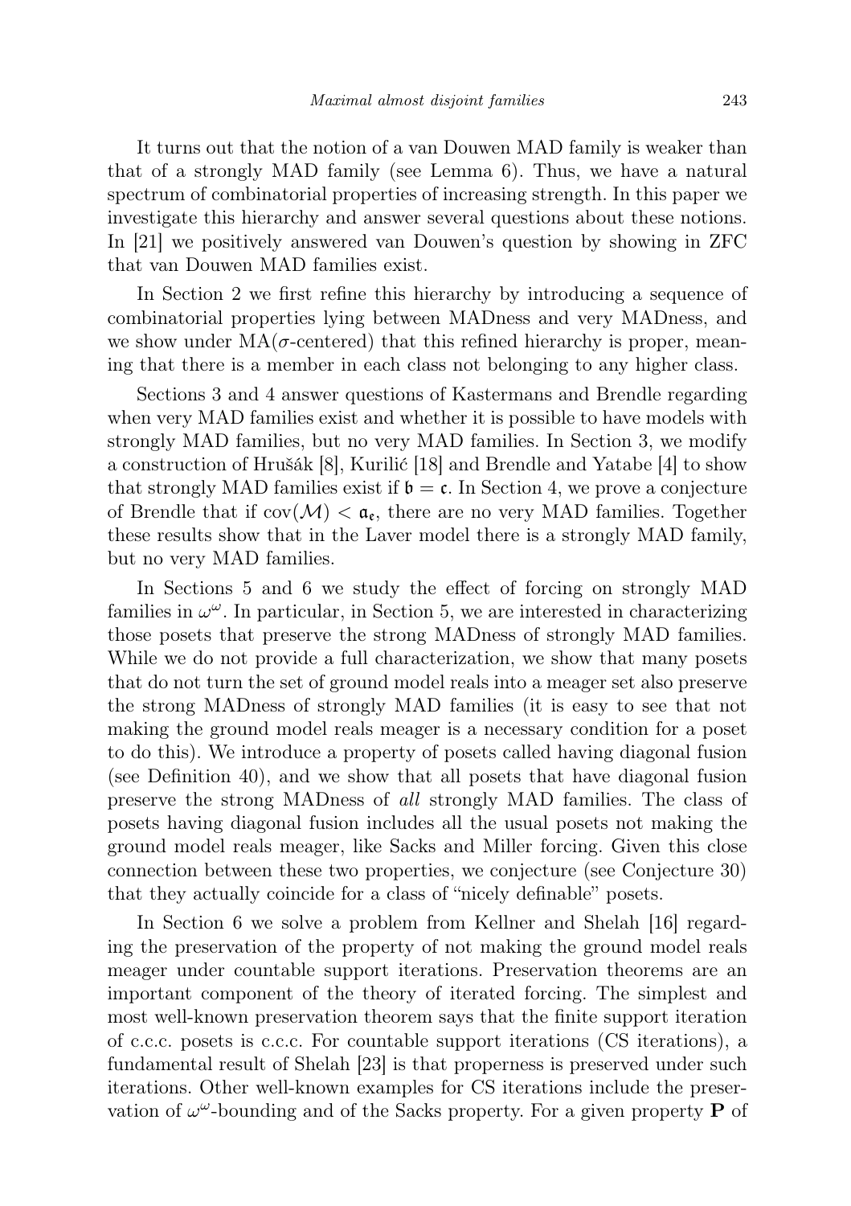It turns out that the notion of a van Douwen MAD family is weaker than that of a strongly MAD family (see Lemma 6). Thus, we have a natural spectrum of combinatorial properties of increasing strength. In this paper we investigate this hierarchy and answer several questions about these notions. In [21] we positively answered van Douwen's question by showing in ZFC that van Douwen MAD families exist.

In Section 2 we first refine this hierarchy by introducing a sequence of combinatorial properties lying between MADness and very MADness, and we show under MA($\sigma$-centered) that this refined hierarchy is proper, meaning that there is a member in each class not belonging to any higher class.

Sections 3 and 4 answer questions of Kastermans and Brendle regarding when very MAD families exist and whether it is possible to have models with strongly MAD families, but no very MAD families. In Section 3, we modify a construction of Hrušák [8], Kurilić [18] and Brendle and Yatabe [4] to show that strongly MAD families exist if $\mathfrak{b} = \mathfrak{c}$. In Section 4, we prove a conjecture of Brendle that if $\mathrm{cov}(\mathcal{M}) < \mathfrak{a}_{\mathfrak{e}}$, there are no very MAD families. Together these results show that in the Laver model there is a strongly MAD family, but no very MAD families.

In Sections 5 and 6 we study the effect of forcing on strongly MAD families in $\omega^\omega$. In particular, in Section 5, we are interested in characterizing those posets that preserve the strong MADness of strongly MAD families. While we do not provide a full characterization, we show that many posets that do not turn the set of ground model reals into a meager set also preserve the strong MADness of strongly MAD families (it is easy to see that not making the ground model reals meager is a necessary condition for a poset to do this). We introduce a property of posets called having diagonal fusion (see Definition 40), and we show that all posets that have diagonal fusion preserve the strong MADness of *all* strongly MAD families. The class of posets having diagonal fusion includes all the usual posets not making the ground model reals meager, like Sacks and Miller forcing. Given this close connection between these two properties, we conjecture (see Conjecture 30) that they actually coincide for a class of "nicely definable" posets.

In Section 6 we solve a problem from Kellner and Shelah [16] regarding the preservation of the property of not making the ground model reals meager under countable support iterations. Preservation theorems are an important component of the theory of iterated forcing. The simplest and most well-known preservation theorem says that the finite support iteration of c.c.c. posets is c.c.c. For countable support iterations (CS iterations), a fundamental result of Shelah [23] is that properness is preserved under such iterations. Other well-known examples for CS iterations include the preservation of $\omega^\omega$-bounding and of the Sacks property. For a given property $\mathbf{P}$ of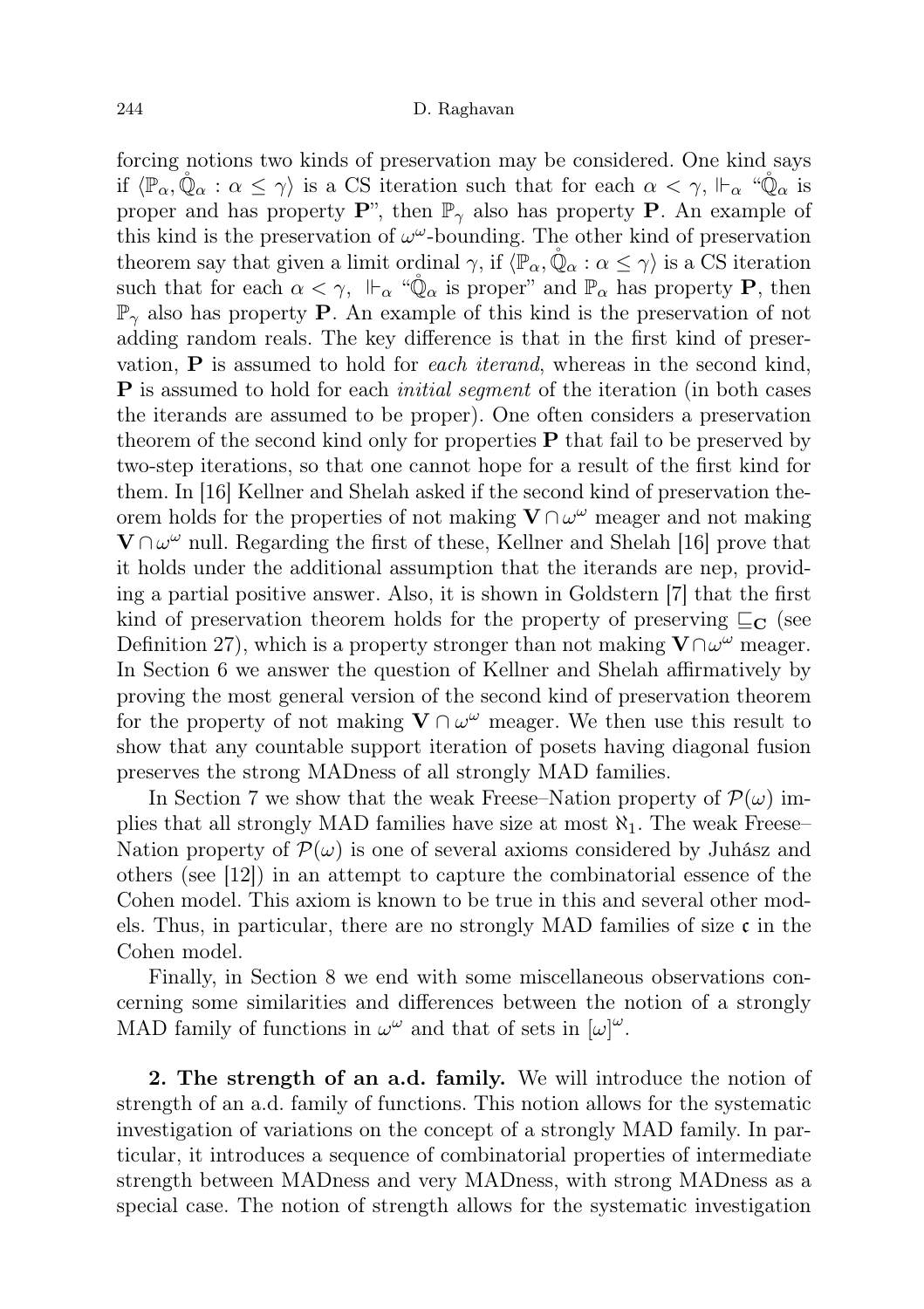forcing notions two kinds of preservation may be considered. One kind says if $\langle \mathbb{P}_\alpha, \mathring{\mathbb{Q}}_\alpha : \alpha \leq \gamma \rangle$ is a CS iteration such that for each $\alpha < \gamma$, $\Vdash_\alpha$ "$\mathring{\mathbb{Q}}_\alpha$ is proper and has property $\mathbf{P}$", then $\mathbb{P}_\gamma$ also has property $\mathbf{P}$. An example of this kind is the preservation of $\omega^\omega$-bounding. The other kind of preservation theorem say that given a limit ordinal $\gamma$, if $\langle \mathbb{P}_\alpha, \mathring{\mathbb{Q}}_\alpha : \alpha \leq \gamma \rangle$ is a CS iteration such that for each $\alpha < \gamma$, $\Vdash_\alpha$ "$\mathring{\mathbb{Q}}_\alpha$ is proper" and $\mathbb{P}_\alpha$ has property $\mathbf{P}$, then $\mathbb{P}_\gamma$ also has property $\mathbf{P}$. An example of this kind is the preservation of not adding random reals. The key difference is that in the first kind of preservation, $\mathbf{P}$ is assumed to hold for *each iterand*, whereas in the second kind, $\mathbf{P}$ is assumed to hold for each *initial segment* of the iteration (in both cases the iterands are assumed to be proper). One often considers a preservation theorem of the second kind only for properties $\mathbf{P}$ that fail to be preserved by two-step iterations, so that one cannot hope for a result of the first kind for them. In [16] Kellner and Shelah asked if the second kind of preservation theorem holds for the properties of not making $\mathbf{V} \cap \omega^\omega$ meager and not making $\mathbf{V} \cap \omega^\omega$ null. Regarding the first of these, Kellner and Shelah [16] prove that it holds under the additional assumption that the iterands are nep, providing a partial positive answer. Also, it is shown in Goldstern [7] that the first kind of preservation theorem holds for the property of preserving $\sqsubseteq_{\mathbf{C}}$ (see Definition 27), which is a property stronger than not making $\mathbf{V} \cap \omega^\omega$ meager. In Section 6 we answer the question of Kellner and Shelah affirmatively by proving the most general version of the second kind of preservation theorem for the property of not making $\mathbf{V} \cap \omega^\omega$ meager. We then use this result to show that any countable support iteration of posets having diagonal fusion preserves the strong MADness of all strongly MAD families.

In Section 7 we show that the weak Freese–Nation property of $\mathcal{P}(\omega)$ implies that all strongly MAD families have size at most $\aleph_1$. The weak Freese–Nation property of $\mathcal{P}(\omega)$ is one of several axioms considered by Juhász and others (see [12]) in an attempt to capture the combinatorial essence of the Cohen model. This axiom is known to be true in this and several other models. Thus, in particular, there are no strongly MAD families of size $\mathfrak{c}$ in the Cohen model.

Finally, in Section 8 we end with some miscellaneous observations concerning some similarities and differences between the notion of a strongly MAD family of functions in $\omega^\omega$ and that of sets in $[\omega]^\omega$.

## 2. The strength of an a.d. family.

We will introduce the notion of strength of an a.d. family of functions. This notion allows for the systematic investigation of variations on the concept of a strongly MAD family. In particular, it introduces a sequence of combinatorial properties of intermediate strength between MADness and very MADness, with strong MADness as a special case. The notion of strength allows for the systematic investigation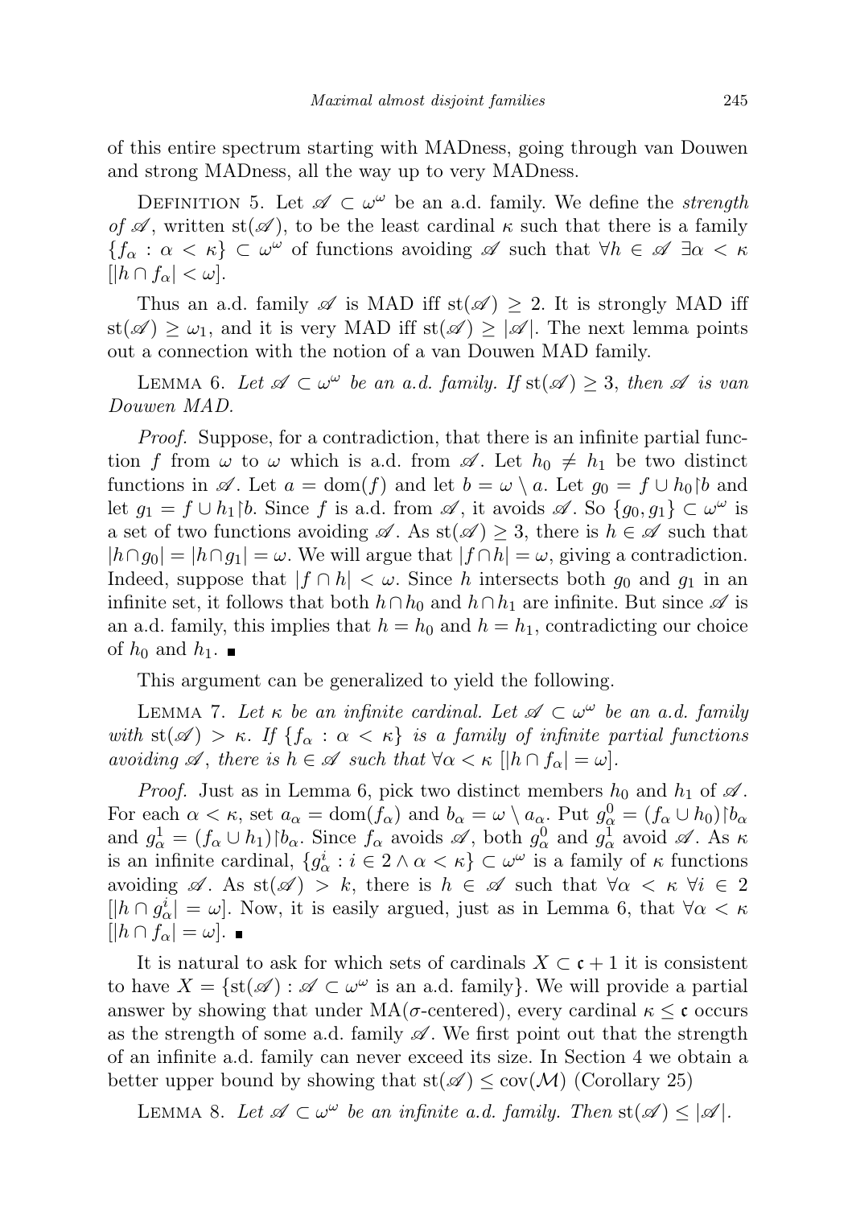of this entire spectrum starting with MADness, going through van Douwen and strong MADness, all the way up to very MADness.

Definition 5. Let $\mathscr{A} \subset \omega^\omega$ be an a.d. family. We define the *strength of* $\mathscr{A}$, written $\mathrm{st}(\mathscr{A})$, to be the least cardinal $\kappa$ such that there is a family $\{f_\alpha : \alpha < \kappa\} \subset \omega^\omega$ of functions avoiding $\mathscr{A}$ such that $\forall h \in \mathscr{A}\ \exists \alpha < \kappa$ $[|h \cap f_\alpha| < \omega]$.

Thus an a.d. family $\mathscr{A}$ is MAD iff $\mathrm{st}(\mathscr{A}) \geq 2$. It is strongly MAD iff $\mathrm{st}(\mathscr{A}) \geq \omega_1$, and it is very MAD iff $\mathrm{st}(\mathscr{A}) \geq |\mathscr{A}|$. The next lemma points out a connection with the notion of a van Douwen MAD family.

Lemma 6. *Let $\mathscr{A} \subset \omega^\omega$ be an a.d. family. If $\mathrm{st}(\mathscr{A}) \geq 3$, then $\mathscr{A}$ is van Douwen MAD.*

*Proof.* Suppose, for a contradiction, that there is an infinite partial function $f$ from $\omega$ to $\omega$ which is a.d. from $\mathscr{A}$. Let $h_0 \neq h_1$ be two distinct functions in $\mathscr{A}$. Let $a = \mathrm{dom}(f)$ and let $b = \omega \setminus a$. Let $g_0 = f \cup h_0 \restriction b$ and let $g_1 = f \cup h_1 \restriction b$. Since $f$ is a.d. from $\mathscr{A}$, it avoids $\mathscr{A}$. So $\{g_0, g_1\} \subset \omega^\omega$ is a set of two functions avoiding $\mathscr{A}$. As $\mathrm{st}(\mathscr{A}) \geq 3$, there is $h \in \mathscr{A}$ such that $|h \cap g_0| = |h \cap g_1| = \omega$. We will argue that $|f \cap h| = \omega$, giving a contradiction. Indeed, suppose that $|f \cap h| < \omega$. Since $h$ intersects both $g_0$ and $g_1$ in an infinite set, it follows that both $h \cap h_0$ and $h \cap h_1$ are infinite. But since $\mathscr{A}$ is an a.d. family, this implies that $h = h_0$ and $h = h_1$, contradicting our choice of $h_0$ and $h_1$. ∎

This argument can be generalized to yield the following.

Lemma 7. *Let $\kappa$ be an infinite cardinal. Let $\mathscr{A} \subset \omega^\omega$ be an a.d. family with $\mathrm{st}(\mathscr{A}) > \kappa$. If $\{f_\alpha : \alpha < \kappa\}$ is a family of infinite partial functions avoiding $\mathscr{A}$, there is $h \in \mathscr{A}$ such that $\forall \alpha < \kappa$ $[|h \cap f_\alpha| = \omega]$.*

*Proof.* Just as in Lemma 6, pick two distinct members $h_0$ and $h_1$ of $\mathscr{A}$. For each $\alpha < \kappa$, set $a_\alpha = \mathrm{dom}(f_\alpha)$ and $b_\alpha = \omega \setminus a_\alpha$. Put $g^0_\alpha = (f_\alpha \cup h_0) \restriction b_\alpha$ and $g^1_\alpha = (f_\alpha \cup h_1) \restriction b_\alpha$. Since $f_\alpha$ avoids $\mathscr{A}$, both $g^0_\alpha$ and $g^1_\alpha$ avoid $\mathscr{A}$. As $\kappa$ is an infinite cardinal, $\{g^i_\alpha : i \in 2 \wedge \alpha < \kappa\} \subset \omega^\omega$ is a family of $\kappa$ functions avoiding $\mathscr{A}$. As $\mathrm{st}(\mathscr{A}) > k$, there is $h \in \mathscr{A}$ such that $\forall \alpha < \kappa\ \forall i \in 2$ $[|h \cap g^i_\alpha| = \omega]$. Now, it is easily argued, just as in Lemma 6, that $\forall \alpha < \kappa$ $[|h \cap f_\alpha| = \omega]$. ∎

It is natural to ask for which sets of cardinals $X \subset \mathfrak{c} + 1$ it is consistent to have $X = \{\mathrm{st}(\mathscr{A}) : \mathscr{A} \subset \omega^\omega \text{ is an a.d. family}\}$. We will provide a partial answer by showing that under MA($\sigma$-centered), every cardinal $\kappa \leq \mathfrak{c}$ occurs as the strength of some a.d. family $\mathscr{A}$. We first point out that the strength of an infinite a.d. family can never exceed its size. In Section 4 we obtain a better upper bound by showing that $\mathrm{st}(\mathscr{A}) \leq \mathrm{cov}(\mathcal{M})$ (Corollary 25)

Lemma 8. *Let $\mathscr{A} \subset \omega^\omega$ be an infinite a.d. family. Then $\mathrm{st}(\mathscr{A}) \leq |\mathscr{A}|$.*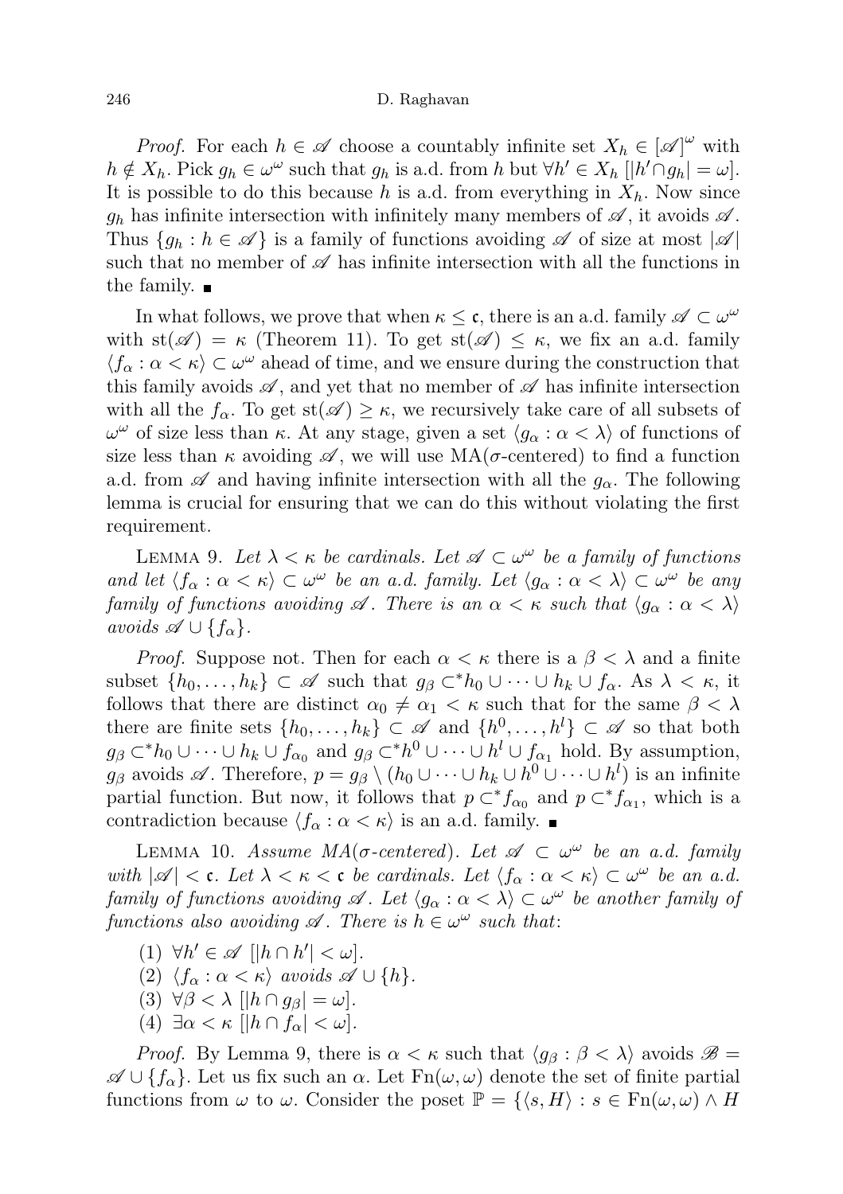*Proof.* For each $h \in \mathscr{A}$ choose a countably infinite set $X_h \in [\mathscr{A}]^\omega$ with $h \notin X_h$. Pick $g_h \in \omega^\omega$ such that $g_h$ is a.d. from $h$ but $\forall h' \in X_h\ [|h' \cap g_h| = \omega]$. It is possible to do this because $h$ is a.d. from everything in $X_h$. Now since $g_h$ has infinite intersection with infinitely many members of $\mathscr{A}$, it avoids $\mathscr{A}$. Thus $\{g_h : h \in \mathscr{A}\}$ is a family of functions avoiding $\mathscr{A}$ of size at most $|\mathscr{A}|$ such that no member of $\mathscr{A}$ has infinite intersection with all the functions in the family. ∎

In what follows, we prove that when $\kappa \leq \mathfrak{c}$, there is an a.d. family $\mathscr{A} \subset \omega^\omega$ with $\mathrm{st}(\mathscr{A}) = \kappa$ (Theorem 11). To get $\mathrm{st}(\mathscr{A}) \leq \kappa$, we fix an a.d. family $\langle f_\alpha : \alpha < \kappa \rangle \subset \omega^\omega$ ahead of time, and we ensure during the construction that this family avoids $\mathscr{A}$, and yet that no member of $\mathscr{A}$ has infinite intersection with all the $f_\alpha$. To get $\mathrm{st}(\mathscr{A}) \geq \kappa$, we recursively take care of all subsets of $\omega^\omega$ of size less than $\kappa$. At any stage, given a set $\langle g_\alpha : \alpha < \lambda \rangle$ of functions of size less than $\kappa$ avoiding $\mathscr{A}$, we will use MA($\sigma$-centered) to find a function a.d. from $\mathscr{A}$ and having infinite intersection with all the $g_\alpha$. The following lemma is crucial for ensuring that we can do this without violating the first requirement.

Lemma 9. *Let $\lambda < \kappa$ be cardinals. Let $\mathscr{A} \subset \omega^\omega$ be a family of functions and let $\langle f_\alpha : \alpha < \kappa \rangle \subset \omega^\omega$ be an a.d. family. Let $\langle g_\alpha : \alpha < \lambda \rangle \subset \omega^\omega$ be any family of functions avoiding $\mathscr{A}$. There is an $\alpha < \kappa$ such that $\langle g_\alpha : \alpha < \lambda \rangle$ avoids $\mathscr{A} \cup \{f_\alpha\}$.*

*Proof.* Suppose not. Then for each $\alpha < \kappa$ there is a $\beta < \lambda$ and a finite subset $\{h_0, \ldots, h_k\} \subset \mathscr{A}$ such that $g_\beta \subset^* h_0 \cup \cdots \cup h_k \cup f_\alpha$. As $\lambda < \kappa$, it follows that there are distinct $\alpha_0 \neq \alpha_1 < \kappa$ such that for the same $\beta < \lambda$ there are finite sets $\{h_0, \ldots, h_k\} \subset \mathscr{A}$ and $\{h^0, \ldots, h^l\} \subset \mathscr{A}$ so that both $g_\beta \subset^* h_0 \cup \cdots \cup h_k \cup f_{\alpha_0}$ and $g_\beta \subset^* h^0 \cup \cdots \cup h^l \cup f_{\alpha_1}$ hold. By assumption, $g_\beta$ avoids $\mathscr{A}$. Therefore, $p = g_\beta \setminus (h_0 \cup \cdots \cup h_k \cup h^0 \cup \cdots \cup h^l)$ is an infinite partial function. But now, it follows that $p \subset^* f_{\alpha_0}$ and $p \subset^* f_{\alpha_1}$, which is a contradiction because $\langle f_\alpha : \alpha < \kappa \rangle$ is an a.d. family. ∎

Lemma 10. *Assume MA($\sigma$-centered). Let $\mathscr{A} \subset \omega^\omega$ be an a.d. family with $|\mathscr{A}| < \mathfrak{c}$. Let $\lambda < \kappa < \mathfrak{c}$ be cardinals. Let $\langle f_\alpha : \alpha < \kappa \rangle \subset \omega^\omega$ be an a.d. family of functions avoiding $\mathscr{A}$. Let $\langle g_\alpha : \alpha < \lambda \rangle \subset \omega^\omega$ be another family of functions also avoiding $\mathscr{A}$. There is $h \in \omega^\omega$ such that*:

1. $\forall h' \in \mathscr{A}\ [|h \cap h'| < \omega]$.
2. $\langle f_\alpha : \alpha < \kappa \rangle$ *avoids* $\mathscr{A} \cup \{h\}$.
3. $\forall \beta < \lambda\ [|h \cap g_\beta| = \omega]$.
4. $\exists \alpha < \kappa\ [|h \cap f_\alpha| < \omega]$.

*Proof.* By Lemma 9, there is $\alpha < \kappa$ such that $\langle g_\beta : \beta < \lambda \rangle$ avoids $\mathscr{B} = \mathscr{A} \cup \{f_\alpha\}$. Let us fix such an $\alpha$. Let $\mathrm{Fn}(\omega, \omega)$ denote the set of finite partial functions from $\omega$ to $\omega$. Consider the poset $\mathbb{P} = \{\langle s, H \rangle : s \in \mathrm{Fn}(\omega, \omega) \wedge H$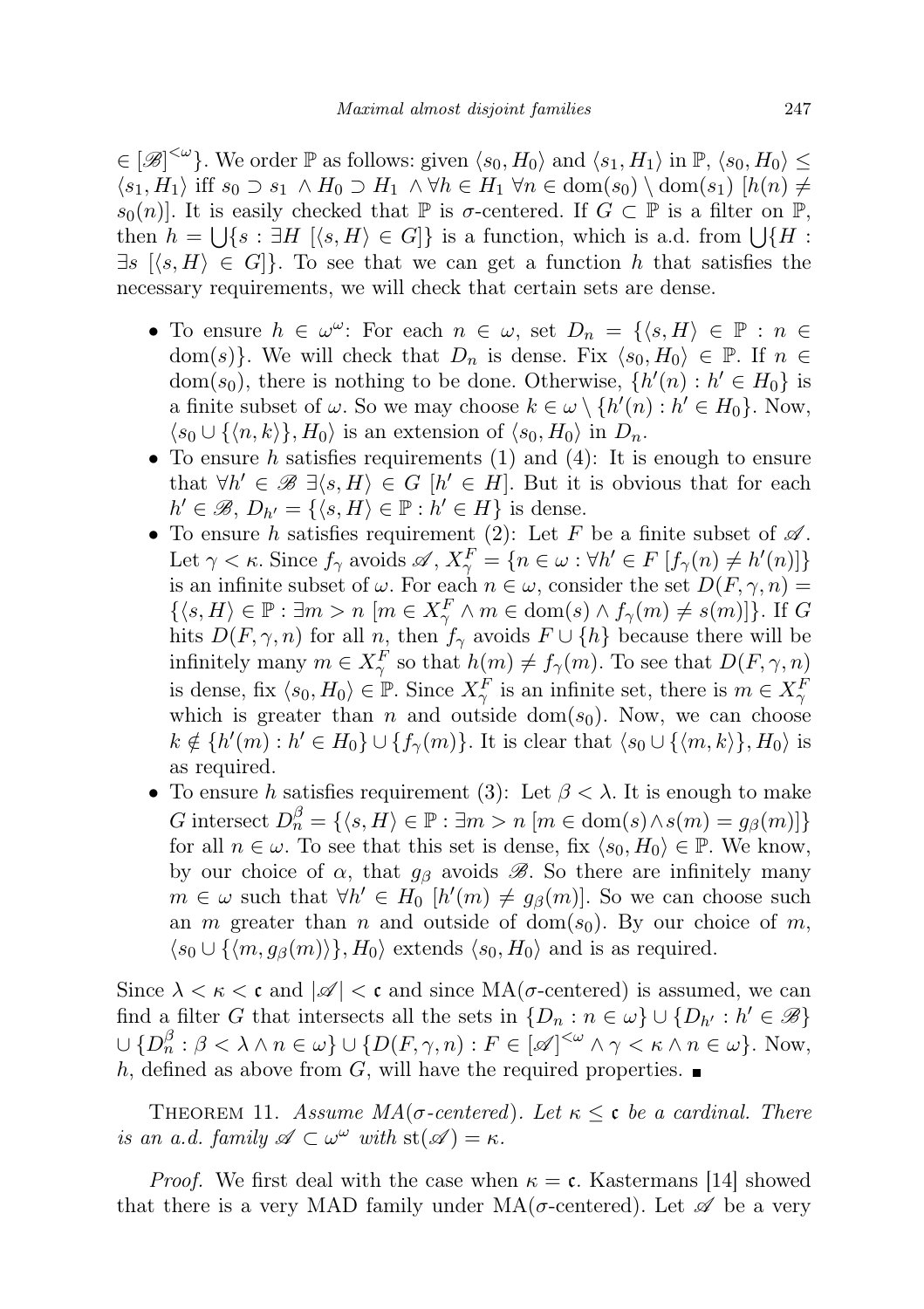$\in [\mathscr{B}]^{<\omega}\}$. We order $\mathbb{P}$ as follows: given $\langle s_0, H_0\rangle$ and $\langle s_1, H_1\rangle$ in $\mathbb{P}$, $\langle s_0, H_0\rangle \leq \langle s_1, H_1\rangle$ iff $s_0 \supset s_1 \wedge H_0 \supset H_1 \wedge \forall h \in H_1\ \forall n \in \mathrm{dom}(s_0) \setminus \mathrm{dom}(s_1)\ [h(n) \neq s_0(n)]$. It is easily checked that $\mathbb{P}$ is $\sigma$-centered. If $G \subset \mathbb{P}$ is a filter on $\mathbb{P}$, then $h = \bigcup\{s : \exists H\ [\langle s, H\rangle \in G]\}$ is a function, which is a.d. from $\bigcup\{H : \exists s\ [\langle s, H\rangle \in G]\}$. To see that we can get a function $h$ that satisfies the necessary requirements, we will check that certain sets are dense.

- To ensure $h \in \omega^\omega$: For each $n \in \omega$, set $D_n = \{\langle s, H\rangle \in \mathbb{P} : n \in \mathrm{dom}(s)\}$. We will check that $D_n$ is dense. Fix $\langle s_0, H_0\rangle \in \mathbb{P}$. If $n \in \mathrm{dom}(s_0)$, there is nothing to be done. Otherwise, $\{h'(n) : h' \in H_0\}$ is a finite subset of $\omega$. So we may choose $k \in \omega \setminus \{h'(n) : h' \in H_0\}$. Now, $\langle s_0 \cup \{\langle n, k\rangle\}, H_0\rangle$ is an extension of $\langle s_0, H_0\rangle$ in $D_n$.
- To ensure $h$ satisfies requirements (1) and (4): It is enough to ensure that $\forall h' \in \mathscr{B}\ \exists\langle s, H\rangle \in G\ [h' \in H]$. But it is obvious that for each $h' \in \mathscr{B}$, $D_{h'} = \{\langle s, H\rangle \in \mathbb{P} : h' \in H\}$ is dense.
- To ensure $h$ satisfies requirement (2): Let $F$ be a finite subset of $\mathscr{A}$. Let $\gamma < \kappa$. Since $f_\gamma$ avoids $\mathscr{A}$, $X_\gamma^F = \{n \in \omega : \forall h' \in F\ [f_\gamma(n) \neq h'(n)]\}$ is an infinite subset of $\omega$. For each $n \in \omega$, consider the set $D(F, \gamma, n) = \{\langle s, H\rangle \in \mathbb{P} : \exists m > n\ [m \in X_\gamma^F \wedge m \in \mathrm{dom}(s) \wedge f_\gamma(m) \neq s(m)]\}$. If $G$ hits $D(F, \gamma, n)$ for all $n$, then $f_\gamma$ avoids $F \cup \{h\}$ because there will be infinitely many $m \in X_\gamma^F$ so that $h(m) \neq f_\gamma(m)$. To see that $D(F, \gamma, n)$ is dense, fix $\langle s_0, H_0\rangle \in \mathbb{P}$. Since $X_\gamma^F$ is an infinite set, there is $m \in X_\gamma^F$ which is greater than $n$ and outside $\mathrm{dom}(s_0)$. Now, we can choose $k \notin \{h'(m) : h' \in H_0\} \cup \{f_\gamma(m)\}$. It is clear that $\langle s_0 \cup \{\langle m, k\rangle\}, H_0\rangle$ is as required.
- To ensure $h$ satisfies requirement (3): Let $\beta < \lambda$. It is enough to make $G$ intersect $D_n^\beta = \{\langle s, H\rangle \in \mathbb{P} : \exists m > n\ [m \in \mathrm{dom}(s) \wedge s(m) = g_\beta(m)]\}$ for all $n \in \omega$. To see that this set is dense, fix $\langle s_0, H_0\rangle \in \mathbb{P}$. We know, by our choice of $\alpha$, that $g_\beta$ avoids $\mathscr{B}$. So there are infinitely many $m \in \omega$ such that $\forall h' \in H_0\ [h'(m) \neq g_\beta(m)]$. So we can choose such an $m$ greater than $n$ and outside of $\mathrm{dom}(s_0)$. By our choice of $m$, $\langle s_0 \cup \{\langle m, g_\beta(m)\rangle\}, H_0\rangle$ extends $\langle s_0, H_0\rangle$ and is as required.

Since $\lambda < \kappa < \mathfrak{c}$ and $|\mathscr{A}| < \mathfrak{c}$ and since MA($\sigma$-centered) is assumed, we can find a filter $G$ that intersects all the sets in $\{D_n : n \in \omega\} \cup \{D_{h'} : h' \in \mathscr{B}\} \cup \{D_n^\beta : \beta < \lambda \wedge n \in \omega\} \cup \{D(F, \gamma, n) : F \in [\mathscr{A}]^{<\omega} \wedge \gamma < \kappa \wedge n \in \omega\}$. Now, $h$, defined as above from $G$, will have the required properties. ∎

Theorem 11. *Assume MA($\sigma$-centered). Let $\kappa \leq \mathfrak{c}$ be a cardinal. There is an a.d. family $\mathscr{A} \subset \omega^\omega$ with $\mathrm{st}(\mathscr{A}) = \kappa$.*

*Proof.* We first deal with the case when $\kappa = \mathfrak{c}$. Kastermans [14] showed that there is a very MAD family under MA($\sigma$-centered). Let $\mathscr{A}$ be a very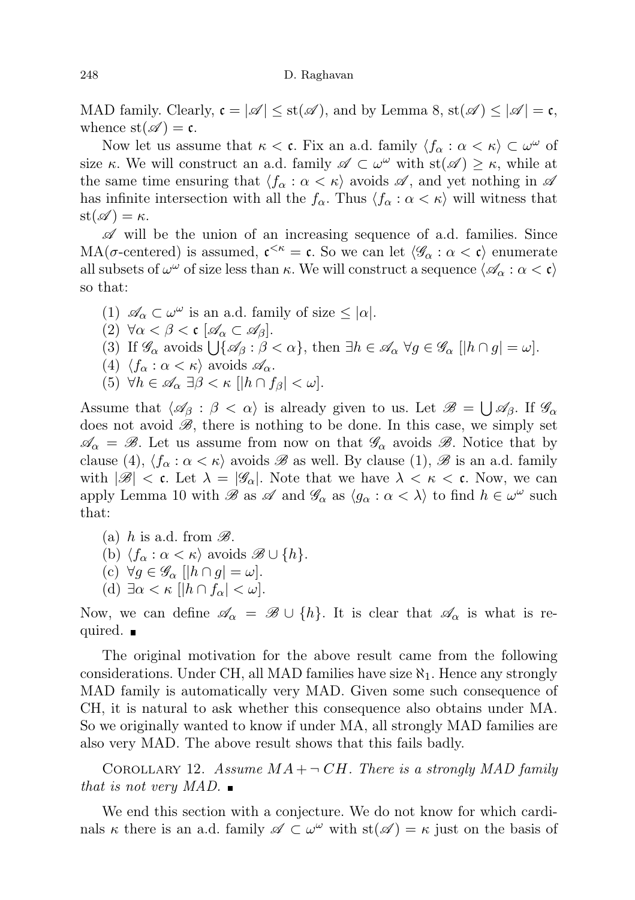MAD family. Clearly, $\mathfrak{c} = |\mathscr{A}| \leq \operatorname{st}(\mathscr{A})$, and by Lemma 8, $\operatorname{st}(\mathscr{A}) \leq |\mathscr{A}| = \mathfrak{c}$, whence $\operatorname{st}(\mathscr{A}) = \mathfrak{c}$.

Now let us assume that $\kappa < \mathfrak{c}$. Fix an a.d. family $\langle f_\alpha : \alpha < \kappa \rangle \subset \omega^\omega$ of size $\kappa$. We will construct an a.d. family $\mathscr{A} \subset \omega^\omega$ with $\operatorname{st}(\mathscr{A}) \geq \kappa$, while at the same time ensuring that $\langle f_\alpha : \alpha < \kappa \rangle$ avoids $\mathscr{A}$, and yet nothing in $\mathscr{A}$ has infinite intersection with all the $f_\alpha$. Thus $\langle f_\alpha : \alpha < \kappa \rangle$ will witness that $\operatorname{st}(\mathscr{A}) = \kappa$.

$\mathscr{A}$ will be the union of an increasing sequence of a.d. families. Since MA($\sigma$-centered) is assumed, $\mathfrak{c}^{<\kappa} = \mathfrak{c}$. So we can let $\langle \mathscr{G}_\alpha : \alpha < \mathfrak{c} \rangle$ enumerate all subsets of $\omega^\omega$ of size less than $\kappa$. We will construct a sequence $\langle \mathscr{A}_\alpha : \alpha < \mathfrak{c} \rangle$ so that:

(1) $\mathscr{A}_\alpha \subset \omega^\omega$ is an a.d. family of size $\leq |\alpha|$.
(2) $\forall \alpha < \beta < \mathfrak{c}\ [\mathscr{A}_\alpha \subset \mathscr{A}_\beta]$.
(3) If $\mathscr{G}_\alpha$ avoids $\bigcup \{\mathscr{A}_\beta : \beta < \alpha\}$, then $\exists h \in \mathscr{A}_\alpha\ \forall g \in \mathscr{G}_\alpha\ [|h \cap g| = \omega]$.
(4) $\langle f_\alpha : \alpha < \kappa \rangle$ avoids $\mathscr{A}_\alpha$.
(5) $\forall h \in \mathscr{A}_\alpha\ \exists \beta < \kappa\ [|h \cap f_\beta| < \omega]$.

Assume that $\langle \mathscr{A}_\beta : \beta < \alpha \rangle$ is already given to us. Let $\mathscr{B} = \bigcup \mathscr{A}_\beta$. If $\mathscr{G}_\alpha$ does not avoid $\mathscr{B}$, there is nothing to be done. In this case, we simply set $\mathscr{A}_\alpha = \mathscr{B}$. Let us assume from now on that $\mathscr{G}_\alpha$ avoids $\mathscr{B}$. Notice that by clause (4), $\langle f_\alpha : \alpha < \kappa \rangle$ avoids $\mathscr{B}$ as well. By clause (1), $\mathscr{B}$ is an a.d. family with $|\mathscr{B}| < \mathfrak{c}$. Let $\lambda = |\mathscr{G}_\alpha|$. Note that we have $\lambda < \kappa < \mathfrak{c}$. Now, we can apply Lemma 10 with $\mathscr{B}$ as $\mathscr{A}$ and $\mathscr{G}_\alpha$ as $\langle g_\alpha : \alpha < \lambda \rangle$ to find $h \in \omega^\omega$ such that:

(a) $h$ is a.d. from $\mathscr{B}$.
(b) $\langle f_\alpha : \alpha < \kappa \rangle$ avoids $\mathscr{B} \cup \{h\}$.
(c) $\forall g \in \mathscr{G}_\alpha\ [|h \cap g| = \omega]$.
(d) $\exists \alpha < \kappa\ [|h \cap f_\alpha| < \omega]$.

Now, we can define $\mathscr{A}_\alpha = \mathscr{B} \cup \{h\}$. It is clear that $\mathscr{A}_\alpha$ is what is required. ∎

The original motivation for the above result came from the following considerations. Under CH, all MAD families have size $\aleph_1$. Hence any strongly MAD family is automatically very MAD. Given some such consequence of CH, it is natural to ask whether this consequence also obtains under MA. So we originally wanted to know if under MA, all strongly MAD families are also very MAD. The above result shows that this fails badly.

Corollary 12. *Assume $MA + \neg CH$. There is a strongly MAD family that is not very MAD.* ∎

We end this section with a conjecture. We do not know for which cardinals $\kappa$ there is an a.d. family $\mathscr{A} \subset \omega^\omega$ with $\operatorname{st}(\mathscr{A}) = \kappa$ just on the basis of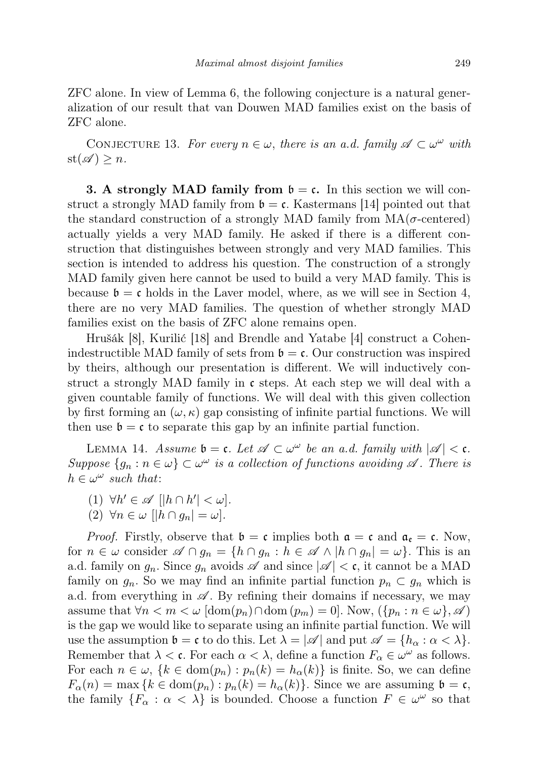ZFC alone. In view of Lemma 6, the following conjecture is a natural generalization of our result that van Douwen MAD families exist on the basis of ZFC alone.

Conjecture 13. *For every $n \in \omega$, there is an a.d. family $\mathscr{A} \subset \omega^\omega$ with $\mathrm{st}(\mathscr{A}) \geq n$.*

**3. A strongly MAD family from $\mathfrak{b} = \mathfrak{c}$.** In this section we will construct a strongly MAD family from $\mathfrak{b} = \mathfrak{c}$. Kastermans [14] pointed out that the standard construction of a strongly MAD family from MA($\sigma$-centered) actually yields a very MAD family. He asked if there is a different construction that distinguishes between strongly and very MAD families. This section is intended to address his question. The construction of a strongly MAD family given here cannot be used to build a very MAD family. This is because $\mathfrak{b} = \mathfrak{c}$ holds in the Laver model, where, as we will see in Section 4, there are no very MAD families. The question of whether strongly MAD families exist on the basis of ZFC alone remains open.

Hrušák [8], Kurilić [18] and Brendle and Yatabe [4] construct a Cohen-indestructible MAD family of sets from $\mathfrak{b} = \mathfrak{c}$. Our construction was inspired by theirs, although our presentation is different. We will inductively construct a strongly MAD family in $\mathfrak{c}$ steps. At each step we will deal with a given countable family of functions. We will deal with this given collection by first forming an $(\omega, \kappa)$ gap consisting of infinite partial functions. We will then use $\mathfrak{b} = \mathfrak{c}$ to separate this gap by an infinite partial function.

Lemma 14. *Assume $\mathfrak{b} = \mathfrak{c}$. Let $\mathscr{A} \subset \omega^\omega$ be an a.d. family with $|\mathscr{A}| < \mathfrak{c}$. Suppose $\{g_n : n \in \omega\} \subset \omega^\omega$ is a collection of functions avoiding $\mathscr{A}$. There is $h \in \omega^\omega$ such that*:

1. $\forall h' \in \mathscr{A}\ [|h \cap h'| < \omega]$.
2. $\forall n \in \omega\ [|h \cap g_n| = \omega]$.

*Proof.* Firstly, observe that $\mathfrak{b} = \mathfrak{c}$ implies both $\mathfrak{a} = \mathfrak{c}$ and $\mathfrak{a}_{\mathfrak{e}} = \mathfrak{c}$. Now, for $n \in \omega$ consider $\mathscr{A} \cap g_n = \{h \cap g_n : h \in \mathscr{A} \wedge |h \cap g_n| = \omega\}$. This is an a.d. family on $g_n$. Since $g_n$ avoids $\mathscr{A}$ and since $|\mathscr{A}| < \mathfrak{c}$, it cannot be a MAD family on $g_n$. So we may find an infinite partial function $p_n \subset g_n$ which is a.d. from everything in $\mathscr{A}$. By refining their domains if necessary, we may assume that $\forall n < m < \omega\ [\mathrm{dom}(p_n) \cap \mathrm{dom}\,(p_m) = 0]$. Now, $(\{p_n : n \in \omega\}, \mathscr{A})$ is the gap we would like to separate using an infinite partial function. We will use the assumption $\mathfrak{b} = \mathfrak{c}$ to do this. Let $\lambda = |\mathscr{A}|$ and put $\mathscr{A} = \{h_\alpha : \alpha < \lambda\}$. Remember that $\lambda < \mathfrak{c}$. For each $\alpha < \lambda$, define a function $F_\alpha \in \omega^\omega$ as follows. For each $n \in \omega$, $\{k \in \mathrm{dom}(p_n) : p_n(k) = h_\alpha(k)\}$ is finite. So, we can define $F_\alpha(n) = \max\{k \in \mathrm{dom}(p_n) : p_n(k) = h_\alpha(k)\}$. Since we are assuming $\mathfrak{b} = \mathfrak{c}$, the family $\{F_\alpha : \alpha < \lambda\}$ is bounded. Choose a function $F \in \omega^\omega$ so that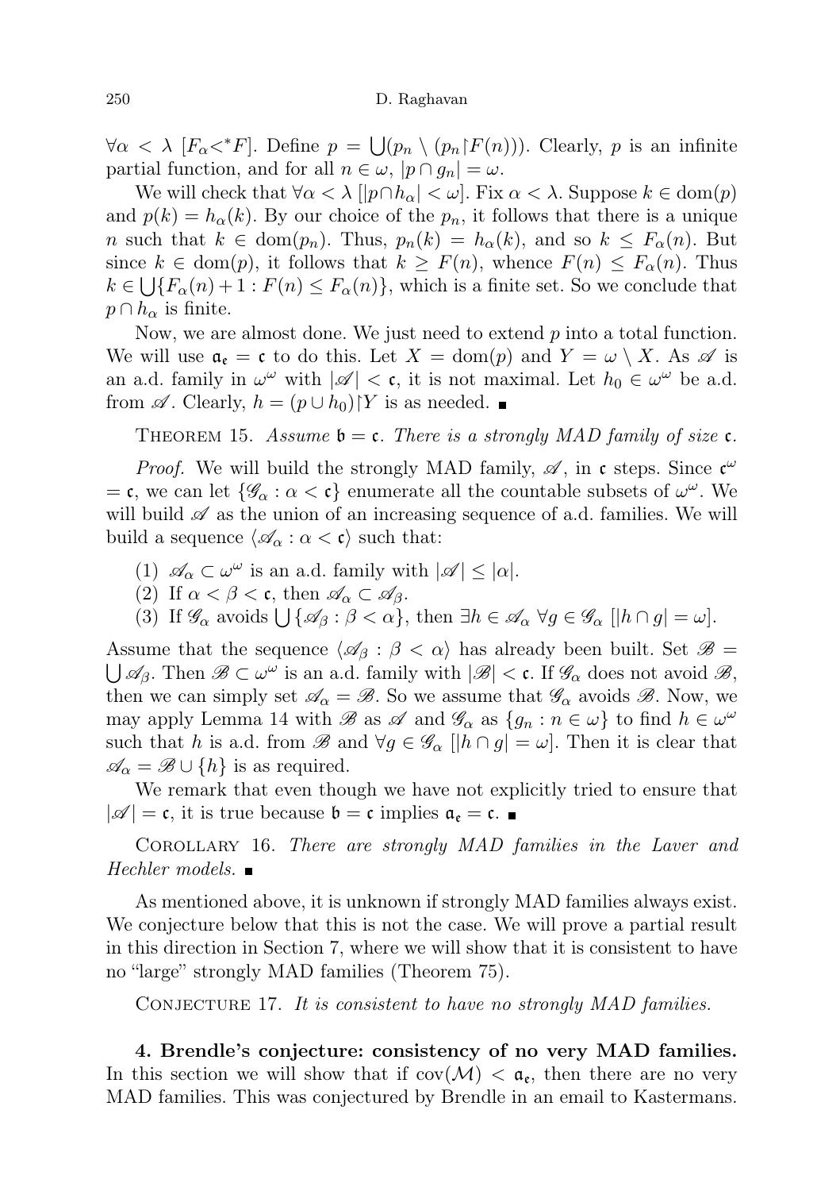$\forall \alpha < \lambda\ [F_\alpha <^* F]$. Define $p = \bigcup (p_n \setminus (p_n \restriction F(n)))$. Clearly, $p$ is an infinite partial function, and for all $n \in \omega$, $|p \cap g_n| = \omega$.

We will check that $\forall \alpha < \lambda\ [|p \cap h_\alpha| < \omega]$. Fix $\alpha < \lambda$. Suppose $k \in \operatorname{dom}(p)$ and $p(k) = h_\alpha(k)$. By our choice of the $p_n$, it follows that there is a unique $n$ such that $k \in \operatorname{dom}(p_n)$. Thus, $p_n(k) = h_\alpha(k)$, and so $k \le F_\alpha(n)$. But since $k \in \operatorname{dom}(p)$, it follows that $k \ge F(n)$, whence $F(n) \le F_\alpha(n)$. Thus $k \in \bigcup\{F_\alpha(n) + 1 : F(n) \le F_\alpha(n)\}$, which is a finite set. So we conclude that $p \cap h_\alpha$ is finite.

Now, we are almost done. We just need to extend $p$ into a total function. We will use $\mathfrak{a}_\mathfrak{e} = \mathfrak{c}$ to do this. Let $X = \operatorname{dom}(p)$ and $Y = \omega \setminus X$. As $\mathscr{A}$ is an a.d. family in $\omega^\omega$ with $|\mathscr{A}| < \mathfrak{c}$, it is not maximal. Let $h_0 \in \omega^\omega$ be a.d. from $\mathscr{A}$. Clearly, $h = (p \cup h_0) \restriction Y$ is as needed. ∎

Theorem 15. *Assume $\mathfrak{b} = \mathfrak{c}$. There is a strongly MAD family of size $\mathfrak{c}$.*

*Proof.* We will build the strongly MAD family, $\mathscr{A}$, in $\mathfrak{c}$ steps. Since $\mathfrak{c}^\omega = \mathfrak{c}$, we can let $\{\mathscr{G}_\alpha : \alpha < \mathfrak{c}\}$ enumerate all the countable subsets of $\omega^\omega$. We will build $\mathscr{A}$ as the union of an increasing sequence of a.d. families. We will build a sequence $\langle \mathscr{A}_\alpha : \alpha < \mathfrak{c}\rangle$ such that:

(1) $\mathscr{A}_\alpha \subset \omega^\omega$ is an a.d. family with $|\mathscr{A}| \le |\alpha|$.
(2) If $\alpha < \beta < \mathfrak{c}$, then $\mathscr{A}_\alpha \subset \mathscr{A}_\beta$.
(3) If $\mathscr{G}_\alpha$ avoids $\bigcup\{\mathscr{A}_\beta : \beta < \alpha\}$, then $\exists h \in \mathscr{A}_\alpha\ \forall g \in \mathscr{G}_\alpha\ [|h \cap g| = \omega]$.

Assume that the sequence $\langle \mathscr{A}_\beta : \beta < \alpha\rangle$ has already been built. Set $\mathscr{B} = \bigcup \mathscr{A}_\beta$. Then $\mathscr{B} \subset \omega^\omega$ is an a.d. family with $|\mathscr{B}| < \mathfrak{c}$. If $\mathscr{G}_\alpha$ does not avoid $\mathscr{B}$, then we can simply set $\mathscr{A}_\alpha = \mathscr{B}$. So we assume that $\mathscr{G}_\alpha$ avoids $\mathscr{B}$. Now, we may apply Lemma 14 with $\mathscr{B}$ as $\mathscr{A}$ and $\mathscr{G}_\alpha$ as $\{g_n : n \in \omega\}$ to find $h \in \omega^\omega$ such that $h$ is a.d. from $\mathscr{B}$ and $\forall g \in \mathscr{G}_\alpha\ [|h \cap g| = \omega]$. Then it is clear that $\mathscr{A}_\alpha = \mathscr{B} \cup \{h\}$ is as required.

We remark that even though we have not explicitly tried to ensure that $|\mathscr{A}| = \mathfrak{c}$, it is true because $\mathfrak{b} = \mathfrak{c}$ implies $\mathfrak{a}_\mathfrak{e} = \mathfrak{c}$. ∎

Corollary 16. *There are strongly MAD families in the Laver and Hechler models.* ∎

As mentioned above, it is unknown if strongly MAD families always exist. We conjecture below that this is not the case. We will prove a partial result in this direction in Section 7, where we will show that it is consistent to have no "large" strongly MAD families (Theorem 75).

Conjecture 17. *It is consistent to have no strongly MAD families.*

## 4. Brendle's conjecture: consistency of no very MAD families.

In this section we will show that if $\operatorname{cov}(\mathcal{M}) < \mathfrak{a}_\mathfrak{e}$, then there are no very MAD families. This was conjectured by Brendle in an email to Kastermans.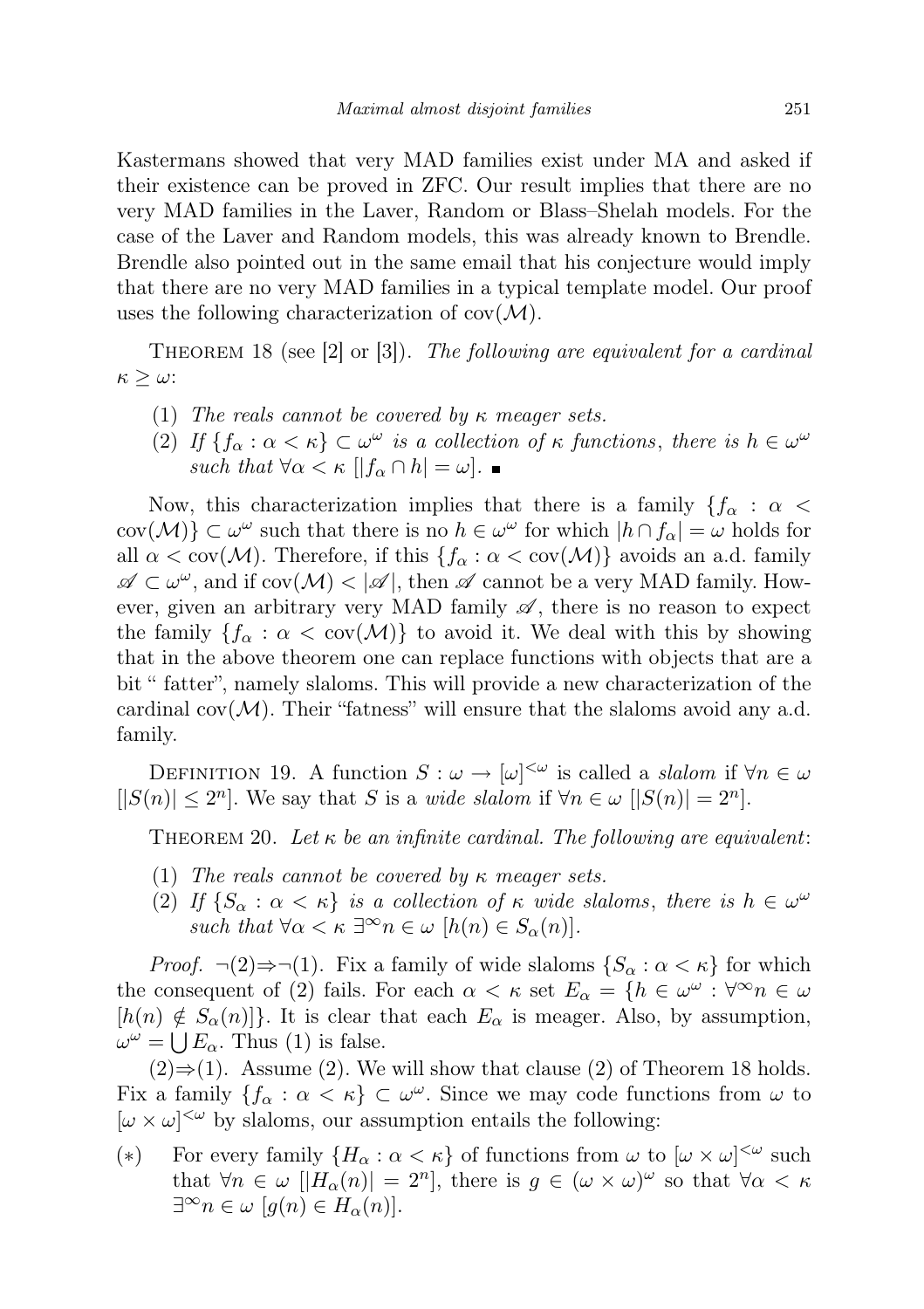Kastermans showed that very MAD families exist under MA and asked if their existence can be proved in ZFC. Our result implies that there are no very MAD families in the Laver, Random or Blass–Shelah models. For the case of the Laver and Random models, this was already known to Brendle. Brendle also pointed out in the same email that his conjecture would imply that there are no very MAD families in a typical template model. Our proof uses the following characterization of $\mathrm{cov}(\mathcal{M})$.

Theorem 18 (see [2] or [3]). *The following are equivalent for a cardinal* $\kappa \geq \omega$:

1. *The reals cannot be covered by* $\kappa$ *meager sets.*
2. *If* $\{f_\alpha : \alpha < \kappa\} \subset \omega^\omega$ *is a collection of* $\kappa$ *functions, there is* $h \in \omega^\omega$ *such that* $\forall \alpha < \kappa\ [|f_\alpha \cap h| = \omega]$. ∎

Now, this characterization implies that there is a family $\{f_\alpha : \alpha < \mathrm{cov}(\mathcal{M})\} \subset \omega^\omega$ such that there is no $h \in \omega^\omega$ for which $|h \cap f_\alpha| = \omega$ holds for all $\alpha < \mathrm{cov}(\mathcal{M})$. Therefore, if this $\{f_\alpha : \alpha < \mathrm{cov}(\mathcal{M})\}$ avoids an a.d. family $\mathscr{A} \subset \omega^\omega$, and if $\mathrm{cov}(\mathcal{M}) < |\mathscr{A}|$, then $\mathscr{A}$ cannot be a very MAD family. However, given an arbitrary very MAD family $\mathscr{A}$, there is no reason to expect the family $\{f_\alpha : \alpha < \mathrm{cov}(\mathcal{M})\}$ to avoid it. We deal with this by showing that in the above theorem one can replace functions with objects that are a bit " fatter", namely slaloms. This will provide a new characterization of the cardinal $\mathrm{cov}(\mathcal{M})$. Their "fatness" will ensure that the slaloms avoid any a.d. family.

Definition 19. A function $S : \omega \to [\omega]^{<\omega}$ is called a *slalom* if $\forall n \in \omega$ $[|S(n)| \leq 2^n]$. We say that $S$ is a *wide slalom* if $\forall n \in \omega\ [|S(n)| = 2^n]$.

Theorem 20. *Let* $\kappa$ *be an infinite cardinal. The following are equivalent*:

1. *The reals cannot be covered by* $\kappa$ *meager sets.*
2. *If* $\{S_\alpha : \alpha < \kappa\}$ *is a collection of* $\kappa$ *wide slaloms, there is* $h \in \omega^\omega$ *such that* $\forall \alpha < \kappa\ \exists^\infty n \in \omega\ [h(n) \in S_\alpha(n)]$.

*Proof.* $\neg(2)\Rightarrow\neg(1)$. Fix a family of wide slaloms $\{S_\alpha : \alpha < \kappa\}$ for which the consequent of (2) fails. For each $\alpha < \kappa$ set $E_\alpha = \{h \in \omega^\omega : \forall^\infty n \in \omega\ [h(n) \notin S_\alpha(n)]\}$. It is clear that each $E_\alpha$ is meager. Also, by assumption, $\omega^\omega = \bigcup E_\alpha$. Thus (1) is false.

$(2)\Rightarrow(1)$. Assume (2). We will show that clause (2) of Theorem 18 holds. Fix a family $\{f_\alpha : \alpha < \kappa\} \subset \omega^\omega$. Since we may code functions from $\omega$ to $[\omega \times \omega]^{<\omega}$ by slaloms, our assumption entails the following:

(∗) For every family $\{H_\alpha : \alpha < \kappa\}$ of functions from $\omega$ to $[\omega \times \omega]^{<\omega}$ such that $\forall n \in \omega\ [|H_\alpha(n)| = 2^n]$, there is $g \in (\omega \times \omega)^\omega$ so that $\forall \alpha < \kappa$ $\exists^\infty n \in \omega\ [g(n) \in H_\alpha(n)]$.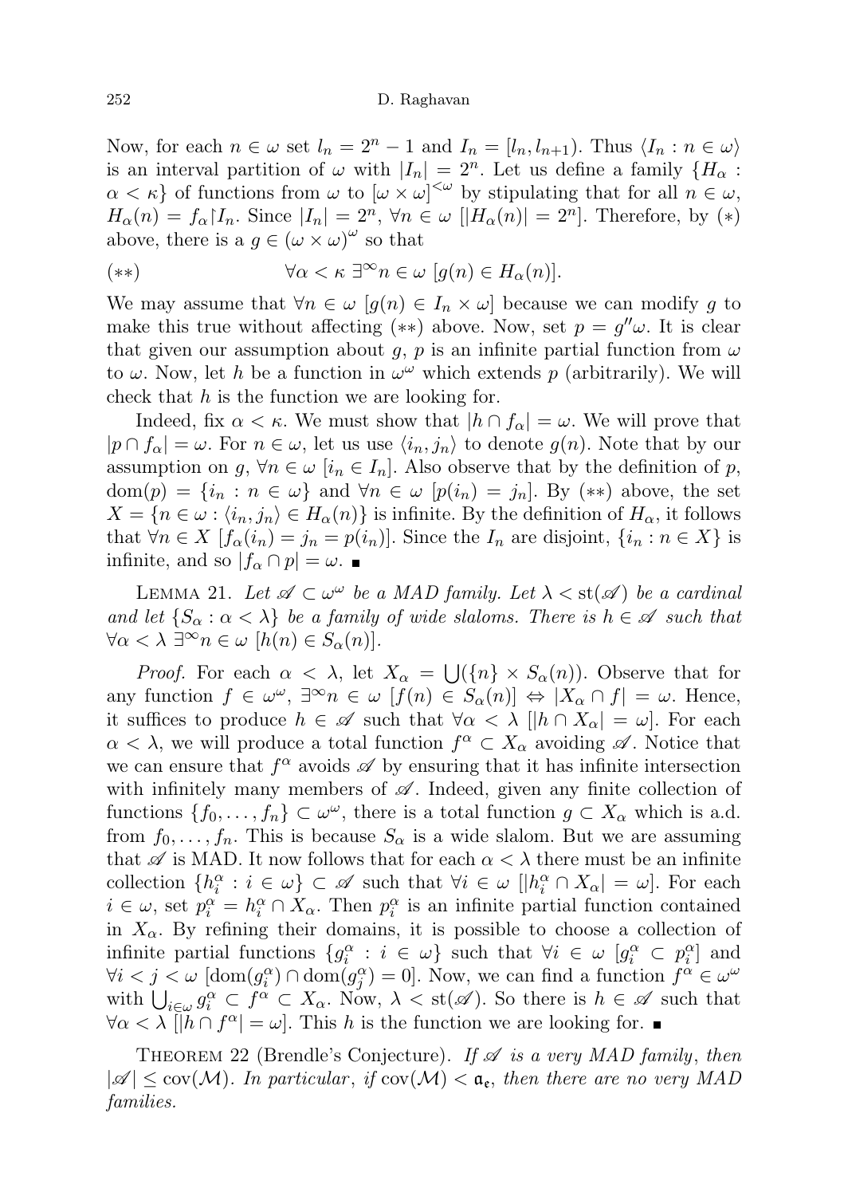Now, for each $n \in \omega$ set $l_n = 2^n - 1$ and $I_n = [l_n, l_{n+1})$. Thus $\langle I_n : n \in \omega \rangle$ is an interval partition of $\omega$ with $|I_n| = 2^n$. Let us define a family $\{H_\alpha : \alpha < \kappa\}$ of functions from $\omega$ to $[\omega \times \omega]^{<\omega}$ by stipulating that for all $n \in \omega$, $H_\alpha(n) = f_\alpha \restriction I_n$. Since $|I_n| = 2^n$, $\forall n \in \omega\ [|H_\alpha(n)| = 2^n]$. Therefore, by $(*)$ above, there is a $g \in (\omega \times \omega)^\omega$ so that

$$(**) \qquad \forall \alpha < \kappa\ \exists^\infty n \in \omega\ [g(n) \in H_\alpha(n)].$$

We may assume that $\forall n \in \omega\ [g(n) \in I_n \times \omega]$ because we can modify $g$ to make this true without affecting $(**)$ above. Now, set $p = g''\omega$. It is clear that given our assumption about $g$, $p$ is an infinite partial function from $\omega$ to $\omega$. Now, let $h$ be a function in $\omega^\omega$ which extends $p$ (arbitrarily). We will check that $h$ is the function we are looking for.

Indeed, fix $\alpha < \kappa$. We must show that $|h \cap f_\alpha| = \omega$. We will prove that $|p \cap f_\alpha| = \omega$. For $n \in \omega$, let us use $\langle i_n, j_n \rangle$ to denote $g(n)$. Note that by our assumption on $g$, $\forall n \in \omega\ [i_n \in I_n]$. Also observe that by the definition of $p$, $\mathrm{dom}(p) = \{i_n : n \in \omega\}$ and $\forall n \in \omega\ [p(i_n) = j_n]$. By $(**)$ above, the set $X = \{n \in \omega : \langle i_n, j_n \rangle \in H_\alpha(n)\}$ is infinite. By the definition of $H_\alpha$, it follows that $\forall n \in X\ [f_\alpha(i_n) = j_n = p(i_n)]$. Since the $I_n$ are disjoint, $\{i_n : n \in X\}$ is infinite, and so $|f_\alpha \cap p| = \omega$. ∎

Lemma 21. *Let $\mathscr{A} \subset \omega^\omega$ be a MAD family. Let $\lambda < \mathrm{st}(\mathscr{A})$ be a cardinal and let $\{S_\alpha : \alpha < \lambda\}$ be a family of wide slaloms. There is $h \in \mathscr{A}$ such that $\forall \alpha < \lambda\ \exists^\infty n \in \omega\ [h(n) \in S_\alpha(n)]$.*

*Proof.* For each $\alpha < \lambda$, let $X_\alpha = \bigcup(\{n\} \times S_\alpha(n))$. Observe that for any function $f \in \omega^\omega$, $\exists^\infty n \in \omega\ [f(n) \in S_\alpha(n)] \Leftrightarrow |X_\alpha \cap f| = \omega$. Hence, it suffices to produce $h \in \mathscr{A}$ such that $\forall \alpha < \lambda\ [|h \cap X_\alpha| = \omega]$. For each $\alpha < \lambda$, we will produce a total function $f^\alpha \subset X_\alpha$ avoiding $\mathscr{A}$. Notice that we can ensure that $f^\alpha$ avoids $\mathscr{A}$ by ensuring that it has infinite intersection with infinitely many members of $\mathscr{A}$. Indeed, given any finite collection of functions $\{f_0, \ldots, f_n\} \subset \omega^\omega$, there is a total function $g \subset X_\alpha$ which is a.d. from $f_0, \ldots, f_n$. This is because $S_\alpha$ is a wide slalom. But we are assuming that $\mathscr{A}$ is MAD. It now follows that for each $\alpha < \lambda$ there must be an infinite collection $\{h_i^\alpha : i \in \omega\} \subset \mathscr{A}$ such that $\forall i \in \omega\ [|h_i^\alpha \cap X_\alpha| = \omega]$. For each $i \in \omega$, set $p_i^\alpha = h_i^\alpha \cap X_\alpha$. Then $p_i^\alpha$ is an infinite partial function contained in $X_\alpha$. By refining their domains, it is possible to choose a collection of infinite partial functions $\{g_i^\alpha : i \in \omega\}$ such that $\forall i \in \omega\ [g_i^\alpha \subset p_i^\alpha]$ and $\forall i < j < \omega\ [\mathrm{dom}(g_i^\alpha) \cap \mathrm{dom}(g_j^\alpha) = 0]$. Now, we can find a function $f^\alpha \in \omega^\omega$ with $\bigcup_{i \in \omega} g_i^\alpha \subset f^\alpha \subset X_\alpha$. Now, $\lambda < \mathrm{st}(\mathscr{A})$. So there is $h \in \mathscr{A}$ such that $\forall \alpha < \lambda\ [|h \cap f^\alpha| = \omega]$. This $h$ is the function we are looking for. ∎

Theorem 22 (Brendle's Conjecture). *If $\mathscr{A}$ is a very MAD family, then $|\mathscr{A}| \leq \mathrm{cov}(\mathcal{M})$. In particular, if $\mathrm{cov}(\mathcal{M}) < \mathfrak{a}_\mathfrak{e}$, then there are no very MAD families.*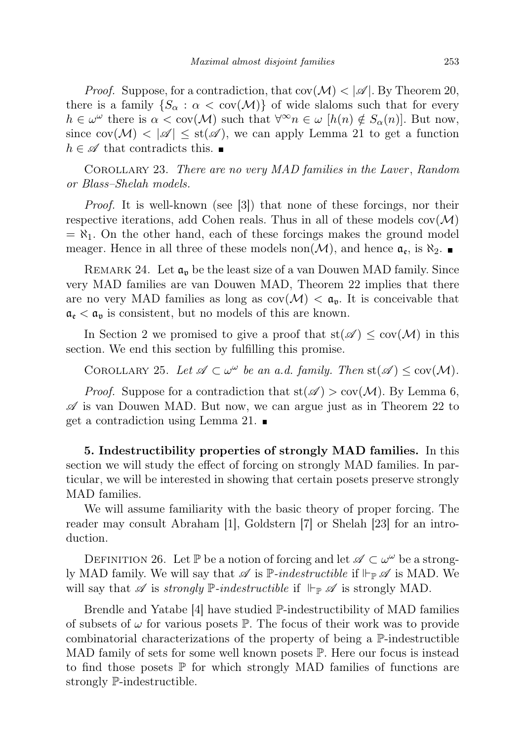*Proof.* Suppose, for a contradiction, that $\mathrm{cov}(\mathcal{M}) < |\mathscr{A}|$. By Theorem 20, there is a family $\{S_\alpha : \alpha < \mathrm{cov}(\mathcal{M})\}$ of wide slaloms such that for every $h \in \omega^\omega$ there is $\alpha < \mathrm{cov}(\mathcal{M})$ such that $\forall^\infty n \in \omega\ [h(n) \notin S_\alpha(n)]$. But now, since $\mathrm{cov}(\mathcal{M}) < |\mathscr{A}| \leq \mathrm{st}(\mathscr{A})$, we can apply Lemma 21 to get a function $h \in \mathscr{A}$ that contradicts this. ∎

COROLLARY 23. *There are no very MAD families in the Laver, Random or Blass–Shelah models.*

*Proof.* It is well-known (see [3]) that none of these forcings, nor their respective iterations, add Cohen reals. Thus in all of these models $\mathrm{cov}(\mathcal{M}) = \aleph_1$. On the other hand, each of these forcings makes the ground model meager. Hence in all three of these models $\mathrm{non}(\mathcal{M})$, and hence $\mathfrak{a}_\mathfrak{e}$, is $\aleph_2$. ∎

REMARK 24. Let $\mathfrak{a}_\mathfrak{v}$ be the least size of a van Douwen MAD family. Since very MAD families are van Douwen MAD, Theorem 22 implies that there are no very MAD families as long as $\mathrm{cov}(\mathcal{M}) < \mathfrak{a}_\mathfrak{v}$. It is conceivable that $\mathfrak{a}_\mathfrak{e} < \mathfrak{a}_\mathfrak{v}$ is consistent, but no models of this are known.

In Section 2 we promised to give a proof that $\mathrm{st}(\mathscr{A}) \leq \mathrm{cov}(\mathcal{M})$ in this section. We end this section by fulfilling this promise.

COROLLARY 25. *Let $\mathscr{A} \subset \omega^\omega$ be an a.d. family. Then $\mathrm{st}(\mathscr{A}) \leq \mathrm{cov}(\mathcal{M})$.*

*Proof.* Suppose for a contradiction that $\mathrm{st}(\mathscr{A}) > \mathrm{cov}(\mathcal{M})$. By Lemma 6, $\mathscr{A}$ is van Douwen MAD. But now, we can argue just as in Theorem 22 to get a contradiction using Lemma 21. ∎

**5. Indestructibility properties of strongly MAD families.** In this section we will study the effect of forcing on strongly MAD families. In particular, we will be interested in showing that certain posets preserve strongly MAD families.

We will assume familiarity with the basic theory of proper forcing. The reader may consult Abraham [1], Goldstern [7] or Shelah [23] for an introduction.

DEFINITION 26. Let $\mathbb{P}$ be a notion of forcing and let $\mathscr{A} \subset \omega^\omega$ be a strongly MAD family. We will say that $\mathscr{A}$ is $\mathbb{P}$*-indestructible* if $\Vdash_{\mathbb{P}} \mathscr{A}$ is MAD. We will say that $\mathscr{A}$ is *strongly* $\mathbb{P}$*-indestructible* if $\Vdash_{\mathbb{P}} \mathscr{A}$ is strongly MAD.

Brendle and Yatabe [4] have studied $\mathbb{P}$-indestructibility of MAD families of subsets of $\omega$ for various posets $\mathbb{P}$. The focus of their work was to provide combinatorial characterizations of the property of being a $\mathbb{P}$-indestructible MAD family of sets for some well known posets $\mathbb{P}$. Here our focus is instead to find those posets $\mathbb{P}$ for which strongly MAD families of functions are strongly $\mathbb{P}$-indestructible.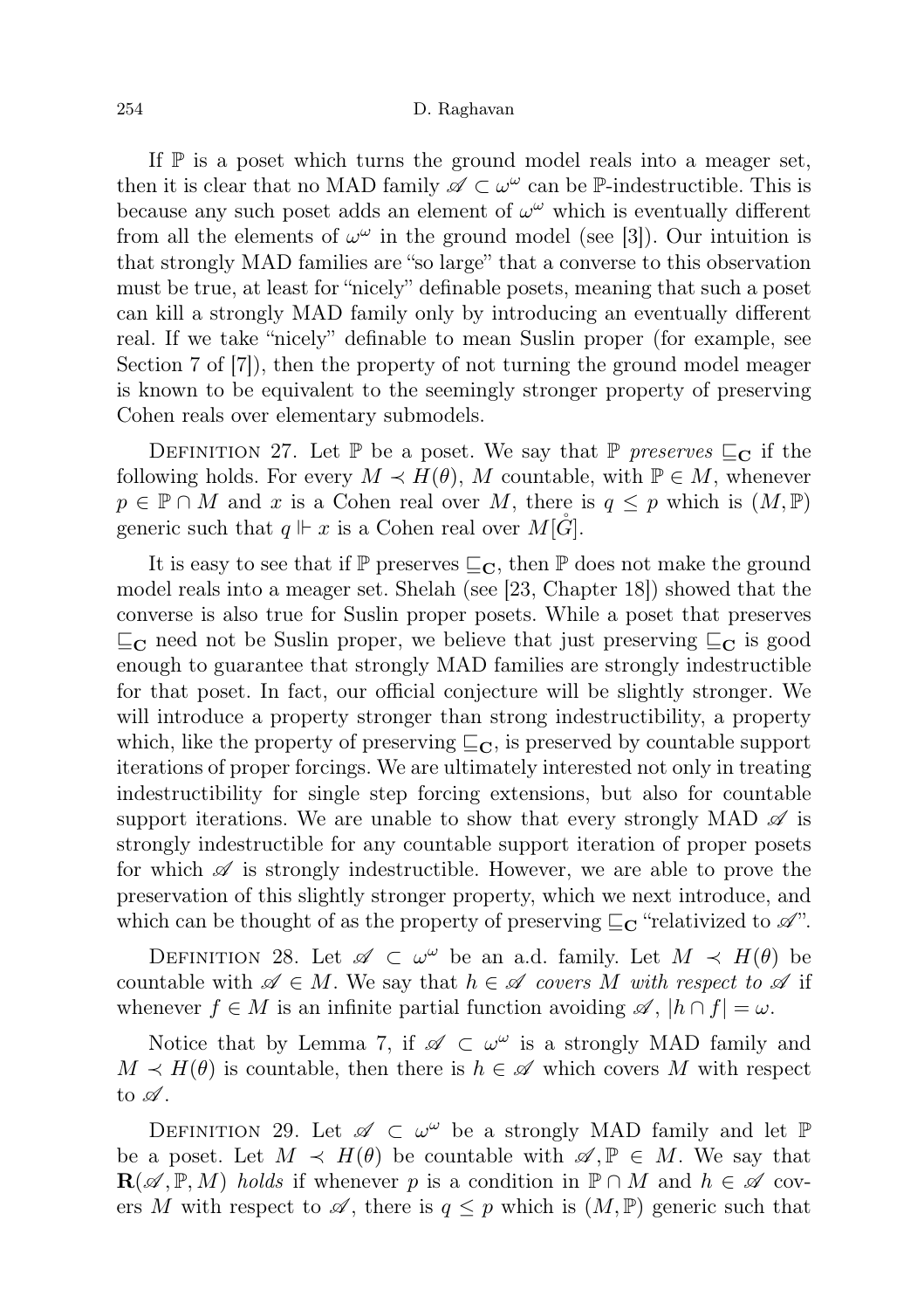If $\mathbb{P}$ is a poset which turns the ground model reals into a meager set, then it is clear that no MAD family $\mathscr{A} \subset \omega^\omega$ can be $\mathbb{P}$-indestructible. This is because any such poset adds an element of $\omega^\omega$ which is eventually different from all the elements of $\omega^\omega$ in the ground model (see [3]). Our intuition is that strongly MAD families are "so large" that a converse to this observation must be true, at least for "nicely" definable posets, meaning that such a poset can kill a strongly MAD family only by introducing an eventually different real. If we take "nicely" definable to mean Suslin proper (for example, see Section 7 of [7]), then the property of not turning the ground model meager is known to be equivalent to the seemingly stronger property of preserving Cohen reals over elementary submodels.

Definition 27. Let $\mathbb{P}$ be a poset. We say that $\mathbb{P}$ *preserves* $\sqsubseteq_{\mathbf{C}}$ if the following holds. For every $M \prec H(\theta)$, $M$ countable, with $\mathbb{P} \in M$, whenever $p \in \mathbb{P} \cap M$ and $x$ is a Cohen real over $M$, there is $q \leq p$ which is $(M, \mathbb{P})$ generic such that $q \Vdash x$ is a Cohen real over $M[\mathring{G}]$.

It is easy to see that if $\mathbb{P}$ preserves $\sqsubseteq_{\mathbf{C}}$, then $\mathbb{P}$ does not make the ground model reals into a meager set. Shelah (see [23, Chapter 18]) showed that the converse is also true for Suslin proper posets. While a poset that preserves $\sqsubseteq_{\mathbf{C}}$ need not be Suslin proper, we believe that just preserving $\sqsubseteq_{\mathbf{C}}$ is good enough to guarantee that strongly MAD families are strongly indestructible for that poset. In fact, our official conjecture will be slightly stronger. We will introduce a property stronger than strong indestructibility, a property which, like the property of preserving $\sqsubseteq_{\mathbf{C}}$, is preserved by countable support iterations of proper forcings. We are ultimately interested not only in treating indestructibility for single step forcing extensions, but also for countable support iterations. We are unable to show that every strongly MAD $\mathscr{A}$ is strongly indestructible for any countable support iteration of proper posets for which $\mathscr{A}$ is strongly indestructible. However, we are able to prove the preservation of this slightly stronger property, which we next introduce, and which can be thought of as the property of preserving $\sqsubseteq_{\mathbf{C}}$ "relativized to $\mathscr{A}$".

Definition 28. Let $\mathscr{A} \subset \omega^\omega$ be an a.d. family. Let $M \prec H(\theta)$ be countable with $\mathscr{A} \in M$. We say that $h \in \mathscr{A}$ *covers* $M$ *with respect to* $\mathscr{A}$ if whenever $f \in M$ is an infinite partial function avoiding $\mathscr{A}$, $|h \cap f| = \omega$.

Notice that by Lemma 7, if $\mathscr{A} \subset \omega^\omega$ is a strongly MAD family and $M \prec H(\theta)$ is countable, then there is $h \in \mathscr{A}$ which covers $M$ with respect to $\mathscr{A}$.

Definition 29. Let $\mathscr{A} \subset \omega^\omega$ be a strongly MAD family and let $\mathbb{P}$ be a poset. Let $M \prec H(\theta)$ be countable with $\mathscr{A}, \mathbb{P} \in M$. We say that $\mathbf{R}(\mathscr{A}, \mathbb{P}, M)$ *holds* if whenever $p$ is a condition in $\mathbb{P} \cap M$ and $h \in \mathscr{A}$ covers $M$ with respect to $\mathscr{A}$, there is $q \leq p$ which is $(M, \mathbb{P})$ generic such that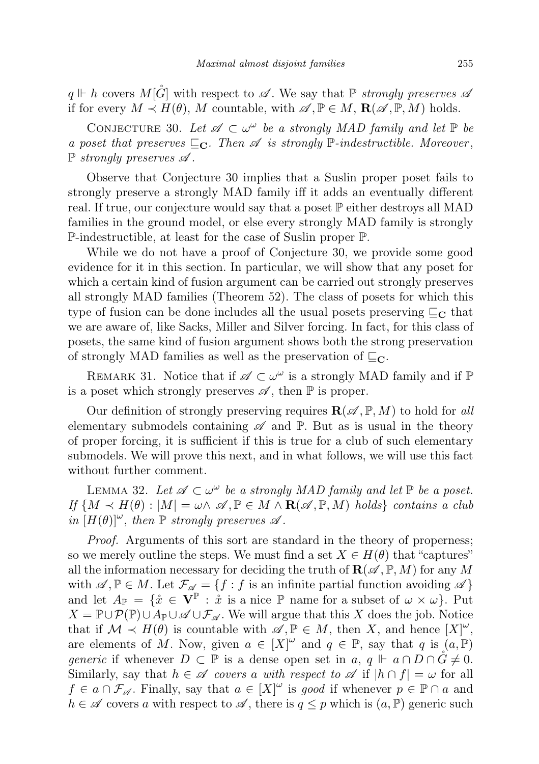$q \Vdash h$ covers $M[\mathring{G}]$ with respect to $\mathscr{A}$. We say that $\mathbb{P}$ *strongly preserves* $\mathscr{A}$ if for every $M \prec H(\theta)$, $M$ countable, with $\mathscr{A}, \mathbb{P} \in M$, $\mathbf{R}(\mathscr{A}, \mathbb{P}, M)$ holds.

CONJECTURE 30. *Let $\mathscr{A} \subset \omega^\omega$ be a strongly MAD family and let $\mathbb{P}$ be a poset that preserves $\sqsubseteq_{\mathbf{C}}$. Then $\mathscr{A}$ is strongly $\mathbb{P}$-indestructible. Moreover, $\mathbb{P}$ strongly preserves $\mathscr{A}$.*

Observe that Conjecture 30 implies that a Suslin proper poset fails to strongly preserve a strongly MAD family iff it adds an eventually different real. If true, our conjecture would say that a poset $\mathbb{P}$ either destroys all MAD families in the ground model, or else every strongly MAD family is strongly $\mathbb{P}$-indestructible, at least for the case of Suslin proper $\mathbb{P}$.

While we do not have a proof of Conjecture 30, we provide some good evidence for it in this section. In particular, we will show that any poset for which a certain kind of fusion argument can be carried out strongly preserves all strongly MAD families (Theorem 52). The class of posets for which this type of fusion can be done includes all the usual posets preserving $\sqsubseteq_{\mathbf{C}}$ that we are aware of, like Sacks, Miller and Silver forcing. In fact, for this class of posets, the same kind of fusion argument shows both the strong preservation of strongly MAD families as well as the preservation of $\sqsubseteq_{\mathbf{C}}$.

REMARK 31. Notice that if $\mathscr{A} \subset \omega^\omega$ is a strongly MAD family and if $\mathbb{P}$ is a poset which strongly preserves $\mathscr{A}$, then $\mathbb{P}$ is proper.

Our definition of strongly preserving requires $\mathbf{R}(\mathscr{A}, \mathbb{P}, M)$ to hold for *all* elementary submodels containing $\mathscr{A}$ and $\mathbb{P}$. But as is usual in the theory of proper forcing, it is sufficient if this is true for a club of such elementary submodels. We will prove this next, and in what follows, we will use this fact without further comment.

LEMMA 32. *Let $\mathscr{A} \subset \omega^\omega$ be a strongly MAD family and let $\mathbb{P}$ be a poset. If $\{M \prec H(\theta) : |M| = \omega \wedge \mathscr{A}, \mathbb{P} \in M \wedge \mathbf{R}(\mathscr{A}, \mathbb{P}, M) \text{ holds}\}$ contains a club in $[H(\theta)]^\omega$, then $\mathbb{P}$ strongly preserves $\mathscr{A}$.*

*Proof.* Arguments of this sort are standard in the theory of properness; so we merely outline the steps. We must find a set $X \in H(\theta)$ that "captures" all the information necessary for deciding the truth of $\mathbf{R}(\mathscr{A}, \mathbb{P}, M)$ for any $M$ with $\mathscr{A}, \mathbb{P} \in M$. Let $\mathcal{F}_{\mathscr{A}} = \{f : f \text{ is an infinite partial function avoiding } \mathscr{A}\}$ and let $A_{\mathbb{P}} = \{\mathring{x} \in \mathbf{V}^{\mathbb{P}} : \mathring{x} \text{ is a nice } \mathbb{P} \text{ name for a subset of } \omega \times \omega\}$. Put $X = \mathbb{P} \cup \mathcal{P}(\mathbb{P}) \cup A_{\mathbb{P}} \cup \mathscr{A} \cup \mathcal{F}_{\mathscr{A}}$. We will argue that this $X$ does the job. Notice that if $\mathcal{M} \prec H(\theta)$ is countable with $\mathscr{A}, \mathbb{P} \in M$, then $X$, and hence $[X]^\omega$, are elements of $M$. Now, given $a \in [X]^\omega$ and $q \in \mathbb{P}$, say that $q$ is $(a, \mathbb{P})$ *generic* if whenever $D \subset \mathbb{P}$ is a dense open set in $a$, $q \Vdash a \cap D \cap \mathring{G} \neq 0$. Similarly, say that $h \in \mathscr{A}$ *covers $a$ with respect to $\mathscr{A}$* if $|h \cap f| = \omega$ for all $f \in a \cap \mathcal{F}_{\mathscr{A}}$. Finally, say that $a \in [X]^\omega$ is *good* if whenever $p \in \mathbb{P} \cap a$ and $h \in \mathscr{A}$ covers $a$ with respect to $\mathscr{A}$, there is $q \leq p$ which is $(a, \mathbb{P})$ generic such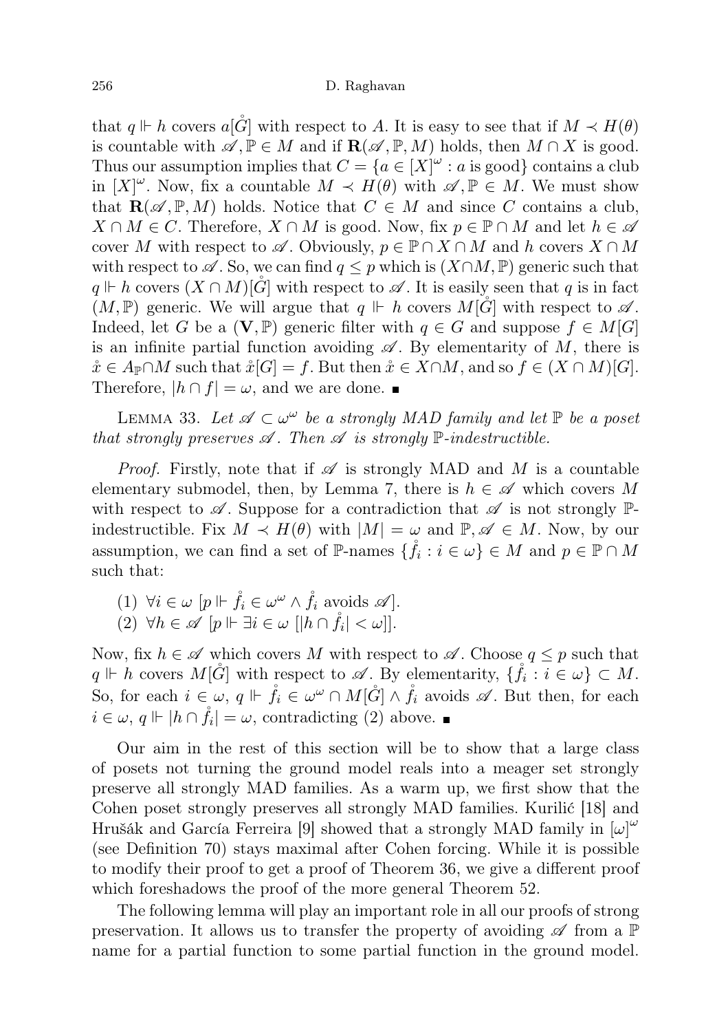that $q \Vdash h$ covers $a[\mathring{G}]$ with respect to $A$. It is easy to see that if $M \prec H(\theta)$ is countable with $\mathscr{A}, \mathbb{P} \in M$ and if $\mathbf{R}(\mathscr{A}, \mathbb{P}, M)$ holds, then $M \cap X$ is good. Thus our assumption implies that $C = \{a \in [X]^\omega : a \text{ is good}\}$ contains a club in $[X]^\omega$. Now, fix a countable $M \prec H(\theta)$ with $\mathscr{A}, \mathbb{P} \in M$. We must show that $\mathbf{R}(\mathscr{A}, \mathbb{P}, M)$ holds. Notice that $C \in M$ and since $C$ contains a club, $X \cap M \in C$. Therefore, $X \cap M$ is good. Now, fix $p \in \mathbb{P} \cap M$ and let $h \in \mathscr{A}$ cover $M$ with respect to $\mathscr{A}$. Obviously, $p \in \mathbb{P} \cap X \cap M$ and $h$ covers $X \cap M$ with respect to $\mathscr{A}$. So, we can find $q \le p$ which is $(X \cap M, \mathbb{P})$ generic such that $q \Vdash h$ covers $(X \cap M)[\mathring{G}]$ with respect to $\mathscr{A}$. It is easily seen that $q$ is in fact $(M, \mathbb{P})$ generic. We will argue that $q \Vdash h$ covers $M[\mathring{G}]$ with respect to $\mathscr{A}$. Indeed, let $G$ be a $(\mathbf{V}, \mathbb{P})$ generic filter with $q \in G$ and suppose $f \in M[G]$ is an infinite partial function avoiding $\mathscr{A}$. By elementarity of $M$, there is $\mathring{x} \in A_{\mathbb{P}} \cap M$ such that $\mathring{x}[G] = f$. But then $\mathring{x} \in X \cap M$, and so $f \in (X \cap M)[G]$. Therefore, $|h \cap f| = \omega$, and we are done. ∎

Lemma 33. *Let $\mathscr{A} \subset \omega^\omega$ be a strongly MAD family and let $\mathbb{P}$ be a poset that strongly preserves $\mathscr{A}$. Then $\mathscr{A}$ is strongly $\mathbb{P}$-indestructible.*

*Proof.* Firstly, note that if $\mathscr{A}$ is strongly MAD and $M$ is a countable elementary submodel, then, by Lemma 7, there is $h \in \mathscr{A}$ which covers $M$ with respect to $\mathscr{A}$. Suppose for a contradiction that $\mathscr{A}$ is not strongly $\mathbb{P}$-indestructible. Fix $M \prec H(\theta)$ with $|M| = \omega$ and $\mathbb{P}, \mathscr{A} \in M$. Now, by our assumption, we can find a set of $\mathbb{P}$-names $\{\mathring{f}_i : i \in \omega\} \in M$ and $p \in \mathbb{P} \cap M$ such that:

(1) $\forall i \in \omega\ [p \Vdash \mathring{f}_i \in \omega^\omega \wedge \mathring{f}_i \text{ avoids } \mathscr{A}]$.
(2) $\forall h \in \mathscr{A}\ [p \Vdash \exists i \in \omega\ [|h \cap \mathring{f}_i| < \omega]]$.

Now, fix $h \in \mathscr{A}$ which covers $M$ with respect to $\mathscr{A}$. Choose $q \le p$ such that $q \Vdash h$ covers $M[\mathring{G}]$ with respect to $\mathscr{A}$. By elementarity, $\{\mathring{f}_i : i \in \omega\} \subset M$. So, for each $i \in \omega$, $q \Vdash \mathring{f}_i \in \omega^\omega \cap M[\mathring{G}] \wedge \mathring{f}_i$ avoids $\mathscr{A}$. But then, for each $i \in \omega$, $q \Vdash |h \cap \mathring{f}_i| = \omega$, contradicting (2) above. ∎

Our aim in the rest of this section will be to show that a large class of posets not turning the ground model reals into a meager set strongly preserve all strongly MAD families. As a warm up, we first show that the Cohen poset strongly preserves all strongly MAD families. Kurilić [18] and Hrušák and García Ferreira [9] showed that a strongly MAD family in $[\omega]^\omega$ (see Definition 70) stays maximal after Cohen forcing. While it is possible to modify their proof to get a proof of Theorem 36, we give a different proof which foreshadows the proof of the more general Theorem 52.

The following lemma will play an important role in all our proofs of strong preservation. It allows us to transfer the property of avoiding $\mathscr{A}$ from a $\mathbb{P}$ name for a partial function to some partial function in the ground model.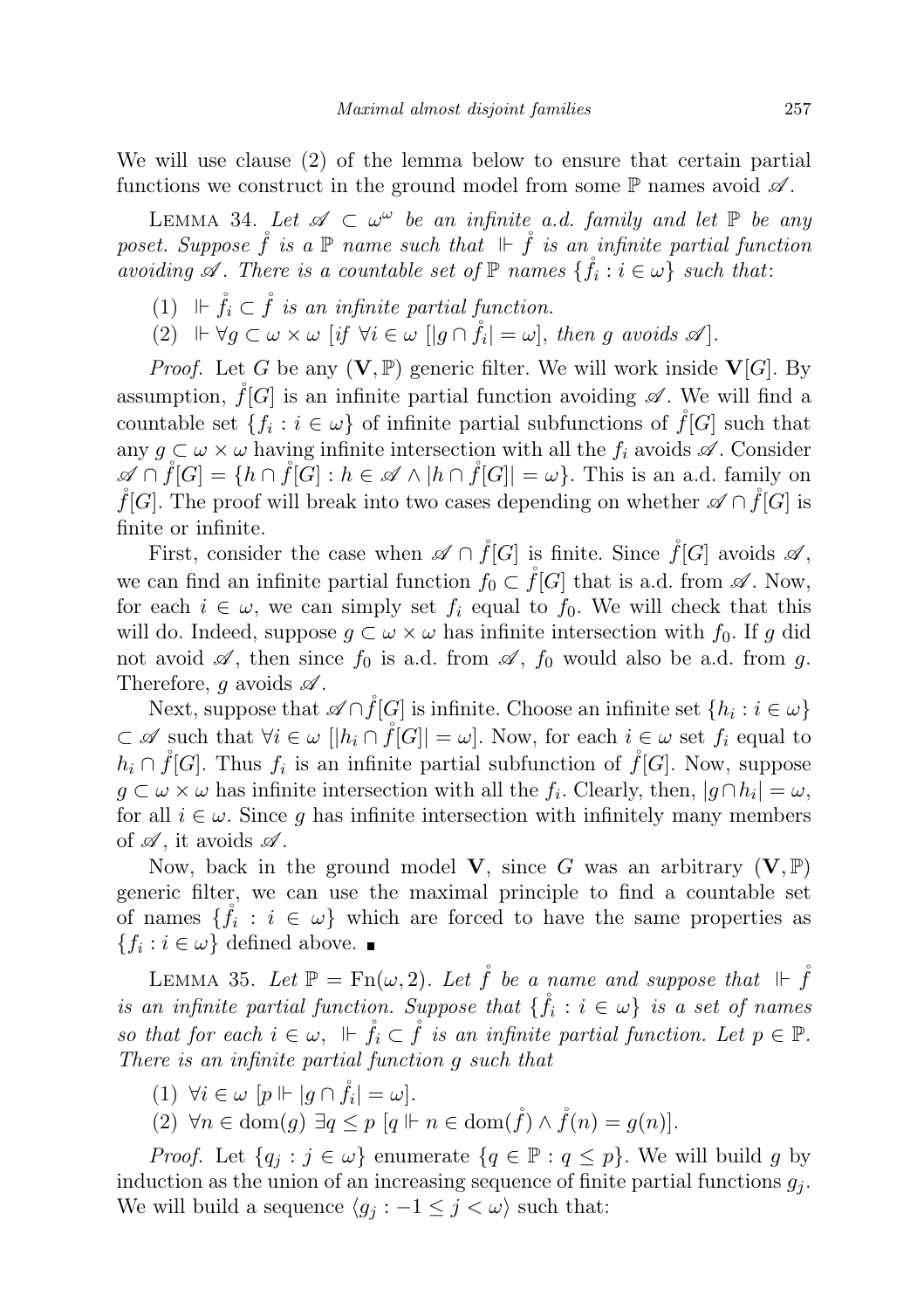We will use clause (2) of the lemma below to ensure that certain partial functions we construct in the ground model from some $\mathbb{P}$ names avoid $\mathscr{A}$.

Lemma 34. *Let $\mathscr{A} \subset \omega^\omega$ be an infinite a.d. family and let $\mathbb{P}$ be any poset. Suppose $\mathring{f}$ is a $\mathbb{P}$ name such that $\Vdash \mathring{f}$ is an infinite partial function avoiding $\mathscr{A}$. There is a countable set of $\mathbb{P}$ names $\{\mathring{f}_i : i \in \omega\}$ such that*:

1. $\Vdash \mathring{f}_i \subset \mathring{f}$ *is an infinite partial function.*
2. $\Vdash \forall g \subset \omega \times \omega$ [*if* $\forall i \in \omega$ $[|g \cap \mathring{f}_i| = \omega]$, *then* $g$ *avoids* $\mathscr{A}$].

*Proof.* Let $G$ be any $(\mathbf{V}, \mathbb{P})$ generic filter. We will work inside $\mathbf{V}[G]$. By assumption, $\mathring{f}[G]$ is an infinite partial function avoiding $\mathscr{A}$. We will find a countable set $\{f_i : i \in \omega\}$ of infinite partial subfunctions of $\mathring{f}[G]$ such that any $g \subset \omega \times \omega$ having infinite intersection with all the $f_i$ avoids $\mathscr{A}$. Consider $\mathscr{A} \cap \mathring{f}[G] = \{h \cap \mathring{f}[G] : h \in \mathscr{A} \wedge |h \cap \mathring{f}[G]| = \omega\}$. This is an a.d. family on $\mathring{f}[G]$. The proof will break into two cases depending on whether $\mathscr{A} \cap \mathring{f}[G]$ is finite or infinite.

First, consider the case when $\mathscr{A} \cap \mathring{f}[G]$ is finite. Since $\mathring{f}[G]$ avoids $\mathscr{A}$, we can find an infinite partial function $f_0 \subset \mathring{f}[G]$ that is a.d. from $\mathscr{A}$. Now, for each $i \in \omega$, we can simply set $f_i$ equal to $f_0$. We will check that this will do. Indeed, suppose $g \subset \omega \times \omega$ has infinite intersection with $f_0$. If $g$ did not avoid $\mathscr{A}$, then since $f_0$ is a.d. from $\mathscr{A}$, $f_0$ would also be a.d. from $g$. Therefore, $g$ avoids $\mathscr{A}$.

Next, suppose that $\mathscr{A} \cap \mathring{f}[G]$ is infinite. Choose an infinite set $\{h_i : i \in \omega\} \subset \mathscr{A}$ such that $\forall i \in \omega$ $[|h_i \cap \mathring{f}[G]| = \omega]$. Now, for each $i \in \omega$ set $f_i$ equal to $h_i \cap \mathring{f}[G]$. Thus $f_i$ is an infinite partial subfunction of $\mathring{f}[G]$. Now, suppose $g \subset \omega \times \omega$ has infinite intersection with all the $f_i$. Clearly, then, $|g \cap h_i| = \omega$, for all $i \in \omega$. Since $g$ has infinite intersection with infinitely many members of $\mathscr{A}$, it avoids $\mathscr{A}$.

Now, back in the ground model $\mathbf{V}$, since $G$ was an arbitrary $(\mathbf{V}, \mathbb{P})$ generic filter, we can use the maximal principle to find a countable set of names $\{\mathring{f}_i : i \in \omega\}$ which are forced to have the same properties as $\{f_i : i \in \omega\}$ defined above. ∎

Lemma 35. *Let $\mathbb{P} = \mathrm{Fn}(\omega, 2)$. Let $\mathring{f}$ be a name and suppose that $\Vdash \mathring{f}$ is an infinite partial function. Suppose that $\{\mathring{f}_i : i \in \omega\}$ is a set of names so that for each $i \in \omega$, $\Vdash \mathring{f}_i \subset \mathring{f}$ is an infinite partial function. Let $p \in \mathbb{P}$. There is an infinite partial function $g$ such that*

1. $\forall i \in \omega$ $[p \Vdash |g \cap \mathring{f}_i| = \omega]$.
2. $\forall n \in \mathrm{dom}(g)$ $\exists q \leq p$ $[q \Vdash n \in \mathrm{dom}(\mathring{f}) \wedge \mathring{f}(n) = g(n)]$.

*Proof.* Let $\{q_j : j \in \omega\}$ enumerate $\{q \in \mathbb{P} : q \leq p\}$. We will build $g$ by induction as the union of an increasing sequence of finite partial functions $g_j$. We will build a sequence $\langle g_j : -1 \leq j < \omega\rangle$ such that: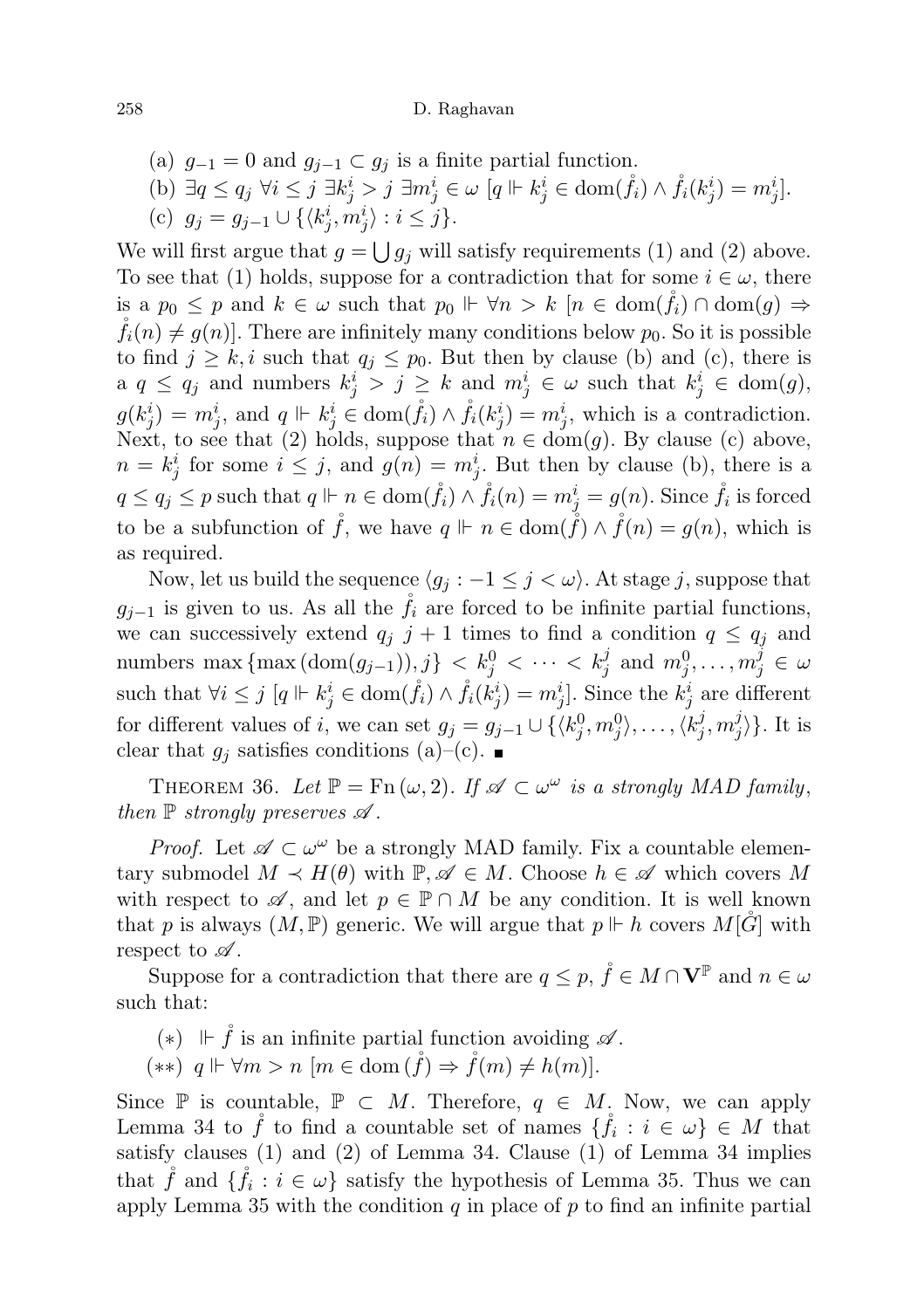(a) $g_{-1} = 0$ and $g_{j-1} \subset g_j$ is a finite partial function.

(b) $\exists q \leq q_j \ \forall i \leq j \ \exists k^i_j > j \ \exists m^i_j \in \omega \ [q \Vdash k^i_j \in \operatorname{dom}(\mathring{f}_i) \wedge \mathring{f}_i(k^i_j) = m^i_j]$.

(c) $g_j = g_{j-1} \cup \{\langle k^i_j, m^i_j \rangle : i \leq j\}$.

We will first argue that $g = \bigcup g_j$ will satisfy requirements (1) and (2) above. To see that (1) holds, suppose for a contradiction that for some $i \in \omega$, there is a $p_0 \leq p$ and $k \in \omega$ such that $p_0 \Vdash \forall n > k \ [n \in \operatorname{dom}(\mathring{f}_i) \cap \operatorname{dom}(g) \Rightarrow \mathring{f}_i(n) \neq g(n)]$. There are infinitely many conditions below $p_0$. So it is possible to find $j \geq k, i$ such that $q_j \leq p_0$. But then by clause (b) and (c), there is a $q \leq q_j$ and numbers $k^i_j > j \geq k$ and $m^i_j \in \omega$ such that $k^i_j \in \operatorname{dom}(g)$, $g(k^i_j) = m^i_j$, and $q \Vdash k^i_j \in \operatorname{dom}(\mathring{f}_i) \wedge \mathring{f}_i(k^i_j) = m^i_j$, which is a contradiction. Next, to see that (2) holds, suppose that $n \in \operatorname{dom}(g)$. By clause (c) above, $n = k^i_j$ for some $i \leq j$, and $g(n) = m^i_j$. But then by clause (b), there is a $q \leq q_j \leq p$ such that $q \Vdash n \in \operatorname{dom}(\mathring{f}_i) \wedge \mathring{f}_i(n) = m^i_j = g(n)$. Since $\mathring{f}_i$ is forced to be a subfunction of $\mathring{f}$, we have $q \Vdash n \in \operatorname{dom}(\mathring{f}) \wedge \mathring{f}(n) = g(n)$, which is as required.

Now, let us build the sequence $\langle g_j : -1 \leq j < \omega \rangle$. At stage $j$, suppose that $g_{j-1}$ is given to us. As all the $\mathring{f}_i$ are forced to be infinite partial functions, we can successively extend $q_j$ $j+1$ times to find a condition $q \leq q_j$ and numbers $\max\{\max(\operatorname{dom}(g_{j-1})), j\} < k^0_j < \cdots < k^j_j$ and $m^0_j, \ldots, m^j_j \in \omega$ such that $\forall i \leq j \ [q \Vdash k^i_j \in \operatorname{dom}(\mathring{f}_i) \wedge \mathring{f}_i(k^i_j) = m^i_j]$. Since the $k^i_j$ are different for different values of $i$, we can set $g_j = g_{j-1} \cup \{\langle k^0_j, m^0_j \rangle, \ldots, \langle k^j_j, m^j_j \rangle\}$. It is clear that $g_j$ satisfies conditions (a)–(c). ∎

THEOREM 36. *Let $\mathbb{P} = \operatorname{Fn}(\omega, 2)$. If $\mathscr{A} \subset \omega^\omega$ is a strongly MAD family, then $\mathbb{P}$ strongly preserves $\mathscr{A}$.*

*Proof.* Let $\mathscr{A} \subset \omega^\omega$ be a strongly MAD family. Fix a countable elementary submodel $M \prec H(\theta)$ with $\mathbb{P}, \mathscr{A} \in M$. Choose $h \in \mathscr{A}$ which covers $M$ with respect to $\mathscr{A}$, and let $p \in \mathbb{P} \cap M$ be any condition. It is well known that $p$ is always $(M, \mathbb{P})$ generic. We will argue that $p \Vdash h$ covers $M[\mathring{G}]$ with respect to $\mathscr{A}$.

Suppose for a contradiction that there are $q \leq p$, $\mathring{f} \in M \cap \mathbf{V}^{\mathbb{P}}$ and $n \in \omega$ such that:

($*$) $\Vdash \mathring{f}$ is an infinite partial function avoiding $\mathscr{A}$.

($**$) $q \Vdash \forall m > n \ [m \in \operatorname{dom}(\mathring{f}) \Rightarrow \mathring{f}(m) \neq h(m)]$.

Since $\mathbb{P}$ is countable, $\mathbb{P} \subset M$. Therefore, $q \in M$. Now, we can apply Lemma 34 to $\mathring{f}$ to find a countable set of names $\{\mathring{f}_i : i \in \omega\} \in M$ that satisfy clauses (1) and (2) of Lemma 34. Clause (1) of Lemma 34 implies that $\mathring{f}$ and $\{\mathring{f}_i : i \in \omega\}$ satisfy the hypothesis of Lemma 35. Thus we can apply Lemma 35 with the condition $q$ in place of $p$ to find an infinite partial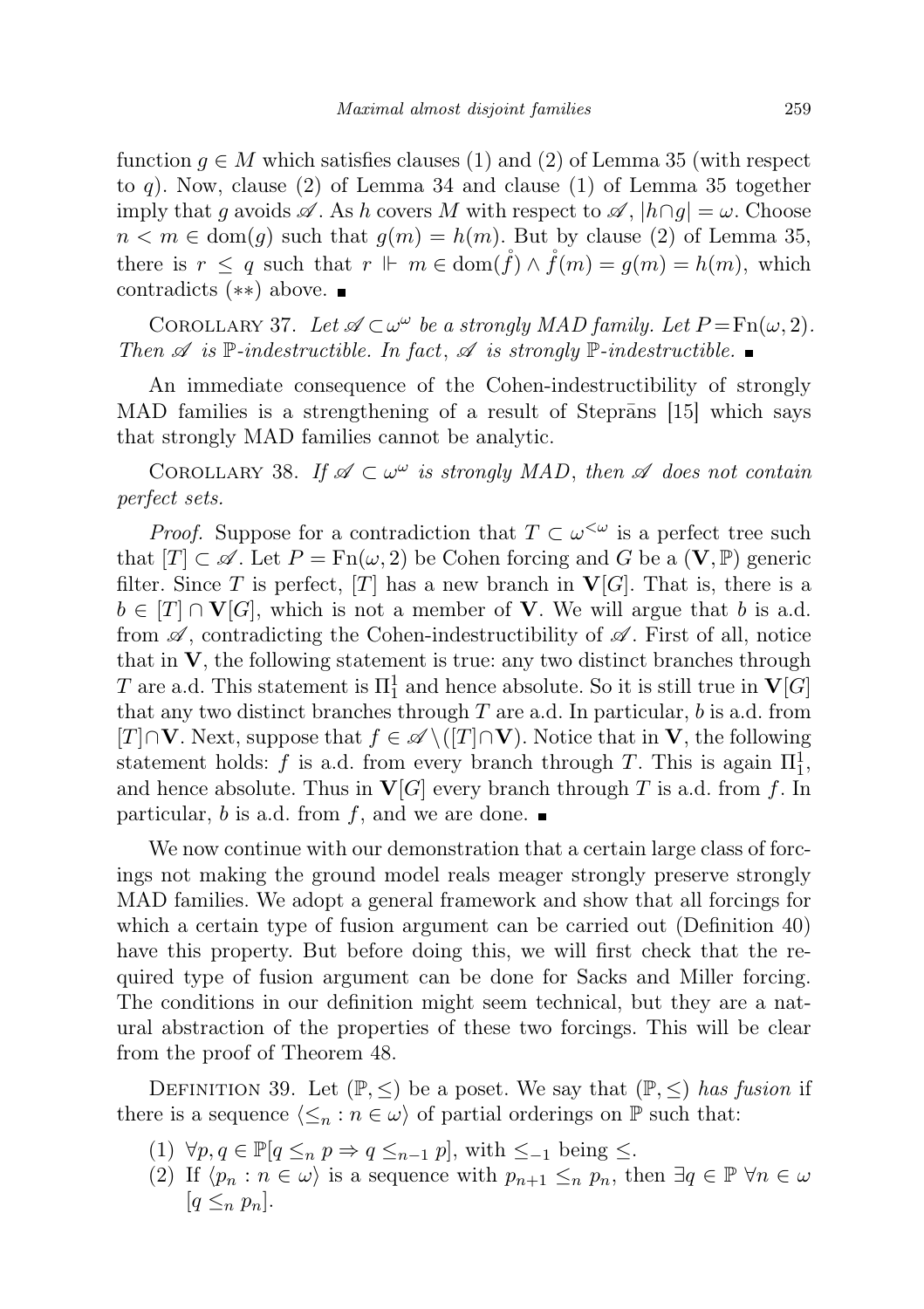function $g \in M$ which satisfies clauses (1) and (2) of Lemma 35 (with respect to $q$). Now, clause (2) of Lemma 34 and clause (1) of Lemma 35 together imply that $g$ avoids $\mathscr{A}$. As $h$ covers $M$ with respect to $\mathscr{A}$, $|h \cap g| = \omega$. Choose $n < m \in \mathrm{dom}(g)$ such that $g(m) = h(m)$. But by clause (2) of Lemma 35, there is $r \leq q$ such that $r \Vdash m \in \mathrm{dom}(\mathring{f}) \wedge \mathring{f}(m) = g(m) = h(m)$, which contradicts $(**)$ above. ■

Corollary 37. *Let $\mathscr{A} \subset \omega^\omega$ be a strongly MAD family. Let $P = \mathrm{Fn}(\omega, 2)$. Then $\mathscr{A}$ is $\mathbb{P}$-indestructible. In fact, $\mathscr{A}$ is strongly $\mathbb{P}$-indestructible.* ■

An immediate consequence of the Cohen-indestructibility of strongly MAD families is a strengthening of a result of Steprāns [15] which says that strongly MAD families cannot be analytic.

Corollary 38. *If $\mathscr{A} \subset \omega^\omega$ is strongly MAD, then $\mathscr{A}$ does not contain perfect sets.*

*Proof.* Suppose for a contradiction that $T \subset \omega^{<\omega}$ is a perfect tree such that $[T] \subset \mathscr{A}$. Let $P = \mathrm{Fn}(\omega, 2)$ be Cohen forcing and $G$ be a $(\mathbf{V}, \mathbb{P})$ generic filter. Since $T$ is perfect, $[T]$ has a new branch in $\mathbf{V}[G]$. That is, there is a $b \in [T] \cap \mathbf{V}[G]$, which is not a member of $\mathbf{V}$. We will argue that $b$ is a.d. from $\mathscr{A}$, contradicting the Cohen-indestructibility of $\mathscr{A}$. First of all, notice that in $\mathbf{V}$, the following statement is true: any two distinct branches through $T$ are a.d. This statement is $\Pi^1_1$ and hence absolute. So it is still true in $\mathbf{V}[G]$ that any two distinct branches through $T$ are a.d. In particular, $b$ is a.d. from $[T] \cap \mathbf{V}$. Next, suppose that $f \in \mathscr{A} \setminus ([T] \cap \mathbf{V})$. Notice that in $\mathbf{V}$, the following statement holds: $f$ is a.d. from every branch through $T$. This is again $\Pi^1_1$, and hence absolute. Thus in $\mathbf{V}[G]$ every branch through $T$ is a.d. from $f$. In particular, $b$ is a.d. from $f$, and we are done. ■

We now continue with our demonstration that a certain large class of forcings not making the ground model reals meager strongly preserve strongly MAD families. We adopt a general framework and show that all forcings for which a certain type of fusion argument can be carried out (Definition 40) have this property. But before doing this, we will first check that the required type of fusion argument can be done for Sacks and Miller forcing. The conditions in our definition might seem technical, but they are a natural abstraction of the properties of these two forcings. This will be clear from the proof of Theorem 48.

Definition 39. Let $(\mathbb{P}, \leq)$ be a poset. We say that $(\mathbb{P}, \leq)$ *has fusion* if there is a sequence $\langle \leq_n : n \in \omega \rangle$ of partial orderings on $\mathbb{P}$ such that:

(1) $\forall p, q \in \mathbb{P} [q \leq_n p \Rightarrow q \leq_{n-1} p]$, with $\leq_{-1}$ being $\leq$.
(2) If $\langle p_n : n \in \omega \rangle$ is a sequence with $p_{n+1} \leq_n p_n$, then $\exists q \in \mathbb{P}\ \forall n \in \omega$ $[q \leq_n p_n]$.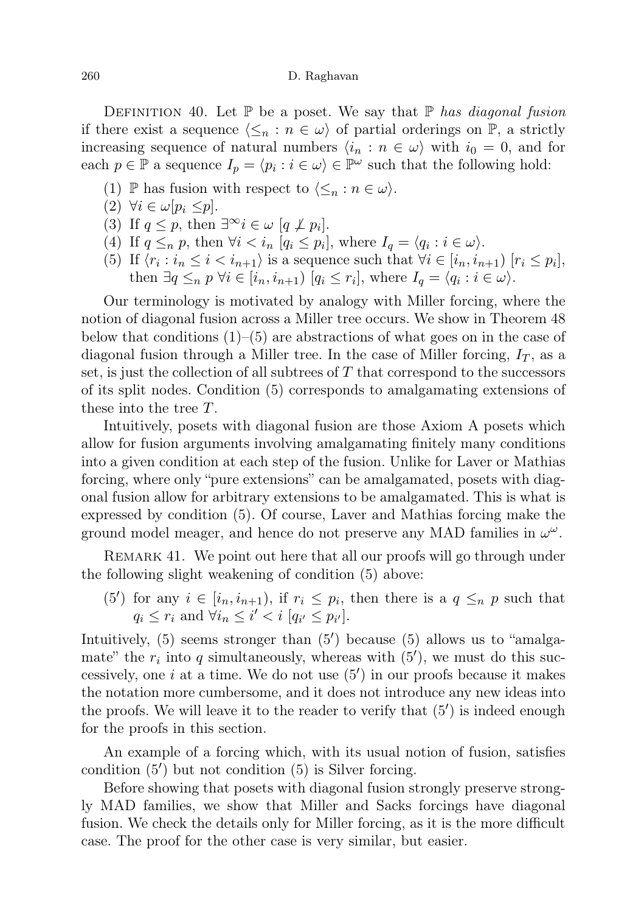Definition 40. Let $\mathbb{P}$ be a poset. We say that $\mathbb{P}$ *has diagonal fusion* if there exist a sequence $\langle \leq_n : n \in \omega \rangle$ of partial orderings on $\mathbb{P}$, a strictly increasing sequence of natural numbers $\langle i_n : n \in \omega \rangle$ with $i_0 = 0$, and for each $p \in \mathbb{P}$ a sequence $I_p = \langle p_i : i \in \omega \rangle \in \mathbb{P}^\omega$ such that the following hold:

(1) $\mathbb{P}$ has fusion with respect to $\langle \leq_n : n \in \omega \rangle$.
(2) $\forall i \in \omega [p_i \leq p]$.
(3) If $q \leq p$, then $\exists^\infty i \in \omega\ [q \not\perp p_i]$.
(4) If $q \leq_n p$, then $\forall i < i_n\ [q_i \leq p_i]$, where $I_q = \langle q_i : i \in \omega \rangle$.
(5) If $\langle r_i : i_n \leq i < i_{n+1} \rangle$ is a sequence such that $\forall i \in [i_n, i_{n+1})\ [r_i \leq p_i]$, then $\exists q \leq_n p\ \forall i \in [i_n, i_{n+1})\ [q_i \leq r_i]$, where $I_q = \langle q_i : i \in \omega \rangle$.

Our terminology is motivated by analogy with Miller forcing, where the notion of diagonal fusion across a Miller tree occurs. We show in Theorem 48 below that conditions (1)–(5) are abstractions of what goes on in the case of diagonal fusion through a Miller tree. In the case of Miller forcing, $I_T$, as a set, is just the collection of all subtrees of $T$ that correspond to the successors of its split nodes. Condition (5) corresponds to amalgamating extensions of these into the tree $T$.

Intuitively, posets with diagonal fusion are those Axiom A posets which allow for fusion arguments involving amalgamating finitely many conditions into a given condition at each step of the fusion. Unlike for Laver or Mathias forcing, where only "pure extensions" can be amalgamated, posets with diagonal fusion allow for arbitrary extensions to be amalgamated. This is what is expressed by condition (5). Of course, Laver and Mathias forcing make the ground model meager, and hence do not preserve any MAD families in $\omega^\omega$.

Remark 41. We point out here that all our proofs will go through under the following slight weakening of condition (5) above:

($5'$) for any $i \in [i_n, i_{n+1})$, if $r_i \leq p_i$, then there is a $q \leq_n p$ such that $q_i \leq r_i$ and $\forall i_n \leq i' < i\ [q_{i'} \leq p_{i'}]$.

Intuitively, (5) seems stronger than ($5'$) because (5) allows us to "amalgamate" the $r_i$ into $q$ simultaneously, whereas with ($5'$), we must do this successively, one $i$ at a time. We do not use ($5'$) in our proofs because it makes the notation more cumbersome, and it does not introduce any new ideas into the proofs. We will leave it to the reader to verify that ($5'$) is indeed enough for the proofs in this section.

An example of a forcing which, with its usual notion of fusion, satisfies condition ($5'$) but not condition (5) is Silver forcing.

Before showing that posets with diagonal fusion strongly preserve strongly MAD families, we show that Miller and Sacks forcings have diagonal fusion. We check the details only for Miller forcing, as it is the more difficult case. The proof for the other case is very similar, but easier.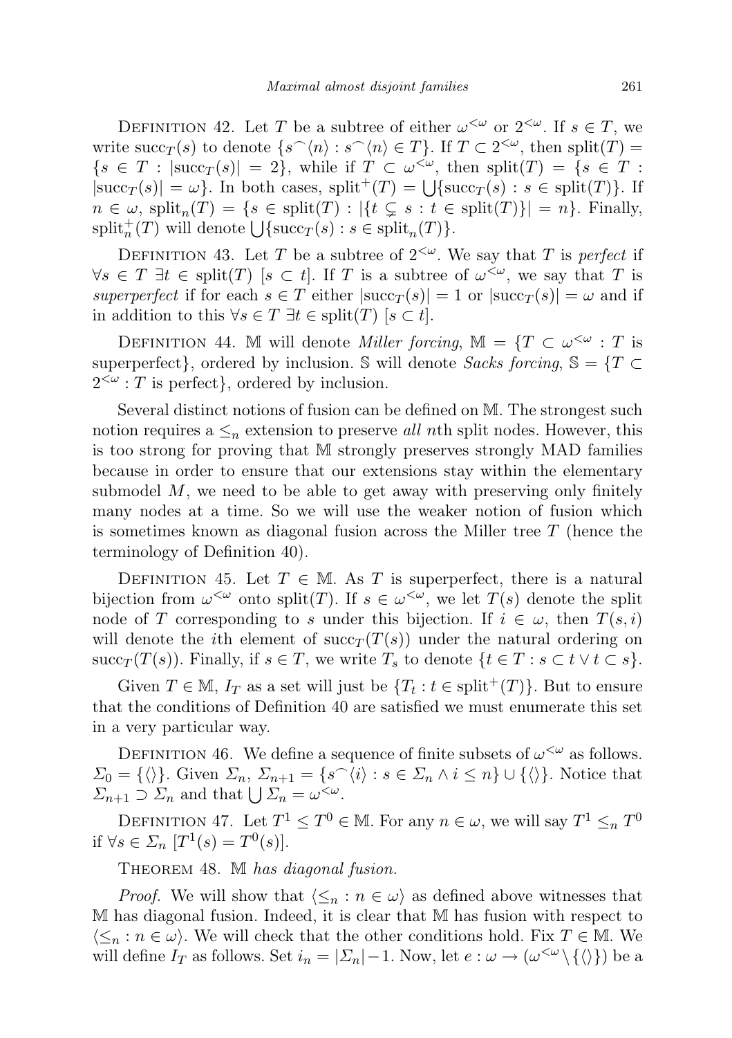Definition 42. Let $T$ be a subtree of either $\omega^{<\omega}$ or $2^{<\omega}$. If $s \in T$, we write $\mathrm{succ}_T(s)$ to denote $\{s^\frown\langle n\rangle : s^\frown\langle n\rangle \in T\}$. If $T \subset 2^{<\omega}$, then $\mathrm{split}(T) = \{s \in T : |\mathrm{succ}_T(s)| = 2\}$, while if $T \subset \omega^{<\omega}$, then $\mathrm{split}(T) = \{s \in T : |\mathrm{succ}_T(s)| = \omega\}$. In both cases, $\mathrm{split}^+(T) = \bigcup\{\mathrm{succ}_T(s) : s \in \mathrm{split}(T)\}$. If $n \in \omega$, $\mathrm{split}_n(T) = \{s \in \mathrm{split}(T) : |\{t \subsetneq s : t \in \mathrm{split}(T)\}| = n\}$. Finally, $\mathrm{split}^+_n(T)$ will denote $\bigcup\{\mathrm{succ}_T(s) : s \in \mathrm{split}_n(T)\}$.

Definition 43. Let $T$ be a subtree of $2^{<\omega}$. We say that $T$ is *perfect* if $\forall s \in T\ \exists t \in \mathrm{split}(T)\ [s \subset t]$. If $T$ is a subtree of $\omega^{<\omega}$, we say that $T$ is *superperfect* if for each $s \in T$ either $|\mathrm{succ}_T(s)| = 1$ or $|\mathrm{succ}_T(s)| = \omega$ and if in addition to this $\forall s \in T\ \exists t \in \mathrm{split}(T)\ [s \subset t]$.

Definition 44. $\mathbb{M}$ will denote *Miller forcing*, $\mathbb{M} = \{T \subset \omega^{<\omega} : T$ is superperfect$\}$, ordered by inclusion. $\mathbb{S}$ will denote *Sacks forcing*, $\mathbb{S} = \{T \subset 2^{<\omega} : T$ is perfect$\}$, ordered by inclusion.

Several distinct notions of fusion can be defined on $\mathbb{M}$. The strongest such notion requires a $\leq_n$ extension to preserve *all* $n$th split nodes. However, this is too strong for proving that $\mathbb{M}$ strongly preserves strongly MAD families because in order to ensure that our extensions stay within the elementary submodel $M$, we need to be able to get away with preserving only finitely many nodes at a time. So we will use the weaker notion of fusion which is sometimes known as diagonal fusion across the Miller tree $T$ (hence the terminology of Definition 40).

Definition 45. Let $T \in \mathbb{M}$. As $T$ is superperfect, there is a natural bijection from $\omega^{<\omega}$ onto $\mathrm{split}(T)$. If $s \in \omega^{<\omega}$, we let $T(s)$ denote the split node of $T$ corresponding to $s$ under this bijection. If $i \in \omega$, then $T(s,i)$ will denote the $i$th element of $\mathrm{succ}_T(T(s))$ under the natural ordering on $\mathrm{succ}_T(T(s))$. Finally, if $s \in T$, we write $T_s$ to denote $\{t \in T : s \subset t \vee t \subset s\}$.

Given $T \in \mathbb{M}$, $I_T$ as a set will just be $\{T_t : t \in \mathrm{split}^+(T)\}$. But to ensure that the conditions of Definition 40 are satisfied we must enumerate this set in a very particular way.

Definition 46. We define a sequence of finite subsets of $\omega^{<\omega}$ as follows. $\Sigma_0 = \{\langle\rangle\}$. Given $\Sigma_n$, $\Sigma_{n+1} = \{s^\frown\langle i\rangle : s \in \Sigma_n \wedge i \leq n\} \cup \{\langle\rangle\}$. Notice that $\Sigma_{n+1} \supset \Sigma_n$ and that $\bigcup \Sigma_n = \omega^{<\omega}$.

Definition 47. Let $T^1 \leq T^0 \in \mathbb{M}$. For any $n \in \omega$, we will say $T^1 \leq_n T^0$ if $\forall s \in \Sigma_n\ [T^1(s) = T^0(s)]$.

Theorem 48. *$\mathbb{M}$ has diagonal fusion.*

*Proof.* We will show that $\langle \leq_n : n \in \omega\rangle$ as defined above witnesses that $\mathbb{M}$ has diagonal fusion. Indeed, it is clear that $\mathbb{M}$ has fusion with respect to $\langle \leq_n : n \in \omega\rangle$. We will check that the other conditions hold. Fix $T \in \mathbb{M}$. We will define $I_T$ as follows. Set $i_n = |\Sigma_n| - 1$. Now, let $e : \omega \to (\omega^{<\omega} \setminus \{\langle\rangle\})$ be a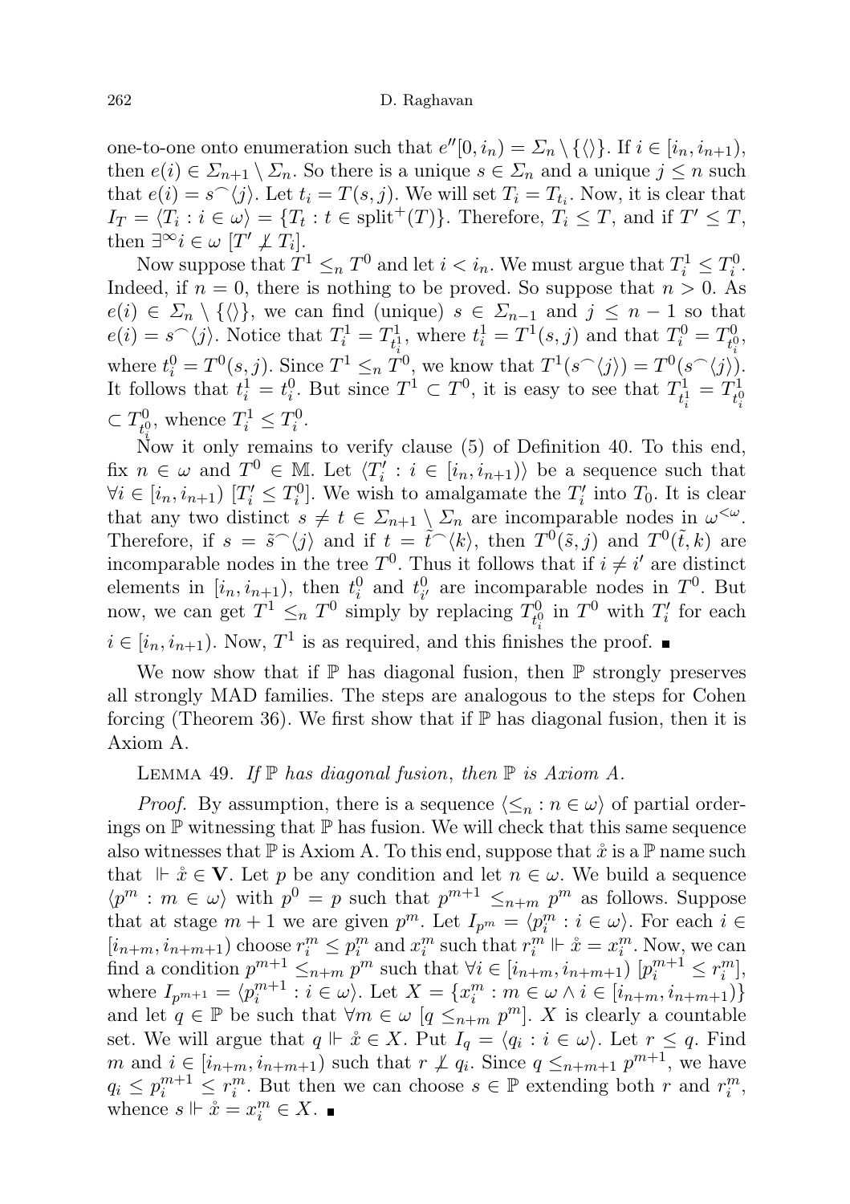one-to-one onto enumeration such that $e''[0, i_n) = \Sigma_n \setminus \{\langle\rangle\}$. If $i \in [i_n, i_{n+1})$, then $e(i) \in \Sigma_{n+1} \setminus \Sigma_n$. So there is a unique $s \in \Sigma_n$ and a unique $j \leq n$ such that $e(i) = s^\frown\langle j\rangle$. Let $t_i = T(s, j)$. We will set $T_i = T_{t_i}$. Now, it is clear that $I_T = \langle T_i : i \in \omega\rangle = \{T_t : t \in \mathrm{split}^+(T)\}$. Therefore, $T_i \leq T$, and if $T' \leq T$, then $\exists^\infty i \in \omega\ [T' \not\leq T_i]$.

Now suppose that $T^1 \leq_n T^0$ and let $i < i_n$. We must argue that $T^1_i \leq T^0_i$. Indeed, if $n = 0$, there is nothing to be proved. So suppose that $n > 0$. As $e(i) \in \Sigma_n \setminus \{\langle\rangle\}$, we can find (unique) $s \in \Sigma_{n-1}$ and $j \leq n-1$ so that $e(i) = s^\frown\langle j\rangle$. Notice that $T^1_i = T^1_{t^1_i}$, where $t^1_i = T^1(s, j)$ and that $T^0_i = T^0_{t^0_i}$, where $t^0_i = T^0(s, j)$. Since $T^1 \leq_n T^0$, we know that $T^1(s^\frown\langle j\rangle) = T^0(s^\frown\langle j\rangle)$. It follows that $t^1_i = t^0_i$. But since $T^1 \subset T^0$, it is easy to see that $T^1_{t^1_i} = T^1_{t^0_i} \subset T^0_{t^0_i}$, whence $T^1_i \leq T^0_i$.

Now it only remains to verify clause (5) of Definition 40. To this end, fix $n \in \omega$ and $T^0 \in \mathbb{M}$. Let $\langle T'_i : i \in [i_n, i_{n+1})\rangle$ be a sequence such that $\forall i \in [i_n, i_{n+1})\ [T'_i \leq T^0_i]$. We wish to amalgamate the $T'_i$ into $T_0$. It is clear that any two distinct $s \neq t \in \Sigma_{n+1} \setminus \Sigma_n$ are incomparable nodes in $\omega^{<\omega}$. Therefore, if $s = \tilde{s}^\frown\langle j\rangle$ and if $t = \tilde{t}^\frown\langle k\rangle$, then $T^0(\tilde{s}, j)$ and $T^0(\tilde{t}, k)$ are incomparable nodes in the tree $T^0$. Thus it follows that if $i \neq i'$ are distinct elements in $[i_n, i_{n+1})$, then $t^0_i$ and $t^0_{i'}$ are incomparable nodes in $T^0$. But now, we can get $T^1 \leq_n T^0$ simply by replacing $T^0_{t^0_i}$ in $T^0$ with $T'_i$ for each $i \in [i_n, i_{n+1})$. Now, $T^1$ is as required, and this finishes the proof. ∎

We now show that if $\mathbb{P}$ has diagonal fusion, then $\mathbb{P}$ strongly preserves all strongly MAD families. The steps are analogous to the steps for Cohen forcing (Theorem 36). We first show that if $\mathbb{P}$ has diagonal fusion, then it is Axiom A.

Lemma 49. *If $\mathbb{P}$ has diagonal fusion, then $\mathbb{P}$ is Axiom A.*

*Proof.* By assumption, there is a sequence $\langle \leq_n : n \in \omega\rangle$ of partial orderings on $\mathbb{P}$ witnessing that $\mathbb{P}$ has fusion. We will check that this same sequence also witnesses that $\mathbb{P}$ is Axiom A. To this end, suppose that $\mathring{x}$ is a $\mathbb{P}$ name such that $\Vdash \mathring{x} \in \mathbf{V}$. Let $p$ be any condition and let $n \in \omega$. We build a sequence $\langle p^m : m \in \omega\rangle$ with $p^0 = p$ such that $p^{m+1} \leq_{n+m} p^m$ as follows. Suppose that at stage $m+1$ we are given $p^m$. Let $I_{p^m} = \langle p^m_i : i \in \omega\rangle$. For each $i \in [i_{n+m}, i_{n+m+1})$ choose $r^m_i \leq p^m_i$ and $x^m_i$ such that $r^m_i \Vdash \mathring{x} = x^m_i$. Now, we can find a condition $p^{m+1} \leq_{n+m} p^m$ such that $\forall i \in [i_{n+m}, i_{n+m+1})\ [p^{m+1}_i \leq r^m_i]$, where $I_{p^{m+1}} = \langle p^{m+1}_i : i \in \omega\rangle$. Let $X = \{x^m_i : m \in \omega \wedge i \in [i_{n+m}, i_{n+m+1})\}$ and let $q \in \mathbb{P}$ be such that $\forall m \in \omega\ [q \leq_{n+m} p^m]$. $X$ is clearly a countable set. We will argue that $q \Vdash \mathring{x} \in X$. Put $I_q = \langle q_i : i \in \omega\rangle$. Let $r \leq q$. Find $m$ and $i \in [i_{n+m}, i_{n+m+1})$ such that $r \not\perp q_i$. Since $q \leq_{n+m+1} p^{m+1}$, we have $q_i \leq p^{m+1}_i \leq r^m_i$. But then we can choose $s \in \mathbb{P}$ extending both $r$ and $r^m_i$, whence $s \Vdash \mathring{x} = x^m_i \in X$. ∎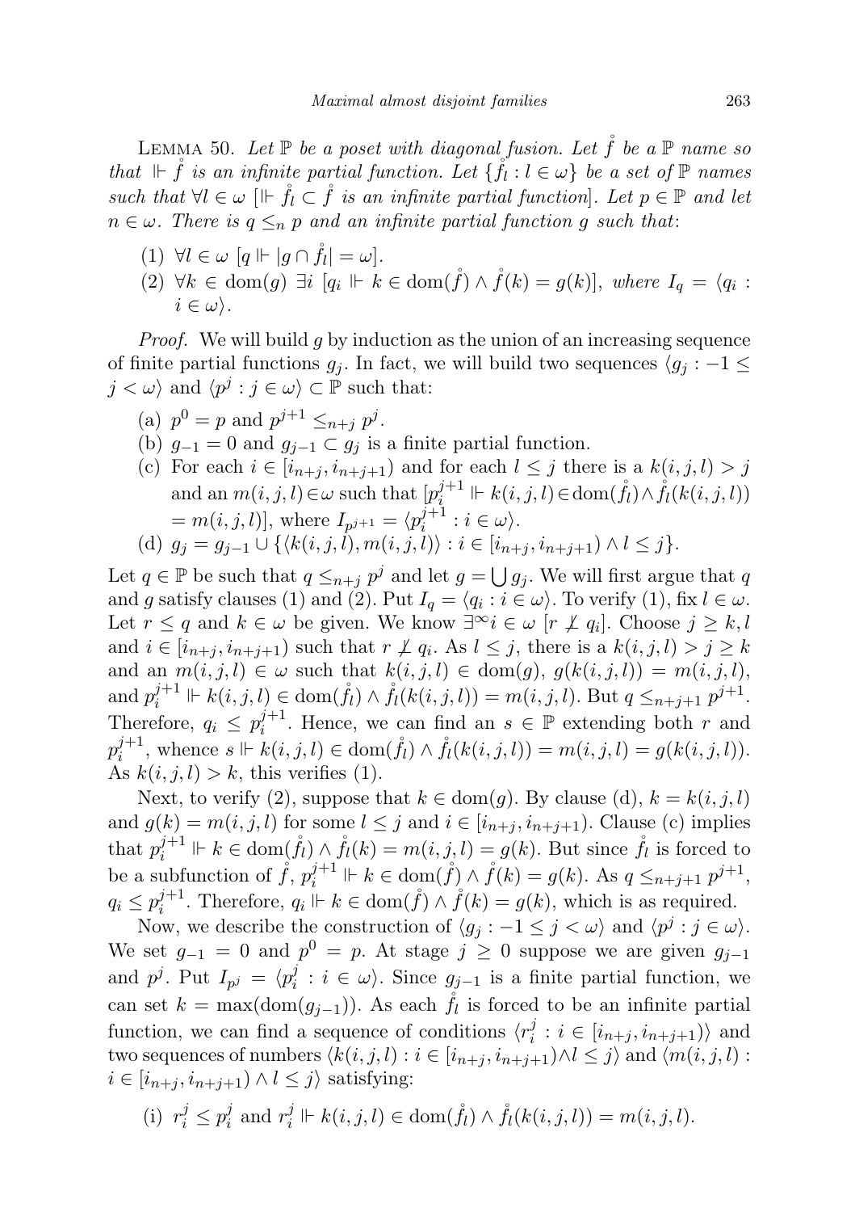LEMMA 50. *Let $\mathbb{P}$ be a poset with diagonal fusion. Let $\mathring{f}$ be a $\mathbb{P}$ name so that $\Vdash \mathring{f}$ is an infinite partial function. Let $\{\mathring{f}_l : l \in \omega\}$ be a set of $\mathbb{P}$ names such that $\forall l \in \omega$ $[\Vdash \mathring{f}_l \subset \mathring{f}$ is an infinite partial function$]$. Let $p \in \mathbb{P}$ and let $n \in \omega$. There is $q \leq_n p$ and an infinite partial function $g$ such that*:

1. $\forall l \in \omega$ $[q \Vdash |g \cap \mathring{f}_l| = \omega]$.
2. $\forall k \in \operatorname{dom}(g)$ $\exists i$ $[q_i \Vdash k \in \operatorname{dom}(\mathring{f}) \wedge \mathring{f}(k) = g(k)]$, *where* $I_q = \langle q_i : i \in \omega\rangle$.

*Proof.* We will build $g$ by induction as the union of an increasing sequence of finite partial functions $g_j$. In fact, we will build two sequences $\langle g_j : -1 \leq j < \omega\rangle$ and $\langle p^j : j \in \omega\rangle \subset \mathbb{P}$ such that:

(a) $p^0 = p$ and $p^{j+1} \leq_{n+j} p^j$.
(b) $g_{-1} = 0$ and $g_{j-1} \subset g_j$ is a finite partial function.
(c) For each $i \in [i_{n+j}, i_{n+j+1})$ and for each $l \leq j$ there is a $k(i,j,l) > j$ and an $m(i,j,l) \in \omega$ such that $[p_i^{j+1} \Vdash k(i,j,l) \in \operatorname{dom}(\mathring{f}_l) \wedge \mathring{f}_l(k(i,j,l)) = m(i,j,l)]$, where $I_{p^{j+1}} = \langle p_i^{j+1} : i \in \omega\rangle$.
(d) $g_j = g_{j-1} \cup \{\langle k(i,j,l), m(i,j,l)\rangle : i \in [i_{n+j}, i_{n+j+1}) \wedge l \leq j\}$.

Let $q \in \mathbb{P}$ be such that $q \leq_{n+j} p^j$ and let $g = \bigcup g_j$. We will first argue that $q$ and $g$ satisfy clauses (1) and (2). Put $I_q = \langle q_i : i \in \omega\rangle$. To verify (1), fix $l \in \omega$. Let $r \leq q$ and $k \in \omega$ be given. We know $\exists^\infty i \in \omega$ $[r \not\perp q_i]$. Choose $j \geq k, l$ and $i \in [i_{n+j}, i_{n+j+1})$ such that $r \not\perp q_i$. As $l \leq j$, there is a $k(i,j,l) > j \geq k$ and an $m(i,j,l) \in \omega$ such that $k(i,j,l) \in \operatorname{dom}(g)$, $g(k(i,j,l)) = m(i,j,l)$, and $p_i^{j+1} \Vdash k(i,j,l) \in \operatorname{dom}(\mathring{f}_l) \wedge \mathring{f}_l(k(i,j,l)) = m(i,j,l)$. But $q \leq_{n+j+1} p^{j+1}$. Therefore, $q_i \leq p_i^{j+1}$. Hence, we can find an $s \in \mathbb{P}$ extending both $r$ and $p_i^{j+1}$, whence $s \Vdash k(i,j,l) \in \operatorname{dom}(\mathring{f}_l) \wedge \mathring{f}_l(k(i,j,l)) = m(i,j,l) = g(k(i,j,l))$. As $k(i,j,l) > k$, this verifies (1).

Next, to verify (2), suppose that $k \in \operatorname{dom}(g)$. By clause (d), $k = k(i,j,l)$ and $g(k) = m(i,j,l)$ for some $l \leq j$ and $i \in [i_{n+j}, i_{n+j+1})$. Clause (c) implies that $p_i^{j+1} \Vdash k \in \operatorname{dom}(\mathring{f}_l) \wedge \mathring{f}_l(k) = m(i,j,l) = g(k)$. But since $\mathring{f}_l$ is forced to be a subfunction of $\mathring{f}$, $p_i^{j+1} \Vdash k \in \operatorname{dom}(\mathring{f}) \wedge \mathring{f}(k) = g(k)$. As $q \leq_{n+j+1} p^{j+1}$, $q_i \leq p_i^{j+1}$. Therefore, $q_i \Vdash k \in \operatorname{dom}(\mathring{f}) \wedge \mathring{f}(k) = g(k)$, which is as required.

Now, we describe the construction of $\langle g_j : -1 \leq j < \omega\rangle$ and $\langle p^j : j \in \omega\rangle$. We set $g_{-1} = 0$ and $p^0 = p$. At stage $j \geq 0$ suppose we are given $g_{j-1}$ and $p^j$. Put $I_{p^j} = \langle p_i^j : i \in \omega\rangle$. Since $g_{j-1}$ is a finite partial function, we can set $k = \max(\operatorname{dom}(g_{j-1}))$. As each $\mathring{f}_l$ is forced to be an infinite partial function, we can find a sequence of conditions $\langle r_i^j : i \in [i_{n+j}, i_{n+j+1})\rangle$ and two sequences of numbers $\langle k(i,j,l) : i \in [i_{n+j}, i_{n+j+1}) \wedge l \leq j\rangle$ and $\langle m(i,j,l) : i \in [i_{n+j}, i_{n+j+1}) \wedge l \leq j\rangle$ satisfying:

(i) $r_i^j \leq p_i^j$ and $r_i^j \Vdash k(i,j,l) \in \operatorname{dom}(\mathring{f}_l) \wedge \mathring{f}_l(k(i,j,l)) = m(i,j,l)$.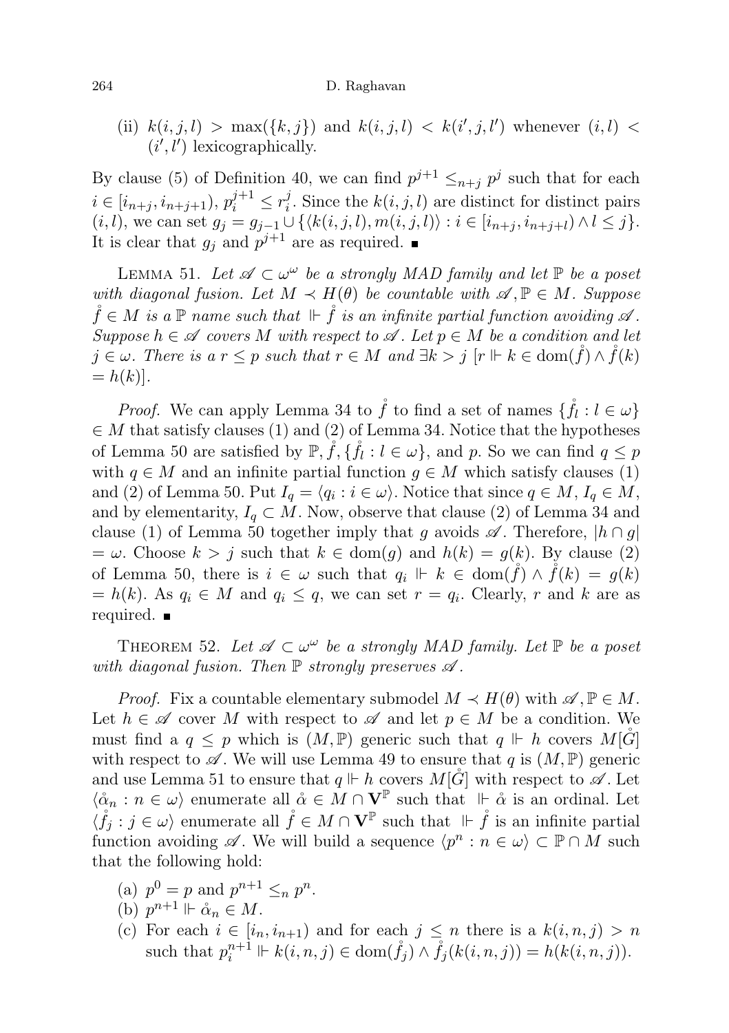(ii) $k(i,j,l) > \max(\{k,j\})$ and $k(i,j,l) < k(i',j,l')$ whenever $(i,l) < (i',l')$ lexicographically.

By clause (5) of Definition 40, we can find $p^{j+1} \leq_{n+j} p^j$ such that for each $i \in [i_{n+j}, i_{n+j+1})$, $p_i^{j+1} \leq r_i^j$. Since the $k(i,j,l)$ are distinct for distinct pairs $(i,l)$, we can set $g_j = g_{j-1} \cup \{\langle k(i,j,l), m(i,j,l)\rangle : i \in [i_{n+j}, i_{n+j+l}) \wedge l \leq j\}$. It is clear that $g_j$ and $p^{j+1}$ are as required. ∎

Lemma 51. *Let $\mathscr{A} \subset \omega^\omega$ be a strongly MAD family and let $\mathbb{P}$ be a poset with diagonal fusion. Let $M \prec H(\theta)$ be countable with $\mathscr{A}, \mathbb{P} \in M$. Suppose $\mathring{f} \in M$ is a $\mathbb{P}$ name such that $\Vdash \mathring{f}$ is an infinite partial function avoiding $\mathscr{A}$. Suppose $h \in \mathscr{A}$ covers $M$ with respect to $\mathscr{A}$. Let $p \in M$ be a condition and let $j \in \omega$. There is a $r \leq p$ such that $r \in M$ and $\exists k > j$ $[r \Vdash k \in \mathrm{dom}(\mathring{f}) \wedge \mathring{f}(k) = h(k)]$.*

*Proof.* We can apply Lemma 34 to $\mathring{f}$ to find a set of names $\{\mathring{f}_l : l \in \omega\} \in M$ that satisfy clauses (1) and (2) of Lemma 34. Notice that the hypotheses of Lemma 50 are satisfied by $\mathbb{P}, \mathring{f}, \{\mathring{f}_l : l \in \omega\}$, and $p$. So we can find $q \leq p$ with $q \in M$ and an infinite partial function $g \in M$ which satisfy clauses (1) and (2) of Lemma 50. Put $I_q = \langle q_i : i \in \omega\rangle$. Notice that since $q \in M$, $I_q \in M$, and by elementarity, $I_q \subset M$. Now, observe that clause (2) of Lemma 34 and clause (1) of Lemma 50 together imply that $g$ avoids $\mathscr{A}$. Therefore, $|h \cap g| = \omega$. Choose $k > j$ such that $k \in \mathrm{dom}(g)$ and $h(k) = g(k)$. By clause (2) of Lemma 50, there is $i \in \omega$ such that $q_i \Vdash k \in \mathrm{dom}(\mathring{f}) \wedge \mathring{f}(k) = g(k) = h(k)$. As $q_i \in M$ and $q_i \leq q$, we can set $r = q_i$. Clearly, $r$ and $k$ are as required. ∎

Theorem 52. *Let $\mathscr{A} \subset \omega^\omega$ be a strongly MAD family. Let $\mathbb{P}$ be a poset with diagonal fusion. Then $\mathbb{P}$ strongly preserves $\mathscr{A}$.*

*Proof.* Fix a countable elementary submodel $M \prec H(\theta)$ with $\mathscr{A}, \mathbb{P} \in M$. Let $h \in \mathscr{A}$ cover $M$ with respect to $\mathscr{A}$ and let $p \in M$ be a condition. We must find a $q \leq p$ which is $(M, \mathbb{P})$ generic such that $q \Vdash h$ covers $M[\mathring{G}]$ with respect to $\mathscr{A}$. We will use Lemma 49 to ensure that $q$ is $(M, \mathbb{P})$ generic and use Lemma 51 to ensure that $q \Vdash h$ covers $M[\mathring{G}]$ with respect to $\mathscr{A}$. Let $\langle \mathring{\alpha}_n : n \in \omega\rangle$ enumerate all $\mathring{\alpha} \in M \cap \mathbf{V}^{\mathbb{P}}$ such that $\Vdash \mathring{\alpha}$ is an ordinal. Let $\langle \mathring{f}_j : j \in \omega\rangle$ enumerate all $\mathring{f} \in M \cap \mathbf{V}^{\mathbb{P}}$ such that $\Vdash \mathring{f}$ is an infinite partial function avoiding $\mathscr{A}$. We will build a sequence $\langle p^n : n \in \omega\rangle \subset \mathbb{P} \cap M$ such that the following hold:

(a) $p^0 = p$ and $p^{n+1} \leq_n p^n$.
(b) $p^{n+1} \Vdash \mathring{\alpha}_n \in M$.
(c) For each $i \in [i_n, i_{n+1})$ and for each $j \leq n$ there is a $k(i,n,j) > n$ such that $p_i^{n+1} \Vdash k(i,n,j) \in \mathrm{dom}(\mathring{f}_j) \wedge \mathring{f}_j(k(i,n,j)) = h(k(i,n,j))$.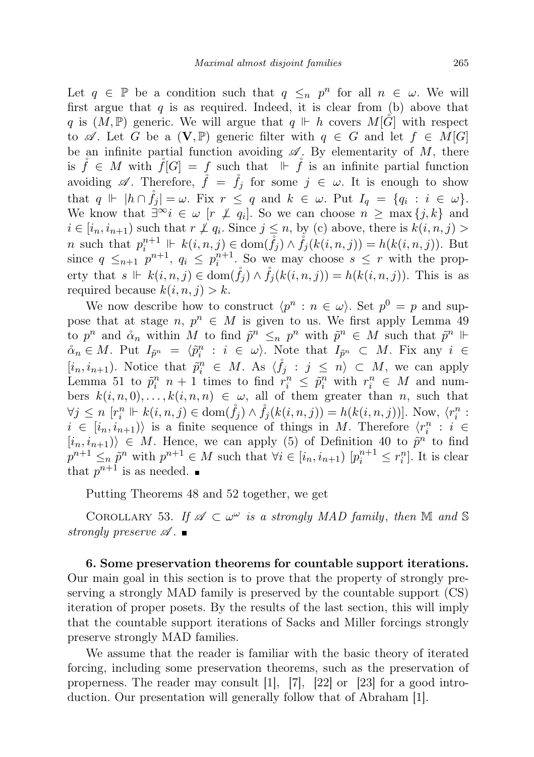Let $q \in \mathbb{P}$ be a condition such that $q \leq_n p^n$ for all $n \in \omega$. We will first argue that $q$ is as required. Indeed, it is clear from (b) above that $q$ is $(M, \mathbb{P})$ generic. We will argue that $q \Vdash h$ covers $M[\mathring{G}]$ with respect to $\mathscr{A}$. Let $G$ be a $(\mathbf{V}, \mathbb{P})$ generic filter with $q \in G$ and let $f \in M[G]$ be an infinite partial function avoiding $\mathscr{A}$. By elementarity of $M$, there is $\mathring{f} \in M$ with $\mathring{f}[G] = f$ such that $\Vdash \mathring{f}$ is an infinite partial function avoiding $\mathscr{A}$. Therefore, $\mathring{f} = \mathring{f}_j$ for some $j \in \omega$. It is enough to show that $q \Vdash |h \cap \mathring{f}_j| = \omega$. Fix $r \leq q$ and $k \in \omega$. Put $I_q = \{q_i : i \in \omega\}$. We know that $\exists^\infty i \in \omega\ [r \not\perp q_i]$. So we can choose $n \geq \max\{j, k\}$ and $i \in [i_n, i_{n+1})$ such that $r \not\perp q_i$. Since $j \leq n$, by (c) above, there is $k(i,n,j) > n$ such that $p_i^{n+1} \Vdash k(i,n,j) \in \mathrm{dom}(\mathring{f}_j) \wedge \mathring{f}_j(k(i,n,j)) = h(k(i,n,j))$. But since $q \leq_{n+1} p^{n+1}$, $q_i \leq p_i^{n+1}$. So we may choose $s \leq r$ with the property that $s \Vdash k(i,n,j) \in \mathrm{dom}(\mathring{f}_j) \wedge \mathring{f}_j(k(i,n,j)) = h(k(i,n,j))$. This is as required because $k(i,n,j) > k$.

We now describe how to construct $\langle p^n : n \in \omega \rangle$. Set $p^0 = p$ and suppose that at stage $n$, $p^n \in M$ is given to us. We first apply Lemma 49 to $p^n$ and $\mathring{\alpha}_n$ within $M$ to find $\tilde{p}^n \leq_n p^n$ with $\tilde{p}^n \in M$ such that $\tilde{p}^n \Vdash \mathring{\alpha}_n \in M$. Put $I_{\tilde{p}^n} = \langle \tilde{p}_i^n : i \in \omega \rangle$. Note that $I_{\tilde{p}^n} \subset M$. Fix any $i \in [i_n, i_{n+1})$. Notice that $\tilde{p}_i^n \in M$. As $\langle \mathring{f}_j : j \leq n \rangle \subset M$, we can apply Lemma 51 to $\tilde{p}_i^n$ $n+1$ times to find $r_i^n \leq \tilde{p}_i^n$ with $r_i^n \in M$ and numbers $k(i,n,0), \ldots, k(i,n,n) \in \omega$, all of them greater than $n$, such that $\forall j \leq n\ [r_i^n \Vdash k(i,n,j) \in \mathrm{dom}(\mathring{f}_j) \wedge \mathring{f}_j(k(i,n,j)) = h(k(i,n,j))]$. Now, $\langle r_i^n : i \in [i_n, i_{n+1}) \rangle$ is a finite sequence of things in $M$. Therefore $\langle r_i^n : i \in [i_n, i_{n+1}) \rangle \in M$. Hence, we can apply (5) of Definition 40 to $\tilde{p}^n$ to find $p^{n+1} \leq_n \tilde{p}^n$ with $p^{n+1} \in M$ such that $\forall i \in [i_n, i_{n+1})\ [p_i^{n+1} \leq r_i^n]$. It is clear that $p^{n+1}$ is as needed. ∎

Putting Theorems 48 and 52 together, we get

Corollary 53. *If $\mathscr{A} \subset \omega^\omega$ is a strongly MAD family, then $\mathbb{M}$ and $\mathbb{S}$ strongly preserve $\mathscr{A}$.* ∎

## 6. Some preservation theorems for countable support iterations.

Our main goal in this section is to prove that the property of strongly preserving a strongly MAD family is preserved by the countable support (CS) iteration of proper posets. By the results of the last section, this will imply that the countable support iterations of Sacks and Miller forcings strongly preserve strongly MAD families.

We assume that the reader is familiar with the basic theory of iterated forcing, including some preservation theorems, such as the preservation of properness. The reader may consult [1], [7], [22] or [23] for a good introduction. Our presentation will generally follow that of Abraham [1].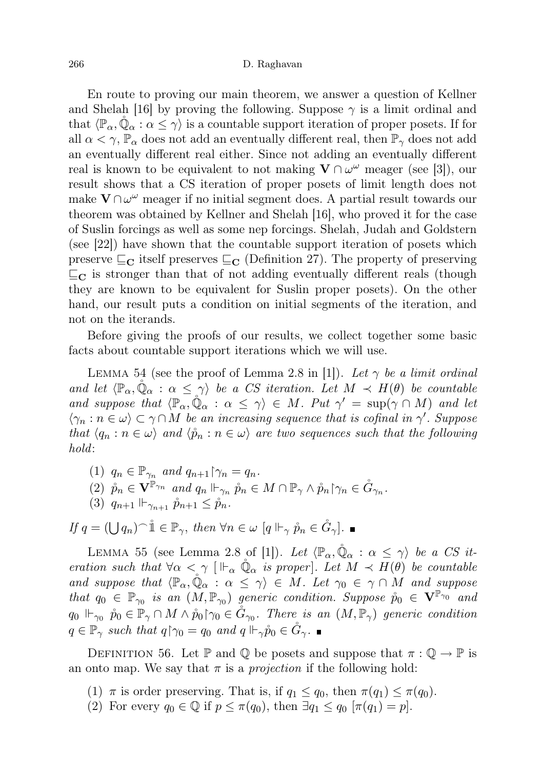En route to proving our main theorem, we answer a question of Kellner and Shelah [16] by proving the following. Suppose $\gamma$ is a limit ordinal and that $\langle \mathbb{P}_\alpha, \mathring{\mathbb{Q}}_\alpha : \alpha \leq \gamma \rangle$ is a countable support iteration of proper posets. If for all $\alpha < \gamma$, $\mathbb{P}_\alpha$ does not add an eventually different real, then $\mathbb{P}_\gamma$ does not add an eventually different real either. Since not adding an eventually different real is known to be equivalent to not making $\mathbf{V} \cap \omega^\omega$ meager (see [3]), our result shows that a CS iteration of proper posets of limit length does not make $\mathbf{V} \cap \omega^\omega$ meager if no initial segment does. A partial result towards our theorem was obtained by Kellner and Shelah [16], who proved it for the case of Suslin forcings as well as some nep forcings. Shelah, Judah and Goldstern (see [22]) have shown that the countable support iteration of posets which preserve $\sqsubseteq_{\mathbf{C}}$ itself preserves $\sqsubseteq_{\mathbf{C}}$ (Definition 27). The property of preserving $\sqsubseteq_{\mathbf{C}}$ is stronger than that of not adding eventually different reals (though they are known to be equivalent for Suslin proper posets). On the other hand, our result puts a condition on initial segments of the iteration, and not on the iterands.

Before giving the proofs of our results, we collect together some basic facts about countable support iterations which we will use.

Lemma 54 (see the proof of Lemma 2.8 in [1]). *Let $\gamma$ be a limit ordinal and let $\langle \mathbb{P}_\alpha, \mathring{\mathbb{Q}}_\alpha : \alpha \leq \gamma \rangle$ be a CS iteration. Let $M \prec H(\theta)$ be countable and suppose that $\langle \mathbb{P}_\alpha, \mathring{\mathbb{Q}}_\alpha : \alpha \leq \gamma \rangle \in M$. Put $\gamma' = \sup(\gamma \cap M)$ and let $\langle \gamma_n : n \in \omega \rangle \subset \gamma \cap M$ be an increasing sequence that is cofinal in $\gamma'$. Suppose that $\langle q_n : n \in \omega \rangle$ and $\langle \mathring{p}_n : n \in \omega \rangle$ are two sequences such that the following hold*:

1. $q_n \in \mathbb{P}_{\gamma_n}$ *and* $q_{n+1} \restriction \gamma_n = q_n$.
2. $\mathring{p}_n \in \mathbf{V}^{\mathbb{P}_{\gamma_n}}$ *and* $q_n \Vdash_{\gamma_n} \mathring{p}_n \in M \cap \mathbb{P}_\gamma \wedge \mathring{p}_n \restriction \gamma_n \in \mathring{G}_{\gamma_n}$.
3. $q_{n+1} \Vdash_{\gamma_{n+1}} \mathring{p}_{n+1} \leq \mathring{p}_n$.

*If $q = (\bigcup q_n)^\frown \mathring{\mathbb{1}} \in \mathbb{P}_\gamma$, then $\forall n \in \omega$ $[q \Vdash_\gamma \mathring{p}_n \in \mathring{G}_\gamma]$.* ∎

Lemma 55 (see Lemma 2.8 of [1]). *Let $\langle \mathbb{P}_\alpha, \mathring{\mathbb{Q}}_\alpha : \alpha \leq \gamma \rangle$ be a CS iteration such that $\forall \alpha < \gamma$ $[\Vdash_\alpha \mathring{\mathbb{Q}}_\alpha$ is proper$]$. Let $M \prec H(\theta)$ be countable and suppose that $\langle \mathbb{P}_\alpha, \mathring{\mathbb{Q}}_\alpha : \alpha \leq \gamma \rangle \in M$. Let $\gamma_0 \in \gamma \cap M$ and suppose that $q_0 \in \mathbb{P}_{\gamma_0}$ is an $(M, \mathbb{P}_{\gamma_0})$ generic condition. Suppose $\mathring{p}_0 \in \mathbf{V}^{\mathbb{P}_{\gamma_0}}$ and $q_0 \Vdash_{\gamma_0} \mathring{p}_0 \in \mathbb{P}_\gamma \cap M \wedge \mathring{p}_0 \restriction \gamma_0 \in \mathring{G}_{\gamma_0}$. There is an $(M, \mathbb{P}_\gamma)$ generic condition $q \in \mathbb{P}_\gamma$ such that $q \restriction \gamma_0 = q_0$ and $q \Vdash_\gamma \mathring{p}_0 \in \mathring{G}_\gamma$.* ∎

Definition 56. Let $\mathbb{P}$ and $\mathbb{Q}$ be posets and suppose that $\pi : \mathbb{Q} \to \mathbb{P}$ is an onto map. We say that $\pi$ is a *projection* if the following hold:

1. $\pi$ is order preserving. That is, if $q_1 \leq q_0$, then $\pi(q_1) \leq \pi(q_0)$.
2. For every $q_0 \in \mathbb{Q}$ if $p \leq \pi(q_0)$, then $\exists q_1 \leq q_0$ $[\pi(q_1) = p]$.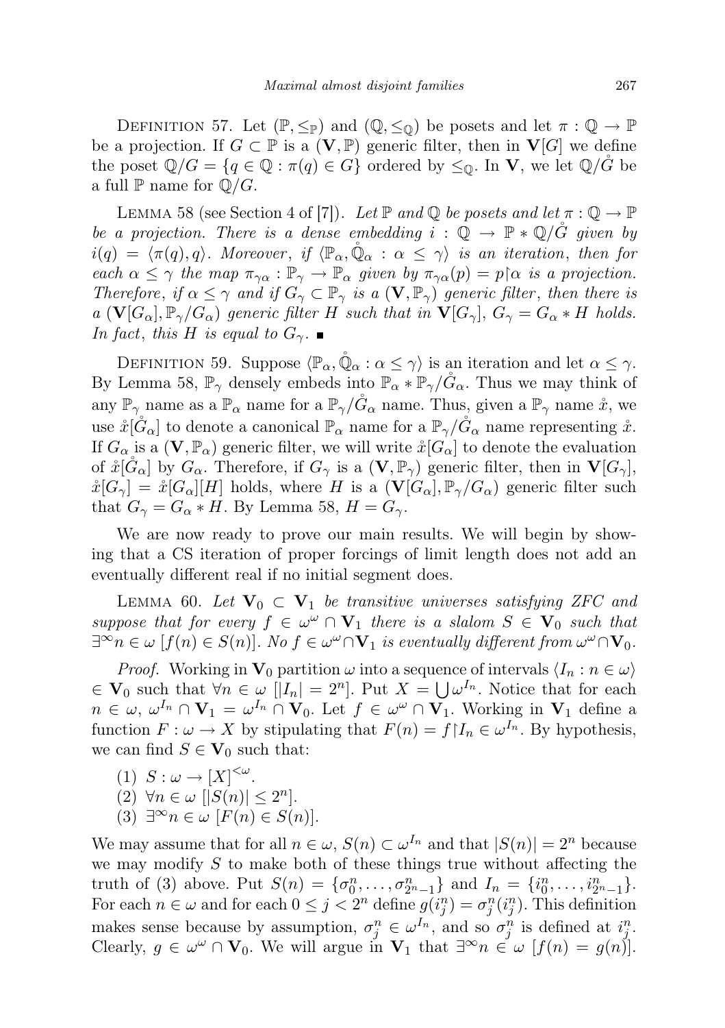DEFINITION 57. Let $(\mathbb{P}, \leq_{\mathbb{P}})$ and $(\mathbb{Q}, \leq_{\mathbb{Q}})$ be posets and let $\pi : \mathbb{Q} \to \mathbb{P}$ be a projection. If $G \subset \mathbb{P}$ is a $(\mathbf{V}, \mathbb{P})$ generic filter, then in $\mathbf{V}[G]$ we define the poset $\mathbb{Q}/G = \{q \in \mathbb{Q} : \pi(q) \in G\}$ ordered by $\leq_{\mathbb{Q}}$. In $\mathbf{V}$, we let $\mathbb{Q}/\mathring{G}$ be a full $\mathbb{P}$ name for $\mathbb{Q}/G$.

LEMMA 58 (see Section 4 of [7]). *Let $\mathbb{P}$ and $\mathbb{Q}$ be posets and let $\pi : \mathbb{Q} \to \mathbb{P}$ be a projection. There is a dense embedding $i : \mathbb{Q} \to \mathbb{P} * \mathbb{Q}/\mathring{G}$ given by $i(q) = \langle \pi(q), q\rangle$. Moreover, if $\langle \mathbb{P}_\alpha, \mathring{\mathbb{Q}}_\alpha : \alpha \leq \gamma\rangle$ is an iteration, then for each $\alpha \leq \gamma$ the map $\pi_{\gamma\alpha} : \mathbb{P}_\gamma \to \mathbb{P}_\alpha$ given by $\pi_{\gamma\alpha}(p) = p\restriction\alpha$ is a projection. Therefore, if $\alpha \leq \gamma$ and if $G_\gamma \subset \mathbb{P}_\gamma$ is a $(\mathbf{V}, \mathbb{P}_\gamma)$ generic filter, then there is a $(\mathbf{V}[G_\alpha], \mathbb{P}_\gamma/G_\alpha)$ generic filter $H$ such that in $\mathbf{V}[G_\gamma]$, $G_\gamma = G_\alpha * H$ holds. In fact, this $H$ is equal to $G_\gamma$.* ∎

DEFINITION 59. Suppose $\langle \mathbb{P}_\alpha, \mathring{\mathbb{Q}}_\alpha : \alpha \leq \gamma\rangle$ is an iteration and let $\alpha \leq \gamma$. By Lemma 58, $\mathbb{P}_\gamma$ densely embeds into $\mathbb{P}_\alpha * \mathbb{P}_\gamma/\mathring{G}_\alpha$. Thus we may think of any $\mathbb{P}_\gamma$ name as a $\mathbb{P}_\alpha$ name for a $\mathbb{P}_\gamma/\mathring{G}_\alpha$ name. Thus, given a $\mathbb{P}_\gamma$ name $\mathring{x}$, we use $\mathring{x}[\mathring{G}_\alpha]$ to denote a canonical $\mathbb{P}_\alpha$ name for a $\mathbb{P}_\gamma/\mathring{G}_\alpha$ name representing $\mathring{x}$. If $G_\alpha$ is a $(\mathbf{V}, \mathbb{P}_\alpha)$ generic filter, we will write $\mathring{x}[G_\alpha]$ to denote the evaluation of $\mathring{x}[\mathring{G}_\alpha]$ by $G_\alpha$. Therefore, if $G_\gamma$ is a $(\mathbf{V}, \mathbb{P}_\gamma)$ generic filter, then in $\mathbf{V}[G_\gamma]$, $\mathring{x}[G_\gamma] = \mathring{x}[G_\alpha][H]$ holds, where $H$ is a $(\mathbf{V}[G_\alpha], \mathbb{P}_\gamma/G_\alpha)$ generic filter such that $G_\gamma = G_\alpha * H$. By Lemma 58, $H = G_\gamma$.

We are now ready to prove our main results. We will begin by showing that a CS iteration of proper forcings of limit length does not add an eventually different real if no initial segment does.

LEMMA 60. *Let $\mathbf{V}_0 \subset \mathbf{V}_1$ be transitive universes satisfying ZFC and suppose that for every $f \in \omega^\omega \cap \mathbf{V}_1$ there is a slalom $S \in \mathbf{V}_0$ such that $\exists^\infty n \in \omega\, [f(n) \in S(n)]$. No $f \in \omega^\omega \cap \mathbf{V}_1$ is eventually different from $\omega^\omega \cap \mathbf{V}_0$.*

*Proof.* Working in $\mathbf{V}_0$ partition $\omega$ into a sequence of intervals $\langle I_n : n \in \omega\rangle \in \mathbf{V}_0$ such that $\forall n \in \omega\, [|I_n| = 2^n]$. Put $X = \bigcup \omega^{I_n}$. Notice that for each $n \in \omega$, $\omega^{I_n} \cap \mathbf{V}_1 = \omega^{I_n} \cap \mathbf{V}_0$. Let $f \in \omega^\omega \cap \mathbf{V}_1$. Working in $\mathbf{V}_1$ define a function $F : \omega \to X$ by stipulating that $F(n) = f\restriction I_n \in \omega^{I_n}$. By hypothesis, we can find $S \in \mathbf{V}_0$ such that:

(1) $S : \omega \to [X]^{<\omega}$.
(2) $\forall n \in \omega\, [|S(n)| \leq 2^n]$.
(3) $\exists^\infty n \in \omega\, [F(n) \in S(n)]$.

We may assume that for all $n \in \omega$, $S(n) \subset \omega^{I_n}$ and that $|S(n)| = 2^n$ because we may modify $S$ to make both of these things true without affecting the truth of (3) above. Put $S(n) = \{\sigma_0^n, \ldots, \sigma_{2^n-1}^n\}$ and $I_n = \{i_0^n, \ldots, i_{2^n-1}^n\}$. For each $n \in \omega$ and for each $0 \leq j < 2^n$ define $g(i_j^n) = \sigma_j^n(i_j^n)$. This definition makes sense because by assumption, $\sigma_j^n \in \omega^{I_n}$, and so $\sigma_j^n$ is defined at $i_j^n$. Clearly, $g \in \omega^\omega \cap \mathbf{V}_0$. We will argue in $\mathbf{V}_1$ that $\exists^\infty n \in \omega\, [f(n) = g(n)]$.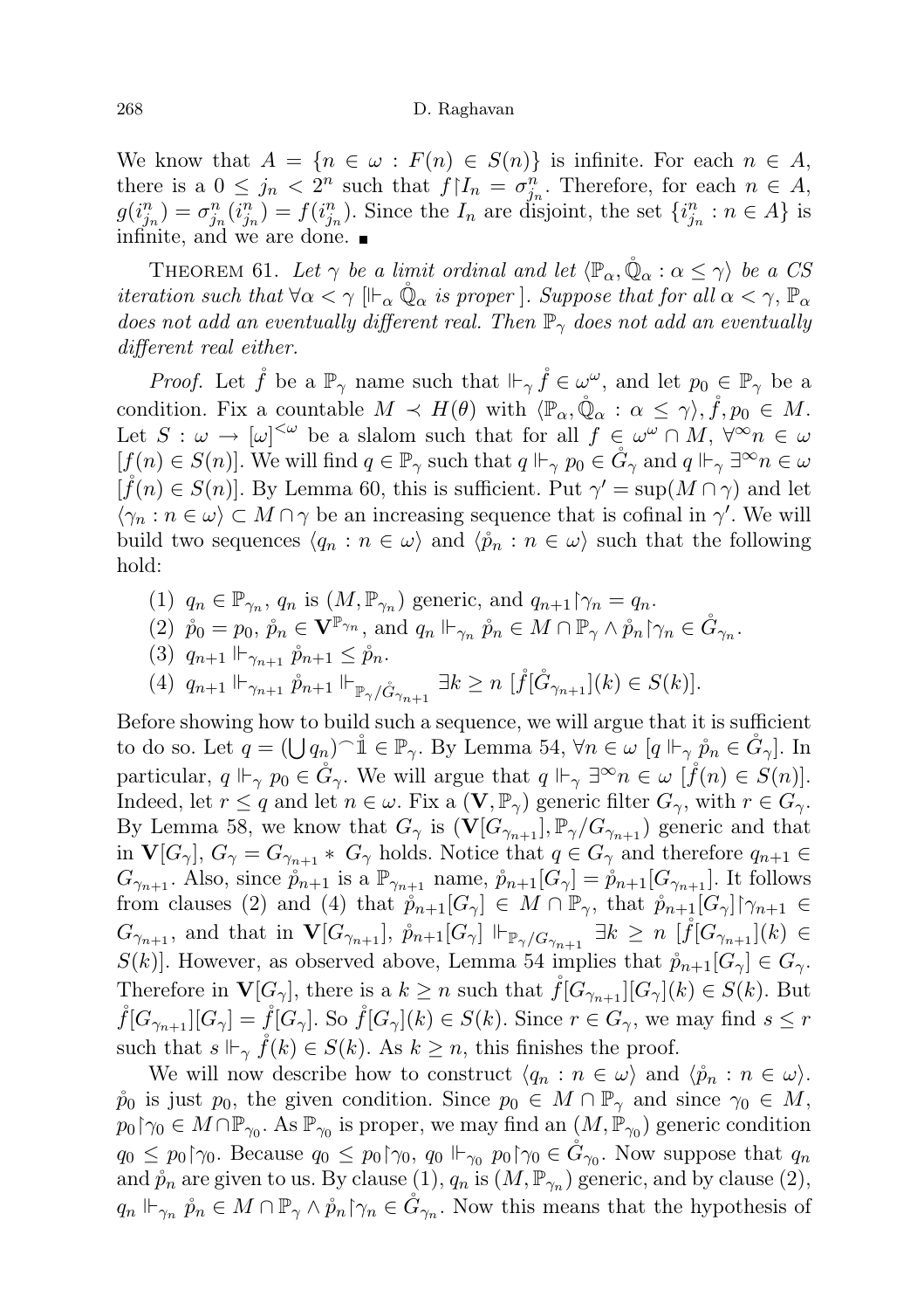We know that $A = \{n \in \omega : F(n) \in S(n)\}$ is infinite. For each $n \in A$, there is a $0 \leq j_n < 2^n$ such that $f \restriction I_n = \sigma^n_{j_n}$. Therefore, for each $n \in A$, $g(i^n_{j_n}) = \sigma^n_{j_n}(i^n_{j_n}) = f(i^n_{j_n})$. Since the $I_n$ are disjoint, the set $\{i^n_{j_n} : n \in A\}$ is infinite, and we are done. ∎

Theorem 61. *Let $\gamma$ be a limit ordinal and let $\langle \mathbb{P}_\alpha, \mathring{\mathbb{Q}}_\alpha : \alpha \leq \gamma \rangle$ be a CS iteration such that $\forall \alpha < \gamma\ [\Vdash_\alpha \mathring{\mathbb{Q}}_\alpha$ is proper$]$. Suppose that for all $\alpha < \gamma$, $\mathbb{P}_\alpha$ does not add an eventually different real. Then $\mathbb{P}_\gamma$ does not add an eventually different real either.*

*Proof.* Let $\mathring{f}$ be a $\mathbb{P}_\gamma$ name such that $\Vdash_\gamma \mathring{f} \in \omega^\omega$, and let $p_0 \in \mathbb{P}_\gamma$ be a condition. Fix a countable $M \prec H(\theta)$ with $\langle \mathbb{P}_\alpha, \mathring{\mathbb{Q}}_\alpha : \alpha \leq \gamma \rangle, \mathring{f}, p_0 \in M$. Let $S : \omega \to [\omega]^{<\omega}$ be a slalom such that for all $f \in \omega^\omega \cap M$, $\forall^\infty n \in \omega$ $[f(n) \in S(n)]$. We will find $q \in \mathbb{P}_\gamma$ such that $q \Vdash_\gamma p_0 \in \mathring{G}_\gamma$ and $q \Vdash_\gamma \exists^\infty n \in \omega$ $[\mathring{f}(n) \in S(n)]$. By Lemma 60, this is sufficient. Put $\gamma' = \sup(M \cap \gamma)$ and let $\langle \gamma_n : n \in \omega \rangle \subset M \cap \gamma$ be an increasing sequence that is cofinal in $\gamma'$. We will build two sequences $\langle q_n : n \in \omega \rangle$ and $\langle \mathring{p}_n : n \in \omega \rangle$ such that the following hold:

(1) $q_n \in \mathbb{P}_{\gamma_n}$, $q_n$ is $(M, \mathbb{P}_{\gamma_n})$ generic, and $q_{n+1} \restriction \gamma_n = q_n$.

(2) $\mathring{p}_0 = p_0$, $\mathring{p}_n \in \mathbf{V}^{\mathbb{P}_{\gamma_n}}$, and $q_n \Vdash_{\gamma_n} \mathring{p}_n \in M \cap \mathbb{P}_\gamma \wedge \mathring{p}_n \restriction \gamma_n \in \mathring{G}_{\gamma_n}$.

(3) $q_{n+1} \Vdash_{\gamma_{n+1}} \mathring{p}_{n+1} \leq \mathring{p}_n$.

(4) $q_{n+1} \Vdash_{\gamma_{n+1}} \mathring{p}_{n+1} \Vdash_{\mathbb{P}_\gamma / \mathring{G}_{\gamma_{n+1}}} \exists k \geq n\ [\mathring{f}[\mathring{G}_{\gamma_{n+1}}](k) \in S(k)]$.

Before showing how to build such a sequence, we will argue that it is sufficient to do so. Let $q = (\bigcup q_n)^\frown \mathring{\mathbb{1}} \in \mathbb{P}_\gamma$. By Lemma 54, $\forall n \in \omega\ [q \Vdash_\gamma \mathring{p}_n \in \mathring{G}_\gamma]$. In particular, $q \Vdash_\gamma p_0 \in \mathring{G}_\gamma$. We will argue that $q \Vdash_\gamma \exists^\infty n \in \omega\ [\mathring{f}(n) \in S(n)]$. Indeed, let $r \leq q$ and let $n \in \omega$. Fix a $(\mathbf{V}, \mathbb{P}_\gamma)$ generic filter $G_\gamma$, with $r \in G_\gamma$. By Lemma 58, we know that $G_\gamma$ is $(\mathbf{V}[G_{\gamma_{n+1}}], \mathbb{P}_\gamma / G_{\gamma_{n+1}})$ generic and that in $\mathbf{V}[G_\gamma]$, $G_\gamma = G_{\gamma_{n+1}} * G_\gamma$ holds. Notice that $q \in G_\gamma$ and therefore $q_{n+1} \in G_{\gamma_{n+1}}$. Also, since $\mathring{p}_{n+1}$ is a $\mathbb{P}_{\gamma_{n+1}}$ name, $\mathring{p}_{n+1}[G_\gamma] = \mathring{p}_{n+1}[G_{\gamma_{n+1}}]$. It follows from clauses (2) and (4) that $\mathring{p}_{n+1}[G_\gamma] \in M \cap \mathbb{P}_\gamma$, that $\mathring{p}_{n+1}[G_\gamma] \restriction \gamma_{n+1} \in G_{\gamma_{n+1}}$, and that in $\mathbf{V}[G_{\gamma_{n+1}}]$, $\mathring{p}_{n+1}[G_\gamma] \Vdash_{\mathbb{P}_\gamma / G_{\gamma_{n+1}}} \exists k \geq n\ [\mathring{f}[G_{\gamma_{n+1}}](k) \in S(k)]$. However, as observed above, Lemma 54 implies that $\mathring{p}_{n+1}[G_\gamma] \in G_\gamma$. Therefore in $\mathbf{V}[G_\gamma]$, there is a $k \geq n$ such that $\mathring{f}[G_{\gamma_{n+1}}][G_\gamma](k) \in S(k)$. But $\mathring{f}[G_{\gamma_{n+1}}][G_\gamma] = \mathring{f}[G_\gamma]$. So $\mathring{f}[G_\gamma](k) \in S(k)$. Since $r \in G_\gamma$, we may find $s \leq r$ such that $s \Vdash_\gamma \mathring{f}(k) \in S(k)$. As $k \geq n$, this finishes the proof.

We will now describe how to construct $\langle q_n : n \in \omega \rangle$ and $\langle \mathring{p}_n : n \in \omega \rangle$. $\mathring{p}_0$ is just $p_0$, the given condition. Since $p_0 \in M \cap \mathbb{P}_\gamma$ and since $\gamma_0 \in M$, $p_0 \restriction \gamma_0 \in M \cap \mathbb{P}_{\gamma_0}$. As $\mathbb{P}_{\gamma_0}$ is proper, we may find an $(M, \mathbb{P}_{\gamma_0})$ generic condition $q_0 \leq p_0 \restriction \gamma_0$. Because $q_0 \leq p_0 \restriction \gamma_0$, $q_0 \Vdash_{\gamma_0} p_0 \restriction \gamma_0 \in \mathring{G}_{\gamma_0}$. Now suppose that $q_n$ and $\mathring{p}_n$ are given to us. By clause (1), $q_n$ is $(M, \mathbb{P}_{\gamma_n})$ generic, and by clause (2), $q_n \Vdash_{\gamma_n} \mathring{p}_n \in M \cap \mathbb{P}_\gamma \wedge \mathring{p}_n \restriction \gamma_n \in \mathring{G}_{\gamma_n}$. Now this means that the hypothesis of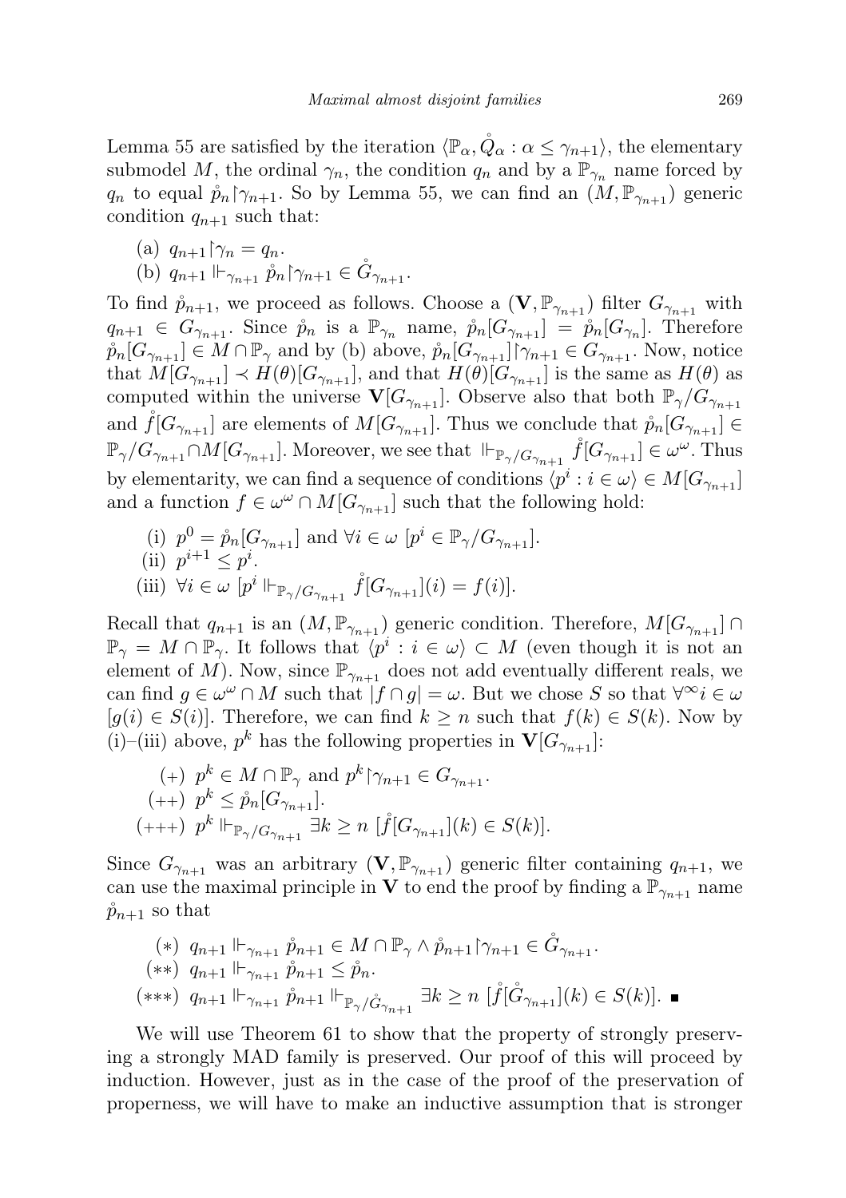Lemma 55 are satisfied by the iteration $\langle \mathbb{P}_\alpha, \mathring{Q}_\alpha : \alpha \leq \gamma_{n+1} \rangle$, the elementary submodel $M$, the ordinal $\gamma_n$, the condition $q_n$ and by a $\mathbb{P}_{\gamma_n}$ name forced by $q_n$ to equal $\mathring{p}_n \restriction \gamma_{n+1}$. So by Lemma 55, we can find an $(M, \mathbb{P}_{\gamma_{n+1}})$ generic condition $q_{n+1}$ such that:

(a) $q_{n+1} \restriction \gamma_n = q_n$.

(b) $q_{n+1} \Vdash_{\gamma_{n+1}} \mathring{p}_n \restriction \gamma_{n+1} \in \mathring{G}_{\gamma_{n+1}}$.

To find $\mathring{p}_{n+1}$, we proceed as follows. Choose a $(\mathbf{V}, \mathbb{P}_{\gamma_{n+1}})$ filter $G_{\gamma_{n+1}}$ with $q_{n+1} \in G_{\gamma_{n+1}}$. Since $\mathring{p}_n$ is a $\mathbb{P}_{\gamma_n}$ name, $\mathring{p}_n[G_{\gamma_{n+1}}] = \mathring{p}_n[G_{\gamma_n}]$. Therefore $\mathring{p}_n[G_{\gamma_{n+1}}] \in M \cap \mathbb{P}_\gamma$ and by (b) above, $\mathring{p}_n[G_{\gamma_{n+1}}] \restriction \gamma_{n+1} \in G_{\gamma_{n+1}}$. Now, notice that $M[G_{\gamma_{n+1}}] \prec H(\theta)[G_{\gamma_{n+1}}]$, and that $H(\theta)[G_{\gamma_{n+1}}]$ is the same as $H(\theta)$ as computed within the universe $\mathbf{V}[G_{\gamma_{n+1}}]$. Observe also that both $\mathbb{P}_\gamma / G_{\gamma_{n+1}}$ and $\mathring{f}[G_{\gamma_{n+1}}]$ are elements of $M[G_{\gamma_{n+1}}]$. Thus we conclude that $\mathring{p}_n[G_{\gamma_{n+1}}] \in \mathbb{P}_\gamma / G_{\gamma_{n+1}} \cap M[G_{\gamma_{n+1}}]$. Moreover, we see that $\Vdash_{\mathbb{P}_\gamma / G_{\gamma_{n+1}}} \mathring{f}[G_{\gamma_{n+1}}] \in \omega^\omega$. Thus by elementarity, we can find a sequence of conditions $\langle p^i : i \in \omega \rangle \in M[G_{\gamma_{n+1}}]$ and a function $f \in \omega^\omega \cap M[G_{\gamma_{n+1}}]$ such that the following hold:

(i) $p^0 = \mathring{p}_n[G_{\gamma_{n+1}}]$ and $\forall i \in \omega\ [p^i \in \mathbb{P}_\gamma / G_{\gamma_{n+1}}]$.

(ii) $p^{i+1} \leq p^i$.

(iii) $\forall i \in \omega\ [p^i \Vdash_{\mathbb{P}_\gamma / G_{\gamma_{n+1}}} \mathring{f}[G_{\gamma_{n+1}}](i) = f(i)]$.

Recall that $q_{n+1}$ is an $(M, \mathbb{P}_{\gamma_{n+1}})$ generic condition. Therefore, $M[G_{\gamma_{n+1}}] \cap \mathbb{P}_\gamma = M \cap \mathbb{P}_\gamma$. It follows that $\langle p^i : i \in \omega \rangle \subset M$ (even though it is not an element of $M$). Now, since $\mathbb{P}_{\gamma_{n+1}}$ does not add eventually different reals, we can find $g \in \omega^\omega \cap M$ such that $|f \cap g| = \omega$. But we chose $S$ so that $\forall^\infty i \in \omega$ $[g(i) \in S(i)]$. Therefore, we can find $k \geq n$ such that $f(k) \in S(k)$. Now by (i)–(iii) above, $p^k$ has the following properties in $\mathbf{V}[G_{\gamma_{n+1}}]$:

(+) $p^k \in M \cap \mathbb{P}_\gamma$ and $p^k \restriction \gamma_{n+1} \in G_{\gamma_{n+1}}$.

(++) $p^k \leq \mathring{p}_n[G_{\gamma_{n+1}}]$.

(+++) $p^k \Vdash_{\mathbb{P}_\gamma / G_{\gamma_{n+1}}} \exists k \geq n\ [\mathring{f}[G_{\gamma_{n+1}}](k) \in S(k)]$.

Since $G_{\gamma_{n+1}}$ was an arbitrary $(\mathbf{V}, \mathbb{P}_{\gamma_{n+1}})$ generic filter containing $q_{n+1}$, we can use the maximal principle in $\mathbf{V}$ to end the proof by finding a $\mathbb{P}_{\gamma_{n+1}}$ name $\mathring{p}_{n+1}$ so that

(*) $q_{n+1} \Vdash_{\gamma_{n+1}} \mathring{p}_{n+1} \in M \cap \mathbb{P}_\gamma \wedge \mathring{p}_{n+1} \restriction \gamma_{n+1} \in \mathring{G}_{\gamma_{n+1}}$.

(**) $q_{n+1} \Vdash_{\gamma_{n+1}} \mathring{p}_{n+1} \leq \mathring{p}_n$.

(***) $q_{n+1} \Vdash_{\gamma_{n+1}} \mathring{p}_{n+1} \Vdash_{\mathbb{P}_\gamma / \mathring{G}_{\gamma_{n+1}}} \exists k \geq n\ [\mathring{f}[\mathring{G}_{\gamma_{n+1}}](k) \in S(k)]$. ∎

We will use Theorem 61 to show that the property of strongly preserving a strongly MAD family is preserved. Our proof of this will proceed by induction. However, just as in the case of the proof of the preservation of properness, we will have to make an inductive assumption that is stronger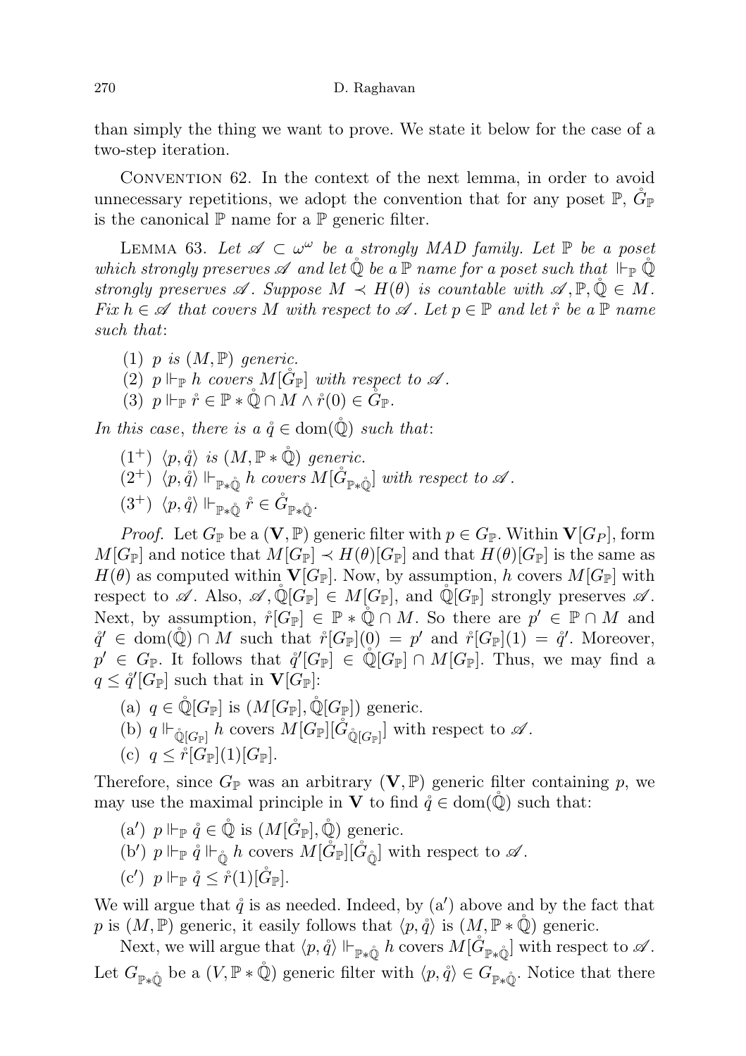than simply the thing we want to prove. We state it below for the case of a two-step iteration.

Convention 62. In the context of the next lemma, in order to avoid unnecessary repetitions, we adopt the convention that for any poset $\mathbb{P}$, $\mathring{G}_{\mathbb{P}}$ is the canonical $\mathbb{P}$ name for a $\mathbb{P}$ generic filter.

Lemma 63. *Let $\mathscr{A} \subset \omega^\omega$ be a strongly MAD family. Let $\mathbb{P}$ be a poset which strongly preserves $\mathscr{A}$ and let $\mathring{\mathbb{Q}}$ be a $\mathbb{P}$ name for a poset such that $\Vdash_{\mathbb{P}} \mathring{\mathbb{Q}}$ strongly preserves $\mathscr{A}$. Suppose $M \prec H(\theta)$ is countable with $\mathscr{A}, \mathbb{P}, \mathring{\mathbb{Q}} \in M$. Fix $h \in \mathscr{A}$ that covers $M$ with respect to $\mathscr{A}$. Let $p \in \mathbb{P}$ and let $\mathring{r}$ be a $\mathbb{P}$ name such that*:

(1) *$p$ is $(M, \mathbb{P})$ generic.*
(2) *$p \Vdash_{\mathbb{P}} h$ covers $M[\mathring{G}_{\mathbb{P}}]$ with respect to $\mathscr{A}$.*
(3) *$p \Vdash_{\mathbb{P}} \mathring{r} \in \mathbb{P} * \mathring{\mathbb{Q}} \cap M \wedge \mathring{r}(0) \in \mathring{G}_{\mathbb{P}}$.*

*In this case, there is a $\mathring{q} \in \operatorname{dom}(\mathring{\mathbb{Q}})$ such that*:

$(1^+)$ *$\langle p, \mathring{q}\rangle$ is $(M, \mathbb{P} * \mathring{\mathbb{Q}})$ generic.*
$(2^+)$ *$\langle p, \mathring{q}\rangle \Vdash_{\mathbb{P} * \mathring{\mathbb{Q}}} h$ covers $M[\mathring{G}_{\mathbb{P} * \mathring{\mathbb{Q}}}]$ with respect to $\mathscr{A}$.*
$(3^+)$ *$\langle p, \mathring{q}\rangle \Vdash_{\mathbb{P} * \mathring{\mathbb{Q}}} \mathring{r} \in \mathring{G}_{\mathbb{P} * \mathring{\mathbb{Q}}}$.*

*Proof.* Let $G_{\mathbb{P}}$ be a $(\mathbf{V}, \mathbb{P})$ generic filter with $p \in G_{\mathbb{P}}$. Within $\mathbf{V}[G_P]$, form $M[G_{\mathbb{P}}]$ and notice that $M[G_{\mathbb{P}}] \prec H(\theta)[G_{\mathbb{P}}]$ and that $H(\theta)[G_{\mathbb{P}}]$ is the same as $H(\theta)$ as computed within $\mathbf{V}[G_{\mathbb{P}}]$. Now, by assumption, $h$ covers $M[G_{\mathbb{P}}]$ with respect to $\mathscr{A}$. Also, $\mathscr{A}, \mathring{\mathbb{Q}}[G_{\mathbb{P}}] \in M[G_{\mathbb{P}}]$, and $\mathring{\mathbb{Q}}[G_{\mathbb{P}}]$ strongly preserves $\mathscr{A}$. Next, by assumption, $\mathring{r}[G_{\mathbb{P}}] \in \mathbb{P} * \mathring{\mathbb{Q}} \cap M$. So there are $p' \in \mathbb{P} \cap M$ and $\mathring{q}' \in \operatorname{dom}(\mathring{\mathbb{Q}}) \cap M$ such that $\mathring{r}[G_{\mathbb{P}}](0) = p'$ and $\mathring{r}[G_{\mathbb{P}}](1) = \mathring{q}'$. Moreover, $p' \in G_{\mathbb{P}}$. It follows that $\mathring{q}'[G_{\mathbb{P}}] \in \mathring{\mathbb{Q}}[G_{\mathbb{P}}] \cap M[G_{\mathbb{P}}]$. Thus, we may find a $q \leq \mathring{q}'[G_{\mathbb{P}}]$ such that in $\mathbf{V}[G_{\mathbb{P}}]$:

(a) $q \in \mathring{\mathbb{Q}}[G_{\mathbb{P}}]$ is $(M[G_{\mathbb{P}}], \mathring{\mathbb{Q}}[G_{\mathbb{P}}])$ generic.
(b) $q \Vdash_{\mathring{\mathbb{Q}}[G_{\mathbb{P}}]} h$ covers $M[G_{\mathbb{P}}][\mathring{G}_{\mathring{\mathbb{Q}}[G_{\mathbb{P}}]}]$ with respect to $\mathscr{A}$.
(c) $q \leq \mathring{r}[G_{\mathbb{P}}](1)[G_{\mathbb{P}}]$.

Therefore, since $G_{\mathbb{P}}$ was an arbitrary $(\mathbf{V}, \mathbb{P})$ generic filter containing $p$, we may use the maximal principle in $\mathbf{V}$ to find $\mathring{q} \in \operatorname{dom}(\mathring{\mathbb{Q}})$ such that:

(a$'$) $p \Vdash_{\mathbb{P}} \mathring{q} \in \mathring{\mathbb{Q}}$ is $(M[\mathring{G}_{\mathbb{P}}], \mathring{\mathbb{Q}})$ generic.
(b$'$) $p \Vdash_{\mathbb{P}} \mathring{q} \Vdash_{\mathring{\mathbb{Q}}} h$ covers $M[\mathring{G}_{\mathbb{P}}][\mathring{G}_{\mathring{\mathbb{Q}}}]$ with respect to $\mathscr{A}$.
(c$'$) $p \Vdash_{\mathbb{P}} \mathring{q} \leq \mathring{r}(1)[\mathring{G}_{\mathbb{P}}]$.

We will argue that $\mathring{q}$ is as needed. Indeed, by (a$'$) above and by the fact that $p$ is $(M, \mathbb{P})$ generic, it easily follows that $\langle p, \mathring{q}\rangle$ is $(M, \mathbb{P} * \mathring{\mathbb{Q}})$ generic.

Next, we will argue that $\langle p, \mathring{q}\rangle \Vdash_{\mathbb{P} * \mathring{\mathbb{Q}}} h$ covers $M[\mathring{G}_{\mathbb{P} * \mathring{\mathbb{Q}}}]$ with respect to $\mathscr{A}$. Let $G_{\mathbb{P} * \mathring{\mathbb{Q}}}$ be a $(V, \mathbb{P} * \mathring{\mathbb{Q}})$ generic filter with $\langle p, \mathring{q}\rangle \in G_{\mathbb{P} * \mathring{\mathbb{Q}}}$. Notice that there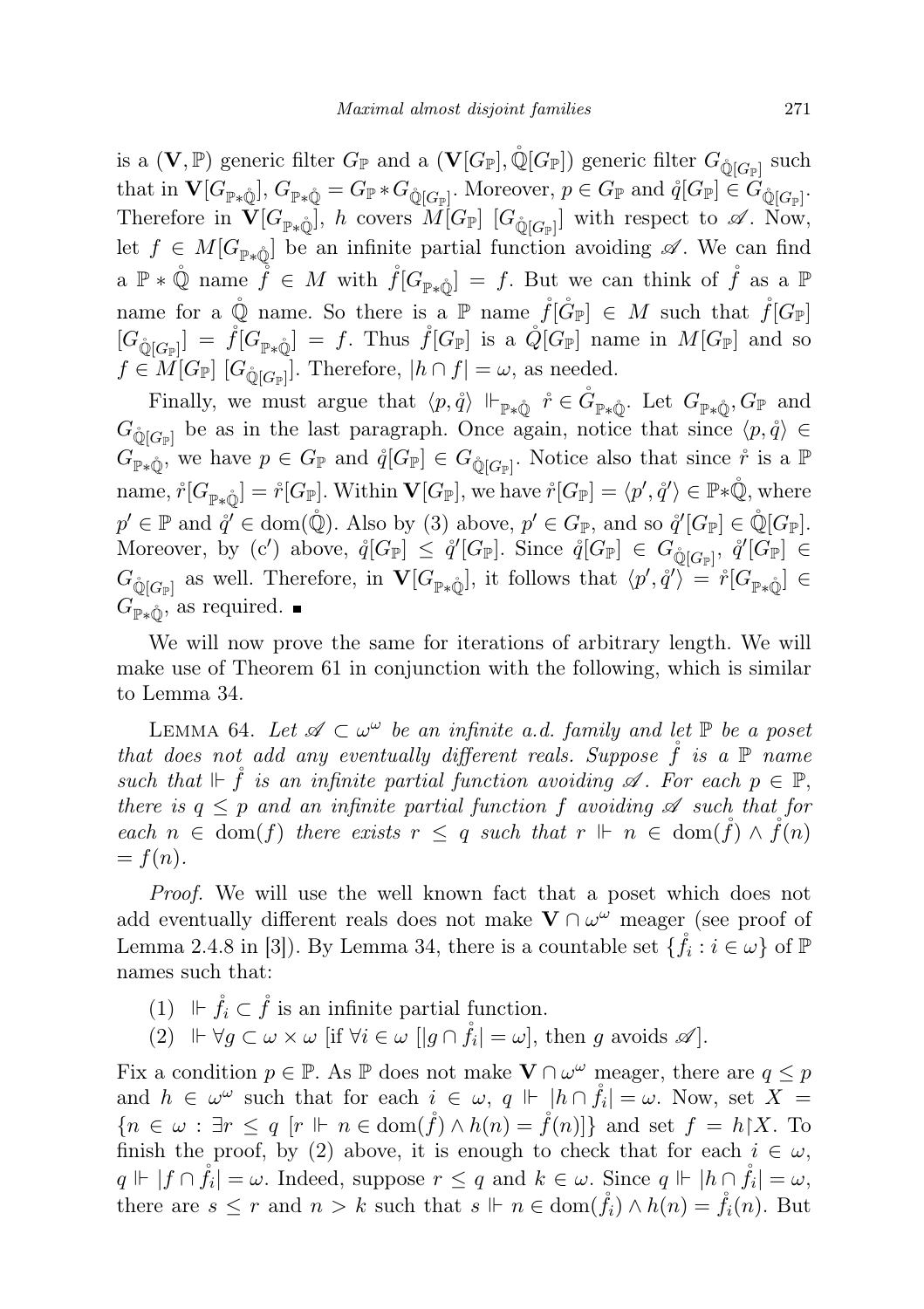is a $(\mathbf{V}, \mathbb{P})$ generic filter $G_{\mathbb{P}}$ and a $(\mathbf{V}[G_{\mathbb{P}}], \mathring{\mathbb{Q}}[G_{\mathbb{P}}])$ generic filter $G_{\mathring{\mathbb{Q}}[G_{\mathbb{P}}]}$ such that in $\mathbf{V}[G_{\mathbb{P}*\mathring{\mathbb{Q}}}]$, $G_{\mathbb{P}*\mathring{\mathbb{Q}}} = G_{\mathbb{P}} * G_{\mathring{\mathbb{Q}}[G_{\mathbb{P}}]}$. Moreover, $p \in G_{\mathbb{P}}$ and $\mathring{q}[G_{\mathbb{P}}] \in G_{\mathring{\mathbb{Q}}[G_{\mathbb{P}}]}$. Therefore in $\mathbf{V}[G_{\mathbb{P}*\mathring{\mathbb{Q}}}]$, $h$ covers $M[G_{\mathbb{P}}]\ [G_{\mathring{\mathbb{Q}}[G_{\mathbb{P}}]}]$ with respect to $\mathscr{A}$. Now, let $f \in M[G_{\mathbb{P}*\mathring{\mathbb{Q}}}]$ be an infinite partial function avoiding $\mathscr{A}$. We can find a $\mathbb{P} * \mathring{\mathbb{Q}}$ name $\mathring{f} \in M$ with $\mathring{f}[G_{\mathbb{P}*\mathring{\mathbb{Q}}}] = f$. But we can think of $\mathring{f}$ as a $\mathbb{P}$ name for a $\mathring{\mathbb{Q}}$ name. So there is a $\mathbb{P}$ name $\mathring{f}[\mathring{G}_{\mathbb{P}}] \in M$ such that $\mathring{f}[G_{\mathbb{P}}]\ [G_{\mathring{\mathbb{Q}}[G_{\mathbb{P}}]}] = \mathring{f}[G_{\mathbb{P}*\mathring{\mathbb{Q}}}] = f$. Thus $\mathring{f}[G_{\mathbb{P}}]$ is a $\mathring{Q}[G_{\mathbb{P}}]$ name in $M[G_{\mathbb{P}}]$ and so $f \in M[G_{\mathbb{P}}]\ [G_{\mathring{\mathbb{Q}}[G_{\mathbb{P}}]}]$. Therefore, $|h \cap f| = \omega$, as needed.

Finally, we must argue that $\langle p, \mathring{q}\rangle \Vdash_{\mathbb{P}*\mathring{\mathbb{Q}}} \mathring{r} \in \mathring{G}_{\mathbb{P}*\mathring{\mathbb{Q}}}$. Let $G_{\mathbb{P}*\mathring{\mathbb{Q}}}, G_{\mathbb{P}}$ and $G_{\mathring{\mathbb{Q}}[G_{\mathbb{P}}]}$ be as in the last paragraph. Once again, notice that since $\langle p, \mathring{q}\rangle \in G_{\mathbb{P}*\mathring{\mathbb{Q}}}$, we have $p \in G_{\mathbb{P}}$ and $\mathring{q}[G_{\mathbb{P}}] \in G_{\mathring{\mathbb{Q}}[G_{\mathbb{P}}]}$. Notice also that since $\mathring{r}$ is a $\mathbb{P}$ name, $\mathring{r}[G_{\mathbb{P}*\mathring{\mathbb{Q}}}] = \mathring{r}[G_{\mathbb{P}}]$. Within $\mathbf{V}[G_{\mathbb{P}}]$, we have $\mathring{r}[G_{\mathbb{P}}] = \langle p', \mathring{q}'\rangle \in \mathbb{P}*\mathring{\mathbb{Q}}$, where $p' \in \mathbb{P}$ and $\mathring{q}' \in \mathrm{dom}(\mathring{\mathbb{Q}})$. Also by (3) above, $p' \in G_{\mathbb{P}}$, and so $\mathring{q}'[G_{\mathbb{P}}] \in \mathring{\mathbb{Q}}[G_{\mathbb{P}}]$. Moreover, by (c$'$) above, $\mathring{q}[G_{\mathbb{P}}] \le \mathring{q}'[G_{\mathbb{P}}]$. Since $\mathring{q}[G_{\mathbb{P}}] \in G_{\mathring{\mathbb{Q}}[G_{\mathbb{P}}]}$, $\mathring{q}'[G_{\mathbb{P}}] \in G_{\mathring{\mathbb{Q}}[G_{\mathbb{P}}]}$ as well. Therefore, in $\mathbf{V}[G_{\mathbb{P}*\mathring{\mathbb{Q}}}]$, it follows that $\langle p', \mathring{q}'\rangle = \mathring{r}[G_{\mathbb{P}*\mathring{\mathbb{Q}}}] \in G_{\mathbb{P}*\mathring{\mathbb{Q}}}$, as required. ∎

We will now prove the same for iterations of arbitrary length. We will make use of Theorem 61 in conjunction with the following, which is similar to Lemma 34.

LEMMA 64. *Let $\mathscr{A} \subset \omega^\omega$ be an infinite a.d. family and let $\mathbb{P}$ be a poset that does not add any eventually different reals. Suppose $\mathring{f}$ is a $\mathbb{P}$ name such that $\Vdash \mathring{f}$ is an infinite partial function avoiding $\mathscr{A}$. For each $p \in \mathbb{P}$, there is $q \le p$ and an infinite partial function $f$ avoiding $\mathscr{A}$ such that for each $n \in \mathrm{dom}(f)$ there exists $r \le q$ such that $r \Vdash n \in \mathrm{dom}(\mathring{f}) \wedge \mathring{f}(n) = f(n)$.*

*Proof.* We will use the well known fact that a poset which does not add eventually different reals does not make $\mathbf{V} \cap \omega^\omega$ meager (see proof of Lemma 2.4.8 in [3]). By Lemma 34, there is a countable set $\{\mathring{f}_i : i \in \omega\}$ of $\mathbb{P}$ names such that:

(1) $\Vdash \mathring{f}_i \subset \mathring{f}$ is an infinite partial function.
(2) $\Vdash \forall g \subset \omega \times \omega$ [if $\forall i \in \omega$ $[|g \cap \mathring{f}_i| = \omega]$, then $g$ avoids $\mathscr{A}$].

Fix a condition $p \in \mathbb{P}$. As $\mathbb{P}$ does not make $\mathbf{V} \cap \omega^\omega$ meager, there are $q \le p$ and $h \in \omega^\omega$ such that for each $i \in \omega$, $q \Vdash |h \cap \mathring{f}_i| = \omega$. Now, set $X = \{n \in \omega : \exists r \le q\ [r \Vdash n \in \mathrm{dom}(\mathring{f}) \wedge h(n) = \mathring{f}(n)]\}$ and set $f = h{\restriction}X$. To finish the proof, by (2) above, it is enough to check that for each $i \in \omega$, $q \Vdash |f \cap \mathring{f}_i| = \omega$. Indeed, suppose $r \le q$ and $k \in \omega$. Since $q \Vdash |h \cap \mathring{f}_i| = \omega$, there are $s \le r$ and $n > k$ such that $s \Vdash n \in \mathrm{dom}(\mathring{f}_i) \wedge h(n) = \mathring{f}_i(n)$. But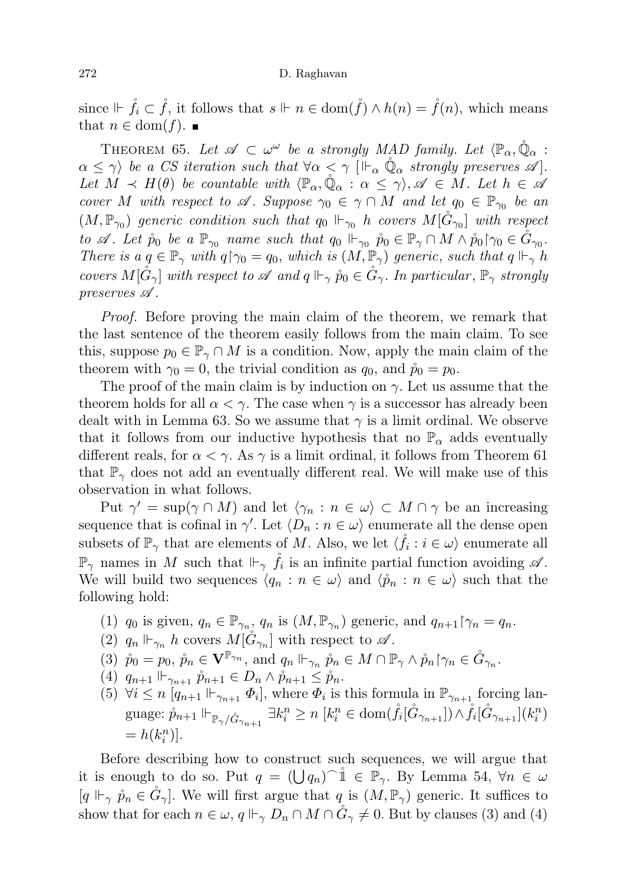since $\Vdash \mathring{f}_i \subset \mathring{f}$, it follows that $s \Vdash n \in \operatorname{dom}(\mathring{f}) \wedge h(n) = \mathring{f}(n)$, which means that $n \in \operatorname{dom}(f)$. ■

THEOREM 65. *Let $\mathscr{A} \subset \omega^\omega$ be a strongly MAD family. Let $\langle \mathbb{P}_\alpha, \mathring{\mathbb{Q}}_\alpha : \alpha \leq \gamma \rangle$ be a CS iteration such that $\forall \alpha < \gamma\ [\Vdash_\alpha \mathring{\mathbb{Q}}_\alpha$ strongly preserves $\mathscr{A}]$. Let $M \prec H(\theta)$ be countable with $\langle \mathbb{P}_\alpha, \mathring{\mathbb{Q}}_\alpha : \alpha \leq \gamma \rangle, \mathscr{A} \in M$. Let $h \in \mathscr{A}$ cover $M$ with respect to $\mathscr{A}$. Suppose $\gamma_0 \in \gamma \cap M$ and let $q_0 \in \mathbb{P}_{\gamma_0}$ be an $(M, \mathbb{P}_{\gamma_0})$ generic condition such that $q_0 \Vdash_{\gamma_0} h$ covers $M[\mathring{G}_{\gamma_0}]$ with respect to $\mathscr{A}$. Let $\mathring{p}_0$ be a $\mathbb{P}_{\gamma_0}$ name such that $q_0 \Vdash_{\gamma_0} \mathring{p}_0 \in \mathbb{P}_\gamma \cap M \wedge \mathring{p}_0 \restriction \gamma_0 \in \mathring{G}_{\gamma_0}$. There is a $q \in \mathbb{P}_\gamma$ with $q \restriction \gamma_0 = q_0$, which is $(M, \mathbb{P}_\gamma)$ generic, such that $q \Vdash_\gamma h$ covers $M[\mathring{G}_\gamma]$ with respect to $\mathscr{A}$ and $q \Vdash_\gamma \mathring{p}_0 \in \mathring{G}_\gamma$. In particular, $\mathbb{P}_\gamma$ strongly preserves $\mathscr{A}$.*

*Proof.* Before proving the main claim of the theorem, we remark that the last sentence of the theorem easily follows from the main claim. To see this, suppose $p_0 \in \mathbb{P}_\gamma \cap M$ is a condition. Now, apply the main claim of the theorem with $\gamma_0 = 0$, the trivial condition as $q_0$, and $\mathring{p}_0 = p_0$.

The proof of the main claim is by induction on $\gamma$. Let us assume that the theorem holds for all $\alpha < \gamma$. The case when $\gamma$ is a successor has already been dealt with in Lemma 63. So we assume that $\gamma$ is a limit ordinal. We observe that it follows from our inductive hypothesis that no $\mathbb{P}_\alpha$ adds eventually different reals, for $\alpha < \gamma$. As $\gamma$ is a limit ordinal, it follows from Theorem 61 that $\mathbb{P}_\gamma$ does not add an eventually different real. We will make use of this observation in what follows.

Put $\gamma' = \sup(\gamma \cap M)$ and let $\langle \gamma_n : n \in \omega \rangle \subset M \cap \gamma$ be an increasing sequence that is cofinal in $\gamma'$. Let $\langle D_n : n \in \omega \rangle$ enumerate all the dense open subsets of $\mathbb{P}_\gamma$ that are elements of $M$. Also, we let $\langle \mathring{f}_i : i \in \omega \rangle$ enumerate all $\mathbb{P}_\gamma$ names in $M$ such that $\Vdash_\gamma \mathring{f}_i$ is an infinite partial function avoiding $\mathscr{A}$. We will build two sequences $\langle q_n : n \in \omega \rangle$ and $\langle \mathring{p}_n : n \in \omega \rangle$ such that the following hold:

1. $q_0$ is given, $q_n \in \mathbb{P}_{\gamma_n}$, $q_n$ is $(M, \mathbb{P}_{\gamma_n})$ generic, and $q_{n+1} \restriction \gamma_n = q_n$.
2. $q_n \Vdash_{\gamma_n} h$ covers $M[\mathring{G}_{\gamma_n}]$ with respect to $\mathscr{A}$.
3. $\mathring{p}_0 = p_0$, $\mathring{p}_n \in \mathbf{V}^{\mathbb{P}_{\gamma_n}}$, and $q_n \Vdash_{\gamma_n} \mathring{p}_n \in M \cap \mathbb{P}_\gamma \wedge \mathring{p}_n \restriction \gamma_n \in \mathring{G}_{\gamma_n}$.
4. $q_{n+1} \Vdash_{\gamma_{n+1}} \mathring{p}_{n+1} \in D_n \wedge \mathring{p}_{n+1} \leq \mathring{p}_n$.
5. $\forall i \leq n\ [q_{n+1} \Vdash_{\gamma_{n+1}} \Phi_i]$, where $\Phi_i$ is this formula in $\mathbb{P}_{\gamma_{n+1}}$ forcing language: $\mathring{p}_{n+1} \Vdash_{\mathbb{P}_\gamma / \mathring{G}_{\gamma_{n+1}}} \exists k_i^n \geq n\ [k_i^n \in \operatorname{dom}(\mathring{f}_i[\mathring{G}_{\gamma_{n+1}}]) \wedge \mathring{f}_i[\mathring{G}_{\gamma_{n+1}}](k_i^n) = h(k_i^n)]$.

Before describing how to construct such sequences, we will argue that it is enough to do so. Put $q = (\bigcup q_n)^\frown \mathbb{1} \in \mathbb{P}_\gamma$. By Lemma 54, $\forall n \in \omega$ $[q \Vdash_\gamma \mathring{p}_n \in \mathring{G}_\gamma]$. We will first argue that $q$ is $(M, \mathbb{P}_\gamma)$ generic. It suffices to show that for each $n \in \omega$, $q \Vdash_\gamma D_n \cap M \cap \mathring{G}_\gamma \neq 0$. But by clauses (3) and (4)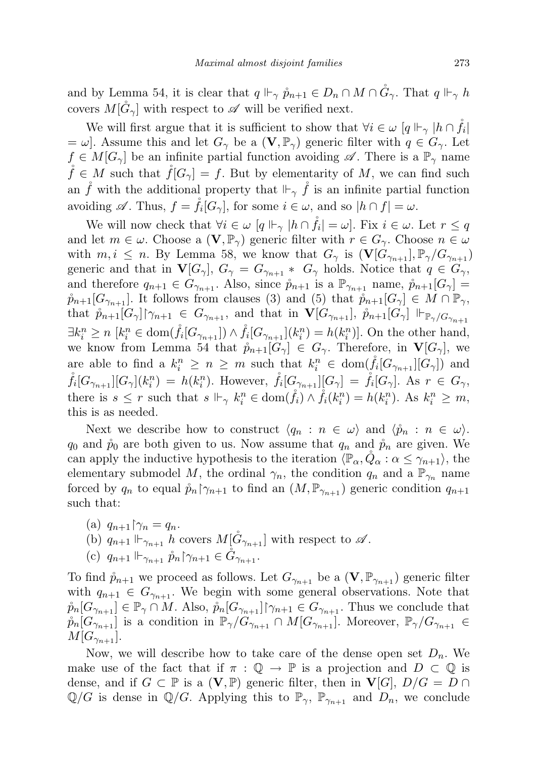and by Lemma 54, it is clear that $q \Vdash_\gamma \mathring{p}_{n+1} \in D_n \cap M \cap \mathring{G}_\gamma$. That $q \Vdash_\gamma h$ covers $M[\mathring{G}_\gamma]$ with respect to $\mathscr{A}$ will be verified next.

We will first argue that it is sufficient to show that $\forall i \in \omega\ [q \Vdash_\gamma |h \cap \mathring{f}_i| = \omega]$. Assume this and let $G_\gamma$ be a $(\mathbf{V}, \mathbb{P}_\gamma)$ generic filter with $q \in G_\gamma$. Let $f \in M[G_\gamma]$ be an infinite partial function avoiding $\mathscr{A}$. There is a $\mathbb{P}_\gamma$ name $\mathring{f} \in M$ such that $\mathring{f}[G_\gamma] = f$. But by elementarity of $M$, we can find such an $\mathring{f}$ with the additional property that $\Vdash_\gamma \mathring{f}$ is an infinite partial function avoiding $\mathscr{A}$. Thus, $f = \mathring{f}_i[G_\gamma]$, for some $i \in \omega$, and so $|h \cap f| = \omega$.

We will now check that $\forall i \in \omega\ [q \Vdash_\gamma |h \cap \mathring{f}_i| = \omega]$. Fix $i \in \omega$. Let $r \leq q$ and let $m \in \omega$. Choose a $(\mathbf{V}, \mathbb{P}_\gamma)$ generic filter with $r \in G_\gamma$. Choose $n \in \omega$ with $m, i \leq n$. By Lemma 58, we know that $G_\gamma$ is $(\mathbf{V}[G_{\gamma_{n+1}}], \mathbb{P}_\gamma/G_{\gamma_{n+1}})$ generic and that in $\mathbf{V}[G_\gamma]$, $G_\gamma = G_{\gamma_{n+1}} * G_\gamma$ holds. Notice that $q \in G_\gamma$, and therefore $q_{n+1} \in G_{\gamma_{n+1}}$. Also, since $\mathring{p}_{n+1}$ is a $\mathbb{P}_{\gamma_{n+1}}$ name, $\mathring{p}_{n+1}[G_\gamma] = \mathring{p}_{n+1}[G_{\gamma_{n+1}}]$. It follows from clauses (3) and (5) that $\mathring{p}_{n+1}[G_\gamma] \in M \cap \mathbb{P}_\gamma$, that $\mathring{p}_{n+1}[G_\gamma]\restriction\gamma_{n+1} \in G_{\gamma_{n+1}}$, and that in $\mathbf{V}[G_{\gamma_{n+1}}]$, $\mathring{p}_{n+1}[G_\gamma] \Vdash_{\mathbb{P}_\gamma/G_{\gamma_{n+1}}} \exists k_i^n \geq n\ [k_i^n \in \mathrm{dom}(\mathring{f}_i[G_{\gamma_{n+1}}]) \wedge \mathring{f}_i[G_{\gamma_{n+1}}](k_i^n) = h(k_i^n)]$. On the other hand, we know from Lemma 54 that $\mathring{p}_{n+1}[G_\gamma] \in G_\gamma$. Therefore, in $\mathbf{V}[G_\gamma]$, we are able to find a $k_i^n \geq n \geq m$ such that $k_i^n \in \mathrm{dom}(\mathring{f}_i[G_{\gamma_{n+1}}][G_\gamma])$ and $\mathring{f}_i[G_{\gamma_{n+1}}][G_\gamma](k_i^n) = h(k_i^n)$. However, $\mathring{f}_i[G_{\gamma_{n+1}}][G_\gamma] = \mathring{f}_i[G_\gamma]$. As $r \in G_\gamma$, there is $s \leq r$ such that $s \Vdash_\gamma k_i^n \in \mathrm{dom}(\mathring{f}_i) \wedge \mathring{f}_i(k_i^n) = h(k_i^n)$. As $k_i^n \geq m$, this is as needed.

Next we describe how to construct $\langle q_n : n \in \omega\rangle$ and $\langle \mathring{p}_n : n \in \omega\rangle$. $q_0$ and $\mathring{p}_0$ are both given to us. Now assume that $q_n$ and $\mathring{p}_n$ are given. We can apply the inductive hypothesis to the iteration $\langle \mathbb{P}_\alpha, \mathring{Q}_\alpha : \alpha \leq \gamma_{n+1}\rangle$, the elementary submodel $M$, the ordinal $\gamma_n$, the condition $q_n$ and a $\mathbb{P}_{\gamma_n}$ name forced by $q_n$ to equal $\mathring{p}_n\restriction\gamma_{n+1}$ to find an $(M, \mathbb{P}_{\gamma_{n+1}})$ generic condition $q_{n+1}$ such that:

(a) $q_{n+1}\restriction\gamma_n = q_n$.
(b) $q_{n+1} \Vdash_{\gamma_{n+1}} h$ covers $M[\mathring{G}_{\gamma_{n+1}}]$ with respect to $\mathscr{A}$.
(c) $q_{n+1} \Vdash_{\gamma_{n+1}} \mathring{p}_n\restriction\gamma_{n+1} \in \mathring{G}_{\gamma_{n+1}}$.

To find $\mathring{p}_{n+1}$ we proceed as follows. Let $G_{\gamma_{n+1}}$ be a $(\mathbf{V}, \mathbb{P}_{\gamma_{n+1}})$ generic filter with $q_{n+1} \in G_{\gamma_{n+1}}$. We begin with some general observations. Note that $\mathring{p}_n[G_{\gamma_{n+1}}] \in \mathbb{P}_\gamma \cap M$. Also, $\mathring{p}_n[G_{\gamma_{n+1}}]\restriction\gamma_{n+1} \in G_{\gamma_{n+1}}$. Thus we conclude that $\mathring{p}_n[G_{\gamma_{n+1}}]$ is a condition in $\mathbb{P}_\gamma/G_{\gamma_{n+1}} \cap M[G_{\gamma_{n+1}}]$. Moreover, $\mathbb{P}_\gamma/G_{\gamma_{n+1}} \in M[G_{\gamma_{n+1}}]$.

Now, we will describe how to take care of the dense open set $D_n$. We make use of the fact that if $\pi : \mathbb{Q} \to \mathbb{P}$ is a projection and $D \subset \mathbb{Q}$ is dense, and if $G \subset \mathbb{P}$ is a $(\mathbf{V}, \mathbb{P})$ generic filter, then in $\mathbf{V}[G]$, $D/G = D \cap \mathbb{Q}/G$ is dense in $\mathbb{Q}/G$. Applying this to $\mathbb{P}_\gamma$, $\mathbb{P}_{\gamma_{n+1}}$ and $D_n$, we conclude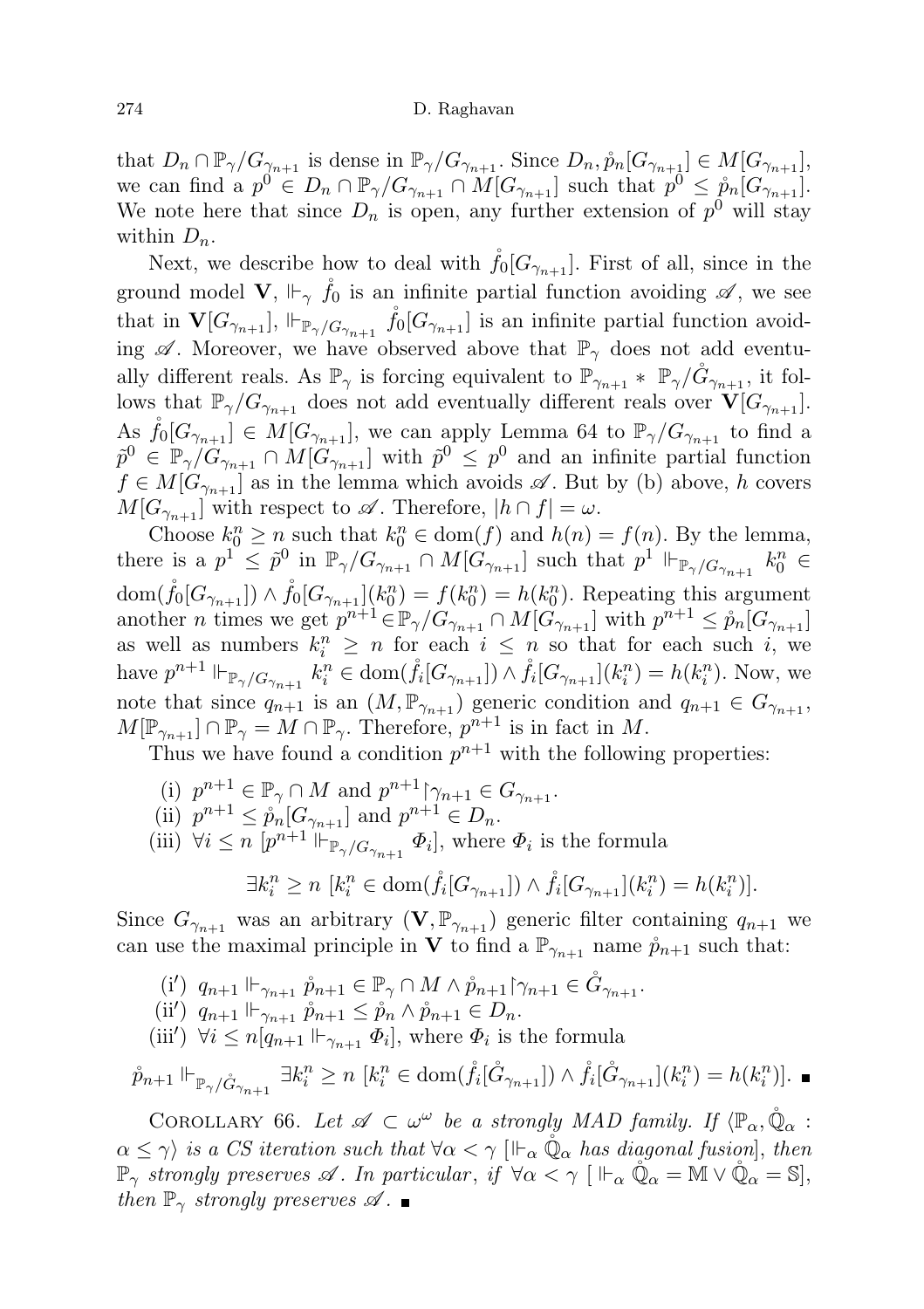that $D_n \cap \mathbb{P}_\gamma/G_{\gamma_{n+1}}$ is dense in $\mathbb{P}_\gamma/G_{\gamma_{n+1}}$. Since $D_n, \mathring{p}_n[G_{\gamma_{n+1}}] \in M[G_{\gamma_{n+1}}]$, we can find a $p^0 \in D_n \cap \mathbb{P}_\gamma/G_{\gamma_{n+1}} \cap M[G_{\gamma_{n+1}}]$ such that $p^0 \leq \mathring{p}_n[G_{\gamma_{n+1}}]$. We note here that since $D_n$ is open, any further extension of $p^0$ will stay within $D_n$.

Next, we describe how to deal with $\mathring{f}_0[G_{\gamma_{n+1}}]$. First of all, since in the ground model $\mathbf{V}$, $\Vdash_\gamma \mathring{f}_0$ is an infinite partial function avoiding $\mathscr{A}$, we see that in $\mathbf{V}[G_{\gamma_{n+1}}]$, $\Vdash_{\mathbb{P}_\gamma/G_{\gamma_{n+1}}} \mathring{f}_0[G_{\gamma_{n+1}}]$ is an infinite partial function avoiding $\mathscr{A}$. Moreover, we have observed above that $\mathbb{P}_\gamma$ does not add eventually different reals. As $\mathbb{P}_\gamma$ is forcing equivalent to $\mathbb{P}_{\gamma_{n+1}} * \mathbb{P}_\gamma/\mathring{G}_{\gamma_{n+1}}$, it follows that $\mathbb{P}_\gamma/G_{\gamma_{n+1}}$ does not add eventually different reals over $\mathbf{V}[G_{\gamma_{n+1}}]$. As $\mathring{f}_0[G_{\gamma_{n+1}}] \in M[G_{\gamma_{n+1}}]$, we can apply Lemma 64 to $\mathbb{P}_\gamma/G_{\gamma_{n+1}}$ to find a $\tilde{p}^0 \in \mathbb{P}_\gamma/G_{\gamma_{n+1}} \cap M[G_{\gamma_{n+1}}]$ with $\tilde{p}^0 \leq p^0$ and an infinite partial function $f \in M[G_{\gamma_{n+1}}]$ as in the lemma which avoids $\mathscr{A}$. But by (b) above, $h$ covers $M[G_{\gamma_{n+1}}]$ with respect to $\mathscr{A}$. Therefore, $|h \cap f| = \omega$.

Choose $k_0^n \geq n$ such that $k_0^n \in \mathrm{dom}(f)$ and $h(n) = f(n)$. By the lemma, there is a $p^1 \leq \tilde{p}^0$ in $\mathbb{P}_\gamma/G_{\gamma_{n+1}} \cap M[G_{\gamma_{n+1}}]$ such that $p^1 \Vdash_{\mathbb{P}_\gamma/G_{\gamma_{n+1}}} k_0^n \in \mathrm{dom}(\mathring{f}_0[G_{\gamma_{n+1}}]) \wedge \mathring{f}_0[G_{\gamma_{n+1}}](k_0^n) = f(k_0^n) = h(k_0^n)$. Repeating this argument another $n$ times we get $p^{n+1} \in \mathbb{P}_\gamma/G_{\gamma_{n+1}} \cap M[G_{\gamma_{n+1}}]$ with $p^{n+1} \leq \mathring{p}_n[G_{\gamma_{n+1}}]$ as well as numbers $k_i^n \geq n$ for each $i \leq n$ so that for each such $i$, we have $p^{n+1} \Vdash_{\mathbb{P}_\gamma/G_{\gamma_{n+1}}} k_i^n \in \mathrm{dom}(\mathring{f}_i[G_{\gamma_{n+1}}]) \wedge \mathring{f}_i[G_{\gamma_{n+1}}](k_i^n) = h(k_i^n)$. Now, we note that since $q_{n+1}$ is an $(M, \mathbb{P}_{\gamma_{n+1}})$ generic condition and $q_{n+1} \in G_{\gamma_{n+1}}$, $M[\mathbb{P}_{\gamma_{n+1}}] \cap \mathbb{P}_\gamma = M \cap \mathbb{P}_\gamma$. Therefore, $p^{n+1}$ is in fact in $M$.

Thus we have found a condition $p^{n+1}$ with the following properties:

(i) $p^{n+1} \in \mathbb{P}_\gamma \cap M$ and $p^{n+1} \restriction \gamma_{n+1} \in G_{\gamma_{n+1}}$.
(ii) $p^{n+1} \leq \mathring{p}_n[G_{\gamma_{n+1}}]$ and $p^{n+1} \in D_n$.
(iii) $\forall i \leq n\ [p^{n+1} \Vdash_{\mathbb{P}_\gamma/G_{\gamma_{n+1}}} \Phi_i]$, where $\Phi_i$ is the formula

$$\exists k_i^n \geq n\ [k_i^n \in \mathrm{dom}(\mathring{f}_i[G_{\gamma_{n+1}}]) \wedge \mathring{f}_i[G_{\gamma_{n+1}}](k_i^n) = h(k_i^n)].$$

Since $G_{\gamma_{n+1}}$ was an arbitrary $(\mathbf{V}, \mathbb{P}_{\gamma_{n+1}})$ generic filter containing $q_{n+1}$ we can use the maximal principle in $\mathbf{V}$ to find a $\mathbb{P}_{\gamma_{n+1}}$ name $\mathring{p}_{n+1}$ such that:

(i′) $q_{n+1} \Vdash_{\gamma_{n+1}} \mathring{p}_{n+1} \in \mathbb{P}_\gamma \cap M \wedge \mathring{p}_{n+1} \restriction \gamma_{n+1} \in \mathring{G}_{\gamma_{n+1}}$.
(ii′) $q_{n+1} \Vdash_{\gamma_{n+1}} \mathring{p}_{n+1} \leq \mathring{p}_n \wedge \mathring{p}_{n+1} \in D_n$.
(iii′) $\forall i \leq n [q_{n+1} \Vdash_{\gamma_{n+1}} \Phi_i]$, where $\Phi_i$ is the formula

$$\mathring{p}_{n+1} \Vdash_{\mathbb{P}_\gamma/\mathring{G}_{\gamma_{n+1}}} \exists k_i^n \geq n\ [k_i^n \in \mathrm{dom}(\mathring{f}_i[\mathring{G}_{\gamma_{n+1}}]) \wedge \mathring{f}_i[\mathring{G}_{\gamma_{n+1}}](k_i^n) = h(k_i^n)]. \ \blacksquare$$

Corollary 66. *Let $\mathscr{A} \subset \omega^\omega$ be a strongly MAD family. If $\langle \mathbb{P}_\alpha, \mathring{\mathbb{Q}}_\alpha : \alpha \leq \gamma \rangle$ is a CS iteration such that $\forall \alpha < \gamma\ [\Vdash_\alpha \mathring{\mathbb{Q}}_\alpha$ has diagonal fusion$]$, then $\mathbb{P}_\gamma$ strongly preserves $\mathscr{A}$. In particular, if $\forall \alpha < \gamma\ [\ \Vdash_\alpha \mathring{\mathbb{Q}}_\alpha = \mathbb{M} \vee \mathring{\mathbb{Q}}_\alpha = \mathbb{S}]$, then $\mathbb{P}_\gamma$ strongly preserves $\mathscr{A}$.* $\blacksquare$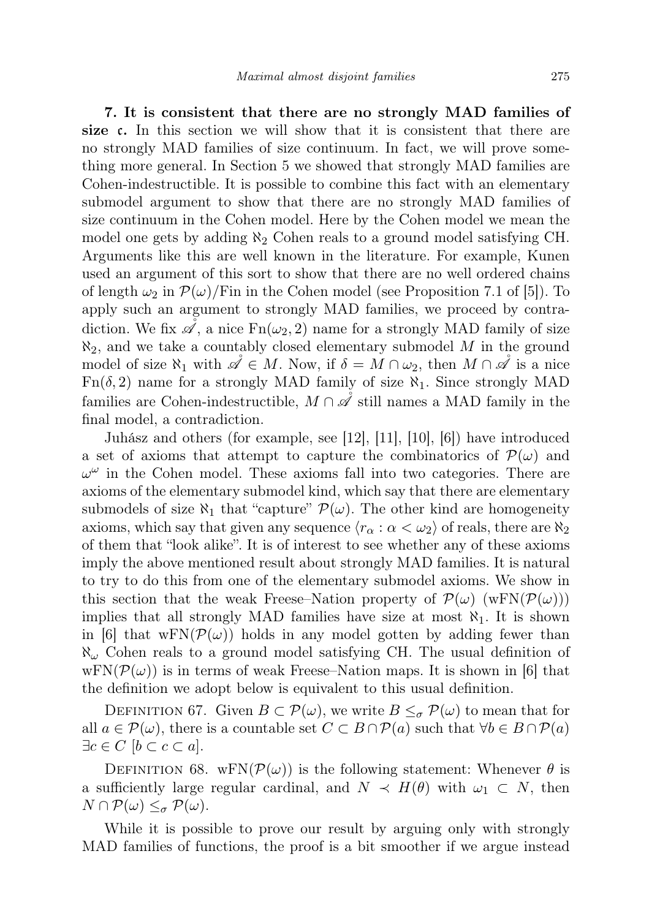**7. It is consistent that there are no strongly MAD families of size $\mathfrak{c}$.** In this section we will show that it is consistent that there are no strongly MAD families of size continuum. In fact, we will prove something more general. In Section 5 we showed that strongly MAD families are Cohen-indestructible. It is possible to combine this fact with an elementary submodel argument to show that there are no strongly MAD families of size continuum in the Cohen model. Here by the Cohen model we mean the model one gets by adding $\aleph_2$ Cohen reals to a ground model satisfying CH. Arguments like this are well known in the literature. For example, Kunen used an argument of this sort to show that there are no well ordered chains of length $\omega_2$ in $\mathcal{P}(\omega)/\mathrm{Fin}$ in the Cohen model (see Proposition 7.1 of [5]). To apply such an argument to strongly MAD families, we proceed by contradiction. We fix $\mathring{\mathscr{A}}$, a nice $\mathrm{Fn}(\omega_2, 2)$ name for a strongly MAD family of size $\aleph_2$, and we take a countably closed elementary submodel $M$ in the ground model of size $\aleph_1$ with $\mathring{\mathscr{A}} \in M$. Now, if $\delta = M \cap \omega_2$, then $M \cap \mathring{\mathscr{A}}$ is a nice $\mathrm{Fn}(\delta, 2)$ name for a strongly MAD family of size $\aleph_1$. Since strongly MAD families are Cohen-indestructible, $M \cap \mathring{\mathscr{A}}$ still names a MAD family in the final model, a contradiction.

Juhász and others (for example, see [12], [11], [10], [6]) have introduced a set of axioms that attempt to capture the combinatorics of $\mathcal{P}(\omega)$ and $\omega^\omega$ in the Cohen model. These axioms fall into two categories. There are axioms of the elementary submodel kind, which say that there are elementary submodels of size $\aleph_1$ that "capture" $\mathcal{P}(\omega)$. The other kind are homogeneity axioms, which say that given any sequence $\langle r_\alpha : \alpha < \omega_2 \rangle$ of reals, there are $\aleph_2$ of them that "look alike". It is of interest to see whether any of these axioms imply the above mentioned result about strongly MAD families. It is natural to try to do this from one of the elementary submodel axioms. We show in this section that the weak Freese–Nation property of $\mathcal{P}(\omega)$ ($\mathrm{wFN}(\mathcal{P}(\omega))$) implies that all strongly MAD families have size at most $\aleph_1$. It is shown in [6] that $\mathrm{wFN}(\mathcal{P}(\omega))$ holds in any model gotten by adding fewer than $\aleph_\omega$ Cohen reals to a ground model satisfying CH. The usual definition of $\mathrm{wFN}(\mathcal{P}(\omega))$ is in terms of weak Freese–Nation maps. It is shown in [6] that the definition we adopt below is equivalent to this usual definition.

Definition 67. Given $B \subset \mathcal{P}(\omega)$, we write $B \leq_\sigma \mathcal{P}(\omega)$ to mean that for all $a \in \mathcal{P}(\omega)$, there is a countable set $C \subset B \cap \mathcal{P}(a)$ such that $\forall b \in B \cap \mathcal{P}(a)$ $\exists c \in C$ $[b \subset c \subset a]$.

Definition 68. $\mathrm{wFN}(\mathcal{P}(\omega))$ is the following statement: Whenever $\theta$ is a sufficiently large regular cardinal, and $N \prec H(\theta)$ with $\omega_1 \subset N$, then $N \cap \mathcal{P}(\omega) \leq_\sigma \mathcal{P}(\omega)$.

While it is possible to prove our result by arguing only with strongly MAD families of functions, the proof is a bit smoother if we argue instead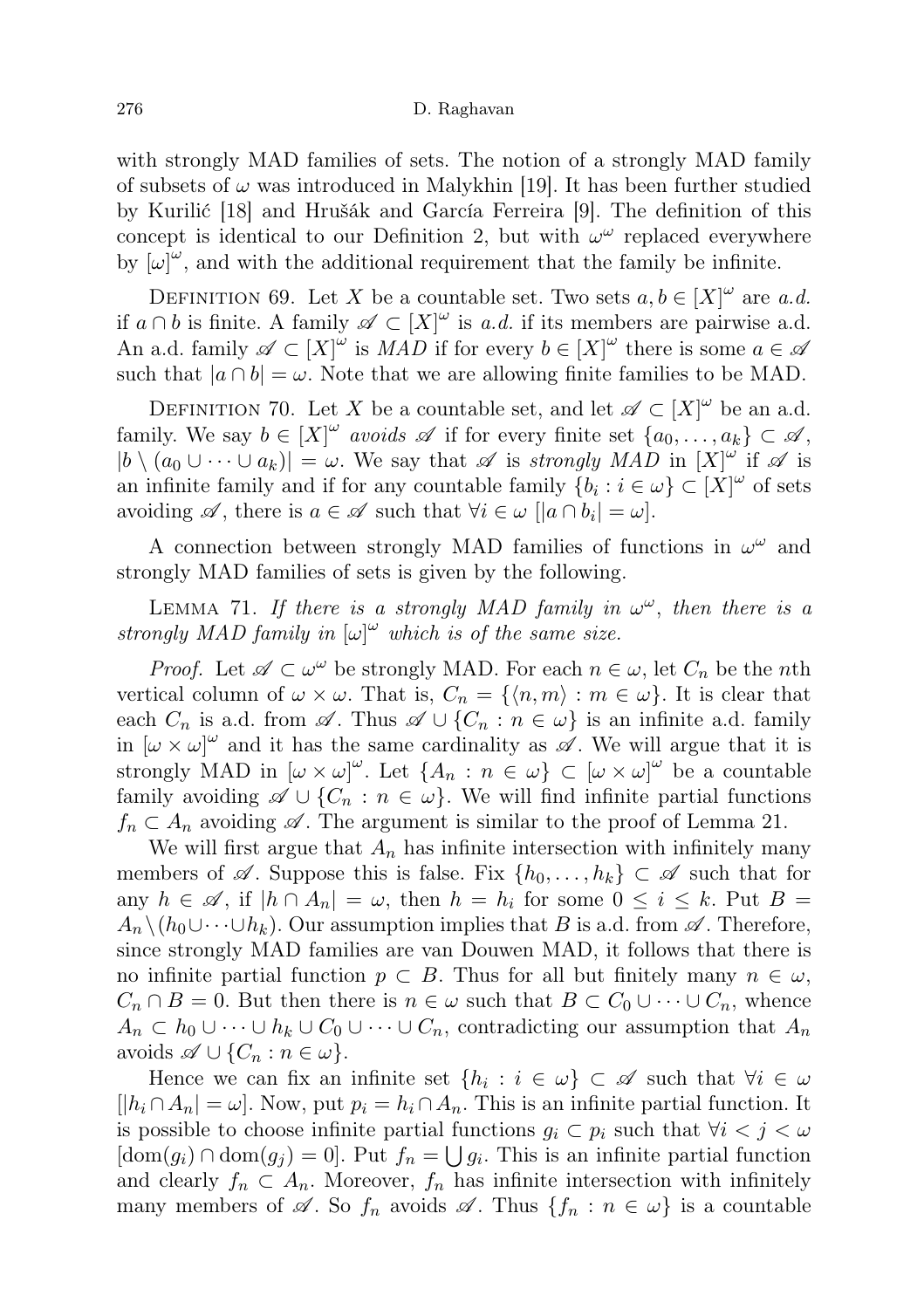with strongly MAD families of sets. The notion of a strongly MAD family of subsets of $\omega$ was introduced in Malykhin [19]. It has been further studied by Kurilić [18] and Hrušák and García Ferreira [9]. The definition of this concept is identical to our Definition 2, but with $\omega^\omega$ replaced everywhere by $[\omega]^\omega$, and with the additional requirement that the family be infinite.

Definition 69. Let $X$ be a countable set. Two sets $a, b \in [X]^\omega$ are *a.d.* if $a \cap b$ is finite. A family $\mathscr{A} \subset [X]^\omega$ is *a.d.* if its members are pairwise a.d. An a.d. family $\mathscr{A} \subset [X]^\omega$ is *MAD* if for every $b \in [X]^\omega$ there is some $a \in \mathscr{A}$ such that $|a \cap b| = \omega$. Note that we are allowing finite families to be MAD.

Definition 70. Let $X$ be a countable set, and let $\mathscr{A} \subset [X]^\omega$ be an a.d. family. We say $b \in [X]^\omega$ *avoids* $\mathscr{A}$ if for every finite set $\{a_0, \ldots, a_k\} \subset \mathscr{A}$, $|b \setminus (a_0 \cup \cdots \cup a_k)| = \omega$. We say that $\mathscr{A}$ is *strongly MAD* in $[X]^\omega$ if $\mathscr{A}$ is an infinite family and if for any countable family $\{b_i : i \in \omega\} \subset [X]^\omega$ of sets avoiding $\mathscr{A}$, there is $a \in \mathscr{A}$ such that $\forall i \in \omega\ [|a \cap b_i| = \omega]$.

A connection between strongly MAD families of functions in $\omega^\omega$ and strongly MAD families of sets is given by the following.

Lemma 71. *If there is a strongly MAD family in $\omega^\omega$, then there is a strongly MAD family in $[\omega]^\omega$ which is of the same size.*

*Proof.* Let $\mathscr{A} \subset \omega^\omega$ be strongly MAD. For each $n \in \omega$, let $C_n$ be the $n$th vertical column of $\omega \times \omega$. That is, $C_n = \{\langle n, m\rangle : m \in \omega\}$. It is clear that each $C_n$ is a.d. from $\mathscr{A}$. Thus $\mathscr{A} \cup \{C_n : n \in \omega\}$ is an infinite a.d. family in $[\omega \times \omega]^\omega$ and it has the same cardinality as $\mathscr{A}$. We will argue that it is strongly MAD in $[\omega \times \omega]^\omega$. Let $\{A_n : n \in \omega\} \subset [\omega \times \omega]^\omega$ be a countable family avoiding $\mathscr{A} \cup \{C_n : n \in \omega\}$. We will find infinite partial functions $f_n \subset A_n$ avoiding $\mathscr{A}$. The argument is similar to the proof of Lemma 21.

We will first argue that $A_n$ has infinite intersection with infinitely many members of $\mathscr{A}$. Suppose this is false. Fix $\{h_0, \ldots, h_k\} \subset \mathscr{A}$ such that for any $h \in \mathscr{A}$, if $|h \cap A_n| = \omega$, then $h = h_i$ for some $0 \le i \le k$. Put $B = A_n \setminus (h_0 \cup \cdots \cup h_k)$. Our assumption implies that $B$ is a.d. from $\mathscr{A}$. Therefore, since strongly MAD families are van Douwen MAD, it follows that there is no infinite partial function $p \subset B$. Thus for all but finitely many $n \in \omega$, $C_n \cap B = 0$. But then there is $n \in \omega$ such that $B \subset C_0 \cup \cdots \cup C_n$, whence $A_n \subset h_0 \cup \cdots \cup h_k \cup C_0 \cup \cdots \cup C_n$, contradicting our assumption that $A_n$ avoids $\mathscr{A} \cup \{C_n : n \in \omega\}$.

Hence we can fix an infinite set $\{h_i : i \in \omega\} \subset \mathscr{A}$ such that $\forall i \in \omega$ $[|h_i \cap A_n| = \omega]$. Now, put $p_i = h_i \cap A_n$. This is an infinite partial function. It is possible to choose infinite partial functions $g_i \subset p_i$ such that $\forall i < j < \omega$ $[\mathrm{dom}(g_i) \cap \mathrm{dom}(g_j) = 0]$. Put $f_n = \bigcup g_i$. This is an infinite partial function and clearly $f_n \subset A_n$. Moreover, $f_n$ has infinite intersection with infinitely many members of $\mathscr{A}$. So $f_n$ avoids $\mathscr{A}$. Thus $\{f_n : n \in \omega\}$ is a countable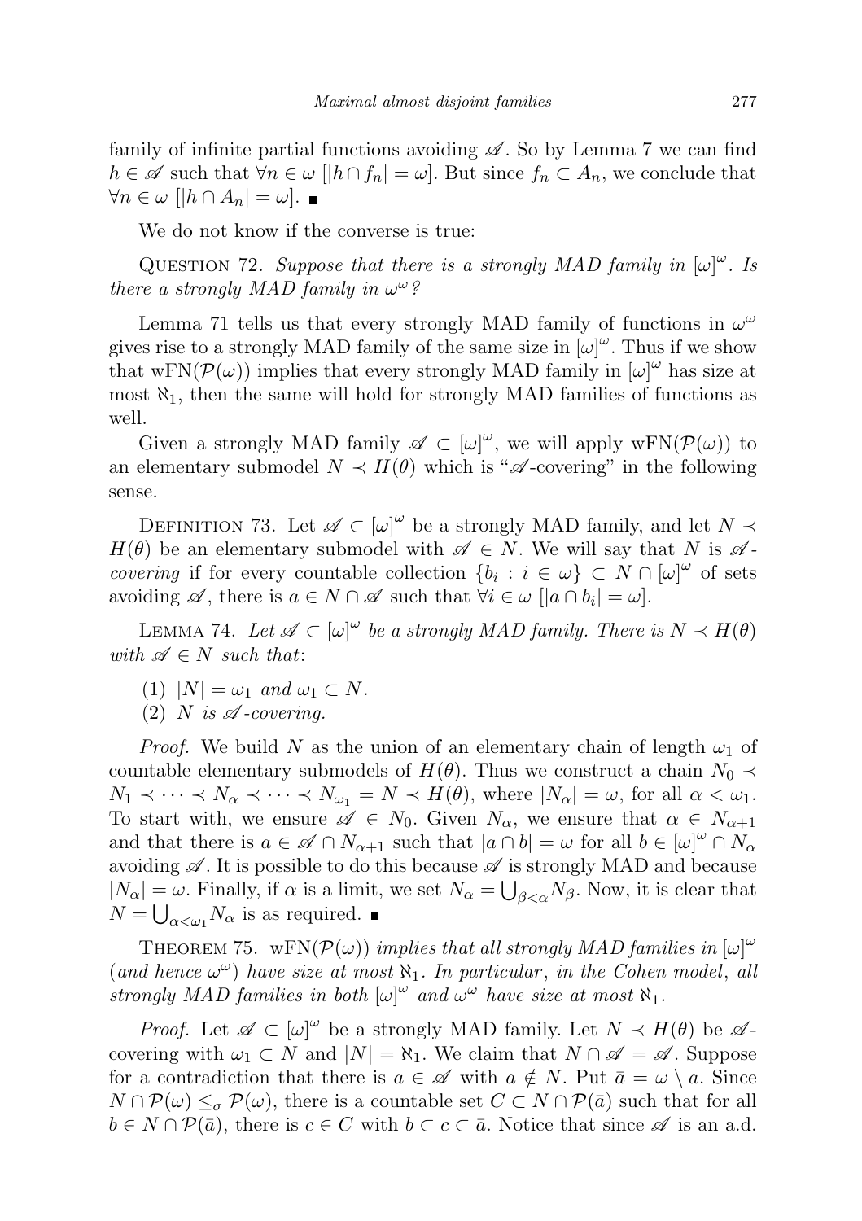family of infinite partial functions avoiding $\mathscr{A}$. So by Lemma 7 we can find $h \in \mathscr{A}$ such that $\forall n \in \omega\ [|h \cap f_n| = \omega]$. But since $f_n \subset A_n$, we conclude that $\forall n \in \omega\ [|h \cap A_n| = \omega]$. ∎

We do not know if the converse is true:

Question 72. *Suppose that there is a strongly MAD family in $[\omega]^\omega$. Is there a strongly MAD family in $\omega^\omega$?*

Lemma 71 tells us that every strongly MAD family of functions in $\omega^\omega$ gives rise to a strongly MAD family of the same size in $[\omega]^\omega$. Thus if we show that $\mathrm{wFN}(\mathcal{P}(\omega))$ implies that every strongly MAD family in $[\omega]^\omega$ has size at most $\aleph_1$, then the same will hold for strongly MAD families of functions as well.

Given a strongly MAD family $\mathscr{A} \subset [\omega]^\omega$, we will apply $\mathrm{wFN}(\mathcal{P}(\omega))$ to an elementary submodel $N \prec H(\theta)$ which is "$\mathscr{A}$-covering" in the following sense.

Definition 73. Let $\mathscr{A} \subset [\omega]^\omega$ be a strongly MAD family, and let $N \prec H(\theta)$ be an elementary submodel with $\mathscr{A} \in N$. We will say that $N$ is *$\mathscr{A}$-covering* if for every countable collection $\{b_i : i \in \omega\} \subset N \cap [\omega]^\omega$ of sets avoiding $\mathscr{A}$, there is $a \in N \cap \mathscr{A}$ such that $\forall i \in \omega\ [|a \cap b_i| = \omega]$.

Lemma 74. *Let $\mathscr{A} \subset [\omega]^\omega$ be a strongly MAD family. There is $N \prec H(\theta)$ with $\mathscr{A} \in N$ such that*:

(1) *$|N| = \omega_1$ and $\omega_1 \subset N$.*
(2) *$N$ is $\mathscr{A}$-covering.*

*Proof.* We build $N$ as the union of an elementary chain of length $\omega_1$ of countable elementary submodels of $H(\theta)$. Thus we construct a chain $N_0 \prec N_1 \prec \cdots \prec N_\alpha \prec \cdots \prec N_{\omega_1} = N \prec H(\theta)$, where $|N_\alpha| = \omega$, for all $\alpha < \omega_1$. To start with, we ensure $\mathscr{A} \in N_0$. Given $N_\alpha$, we ensure that $\alpha \in N_{\alpha+1}$ and that there is $a \in \mathscr{A} \cap N_{\alpha+1}$ such that $|a \cap b| = \omega$ for all $b \in [\omega]^\omega \cap N_\alpha$ avoiding $\mathscr{A}$. It is possible to do this because $\mathscr{A}$ is strongly MAD and because $|N_\alpha| = \omega$. Finally, if $\alpha$ is a limit, we set $N_\alpha = \bigcup_{\beta<\alpha} N_\beta$. Now, it is clear that $N = \bigcup_{\alpha<\omega_1} N_\alpha$ is as required. ∎

Theorem 75. *$\mathrm{wFN}(\mathcal{P}(\omega))$ implies that all strongly MAD families in $[\omega]^\omega$ (and hence $\omega^\omega$) have size at most $\aleph_1$. In particular, in the Cohen model, all strongly MAD families in both $[\omega]^\omega$ and $\omega^\omega$ have size at most $\aleph_1$.*

*Proof.* Let $\mathscr{A} \subset [\omega]^\omega$ be a strongly MAD family. Let $N \prec H(\theta)$ be $\mathscr{A}$-covering with $\omega_1 \subset N$ and $|N| = \aleph_1$. We claim that $N \cap \mathscr{A} = \mathscr{A}$. Suppose for a contradiction that there is $a \in \mathscr{A}$ with $a \notin N$. Put $\bar{a} = \omega \setminus a$. Since $N \cap \mathcal{P}(\omega) \leq_\sigma \mathcal{P}(\omega)$, there is a countable set $C \subset N \cap \mathcal{P}(\bar{a})$ such that for all $b \in N \cap \mathcal{P}(\bar{a})$, there is $c \in C$ with $b \subset c \subset \bar{a}$. Notice that since $\mathscr{A}$ is an a.d.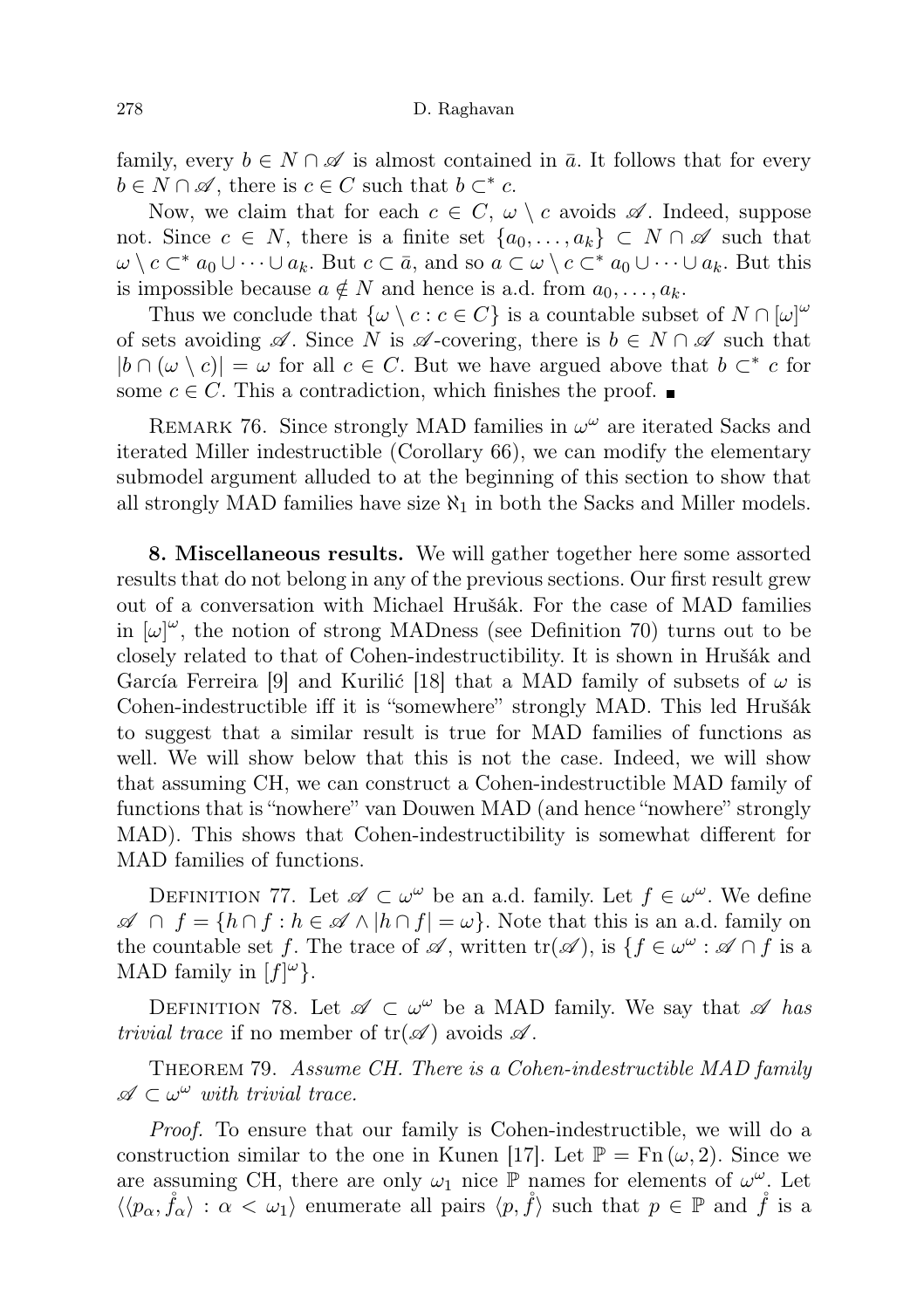family, every $b \in N \cap \mathscr{A}$ is almost contained in $\bar{a}$. It follows that for every $b \in N \cap \mathscr{A}$, there is $c \in C$ such that $b \subset^* c$.

Now, we claim that for each $c \in C$, $\omega \setminus c$ avoids $\mathscr{A}$. Indeed, suppose not. Since $c \in N$, there is a finite set $\{a_0, \ldots, a_k\} \subset N \cap \mathscr{A}$ such that $\omega \setminus c \subset^* a_0 \cup \cdots \cup a_k$. But $c \subset \bar{a}$, and so $a \subset \omega \setminus c \subset^* a_0 \cup \cdots \cup a_k$. But this is impossible because $a \notin N$ and hence is a.d. from $a_0, \ldots, a_k$.

Thus we conclude that $\{\omega \setminus c : c \in C\}$ is a countable subset of $N \cap [\omega]^\omega$ of sets avoiding $\mathscr{A}$. Since $N$ is $\mathscr{A}$-covering, there is $b \in N \cap \mathscr{A}$ such that $|b \cap (\omega \setminus c)| = \omega$ for all $c \in C$. But we have argued above that $b \subset^* c$ for some $c \in C$. This a contradiction, which finishes the proof. ∎

Remark 76. Since strongly MAD families in $\omega^\omega$ are iterated Sacks and iterated Miller indestructible (Corollary 66), we can modify the elementary submodel argument alluded to at the beginning of this section to show that all strongly MAD families have size $\aleph_1$ in both the Sacks and Miller models.

**8. Miscellaneous results.** We will gather together here some assorted results that do not belong in any of the previous sections. Our first result grew out of a conversation with Michael Hrušák. For the case of MAD families in $[\omega]^\omega$, the notion of strong MADness (see Definition 70) turns out to be closely related to that of Cohen-indestructibility. It is shown in Hrušák and García Ferreira [9] and Kurilić [18] that a MAD family of subsets of $\omega$ is Cohen-indestructible iff it is "somewhere" strongly MAD. This led Hrušák to suggest that a similar result is true for MAD families of functions as well. We will show below that this is not the case. Indeed, we will show that assuming CH, we can construct a Cohen-indestructible MAD family of functions that is "nowhere" van Douwen MAD (and hence "nowhere" strongly MAD). This shows that Cohen-indestructibility is somewhat different for MAD families of functions.

Definition 77. Let $\mathscr{A} \subset \omega^\omega$ be an a.d. family. Let $f \in \omega^\omega$. We define $\mathscr{A} \cap f = \{h \cap f : h \in \mathscr{A} \wedge |h \cap f| = \omega\}$. Note that this is an a.d. family on the countable set $f$. The trace of $\mathscr{A}$, written $\operatorname{tr}(\mathscr{A})$, is $\{f \in \omega^\omega : \mathscr{A} \cap f$ is a MAD family in $[f]^\omega\}$.

Definition 78. Let $\mathscr{A} \subset \omega^\omega$ be a MAD family. We say that $\mathscr{A}$ *has trivial trace* if no member of $\operatorname{tr}(\mathscr{A})$ avoids $\mathscr{A}$.

Theorem 79. *Assume CH. There is a Cohen-indestructible MAD family $\mathscr{A} \subset \omega^\omega$ with trivial trace.*

*Proof.* To ensure that our family is Cohen-indestructible, we will do a construction similar to the one in Kunen [17]. Let $\mathbb{P} = \operatorname{Fn}(\omega, 2)$. Since we are assuming CH, there are only $\omega_1$ nice $\mathbb{P}$ names for elements of $\omega^\omega$. Let $\langle \langle p_\alpha, \mathring{f}_\alpha \rangle : \alpha < \omega_1 \rangle$ enumerate all pairs $\langle p, \mathring{f} \rangle$ such that $p \in \mathbb{P}$ and $\mathring{f}$ is a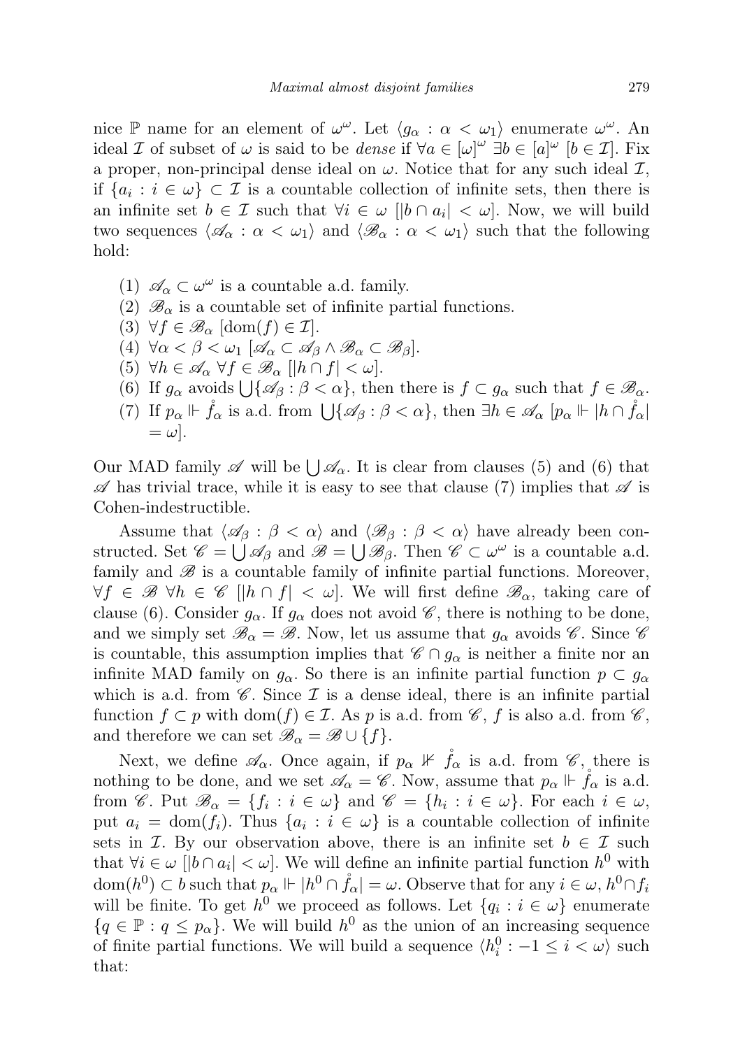nice $\mathbb{P}$ name for an element of $\omega^\omega$. Let $\langle g_\alpha : \alpha < \omega_1 \rangle$ enumerate $\omega^\omega$. An ideal $\mathcal{I}$ of subset of $\omega$ is said to be *dense* if $\forall a \in [\omega]^\omega \ \exists b \in [a]^\omega \ [b \in \mathcal{I}]$. Fix a proper, non-principal dense ideal on $\omega$. Notice that for any such ideal $\mathcal{I}$, if $\{a_i : i \in \omega\} \subset \mathcal{I}$ is a countable collection of infinite sets, then there is an infinite set $b \in \mathcal{I}$ such that $\forall i \in \omega \ [|b \cap a_i| < \omega]$. Now, we will build two sequences $\langle \mathscr{A}_\alpha : \alpha < \omega_1 \rangle$ and $\langle \mathscr{B}_\alpha : \alpha < \omega_1 \rangle$ such that the following hold:

(1) $\mathscr{A}_\alpha \subset \omega^\omega$ is a countable a.d. family.
(2) $\mathscr{B}_\alpha$ is a countable set of infinite partial functions.
(3) $\forall f \in \mathscr{B}_\alpha \ [\mathrm{dom}(f) \in \mathcal{I}]$.
(4) $\forall \alpha < \beta < \omega_1 \ [\mathscr{A}_\alpha \subset \mathscr{A}_\beta \wedge \mathscr{B}_\alpha \subset \mathscr{B}_\beta]$.
(5) $\forall h \in \mathscr{A}_\alpha \ \forall f \in \mathscr{B}_\alpha \ [|h \cap f| < \omega]$.
(6) If $g_\alpha$ avoids $\bigcup \{\mathscr{A}_\beta : \beta < \alpha\}$, then there is $f \subset g_\alpha$ such that $f \in \mathscr{B}_\alpha$.
(7) If $p_\alpha \Vdash \mathring{f}_\alpha$ is a.d. from $\bigcup \{\mathscr{A}_\beta : \beta < \alpha\}$, then $\exists h \in \mathscr{A}_\alpha \ [p_\alpha \Vdash |h \cap \mathring{f}_\alpha| = \omega]$.

Our MAD family $\mathscr{A}$ will be $\bigcup \mathscr{A}_\alpha$. It is clear from clauses (5) and (6) that $\mathscr{A}$ has trivial trace, while it is easy to see that clause (7) implies that $\mathscr{A}$ is Cohen-indestructible.

Assume that $\langle \mathscr{A}_\beta : \beta < \alpha \rangle$ and $\langle \mathscr{B}_\beta : \beta < \alpha \rangle$ have already been constructed. Set $\mathscr{C} = \bigcup \mathscr{A}_\beta$ and $\mathscr{B} = \bigcup \mathscr{B}_\beta$. Then $\mathscr{C} \subset \omega^\omega$ is a countable a.d. family and $\mathscr{B}$ is a countable family of infinite partial functions. Moreover, $\forall f \in \mathscr{B} \ \forall h \in \mathscr{C} \ [|h \cap f| < \omega]$. We will first define $\mathscr{B}_\alpha$, taking care of clause (6). Consider $g_\alpha$. If $g_\alpha$ does not avoid $\mathscr{C}$, there is nothing to be done, and we simply set $\mathscr{B}_\alpha = \mathscr{B}$. Now, let us assume that $g_\alpha$ avoids $\mathscr{C}$. Since $\mathscr{C}$ is countable, this assumption implies that $\mathscr{C} \cap g_\alpha$ is neither a finite nor an infinite MAD family on $g_\alpha$. So there is an infinite partial function $p \subset g_\alpha$ which is a.d. from $\mathscr{C}$. Since $\mathcal{I}$ is a dense ideal, there is an infinite partial function $f \subset p$ with $\mathrm{dom}(f) \in \mathcal{I}$. As $p$ is a.d. from $\mathscr{C}$, $f$ is also a.d. from $\mathscr{C}$, and therefore we can set $\mathscr{B}_\alpha = \mathscr{B} \cup \{f\}$.

Next, we define $\mathscr{A}_\alpha$. Once again, if $p_\alpha \nVdash \mathring{f}_\alpha$ is a.d. from $\mathscr{C}$, there is nothing to be done, and we set $\mathscr{A}_\alpha = \mathscr{C}$. Now, assume that $p_\alpha \Vdash \mathring{f}_\alpha$ is a.d. from $\mathscr{C}$. Put $\mathscr{B}_\alpha = \{f_i : i \in \omega\}$ and $\mathscr{C} = \{h_i : i \in \omega\}$. For each $i \in \omega$, put $a_i = \mathrm{dom}(f_i)$. Thus $\{a_i : i \in \omega\}$ is a countable collection of infinite sets in $\mathcal{I}$. By our observation above, there is an infinite set $b \in \mathcal{I}$ such that $\forall i \in \omega \ [|b \cap a_i| < \omega]$. We will define an infinite partial function $h^0$ with $\mathrm{dom}(h^0) \subset b$ such that $p_\alpha \Vdash |h^0 \cap \mathring{f}_\alpha| = \omega$. Observe that for any $i \in \omega$, $h^0 \cap f_i$ will be finite. To get $h^0$ we proceed as follows. Let $\{q_i : i \in \omega\}$ enumerate $\{q \in \mathbb{P} : q \leq p_\alpha\}$. We will build $h^0$ as the union of an increasing sequence of finite partial functions. We will build a sequence $\langle h_i^0 : -1 \leq i < \omega \rangle$ such that: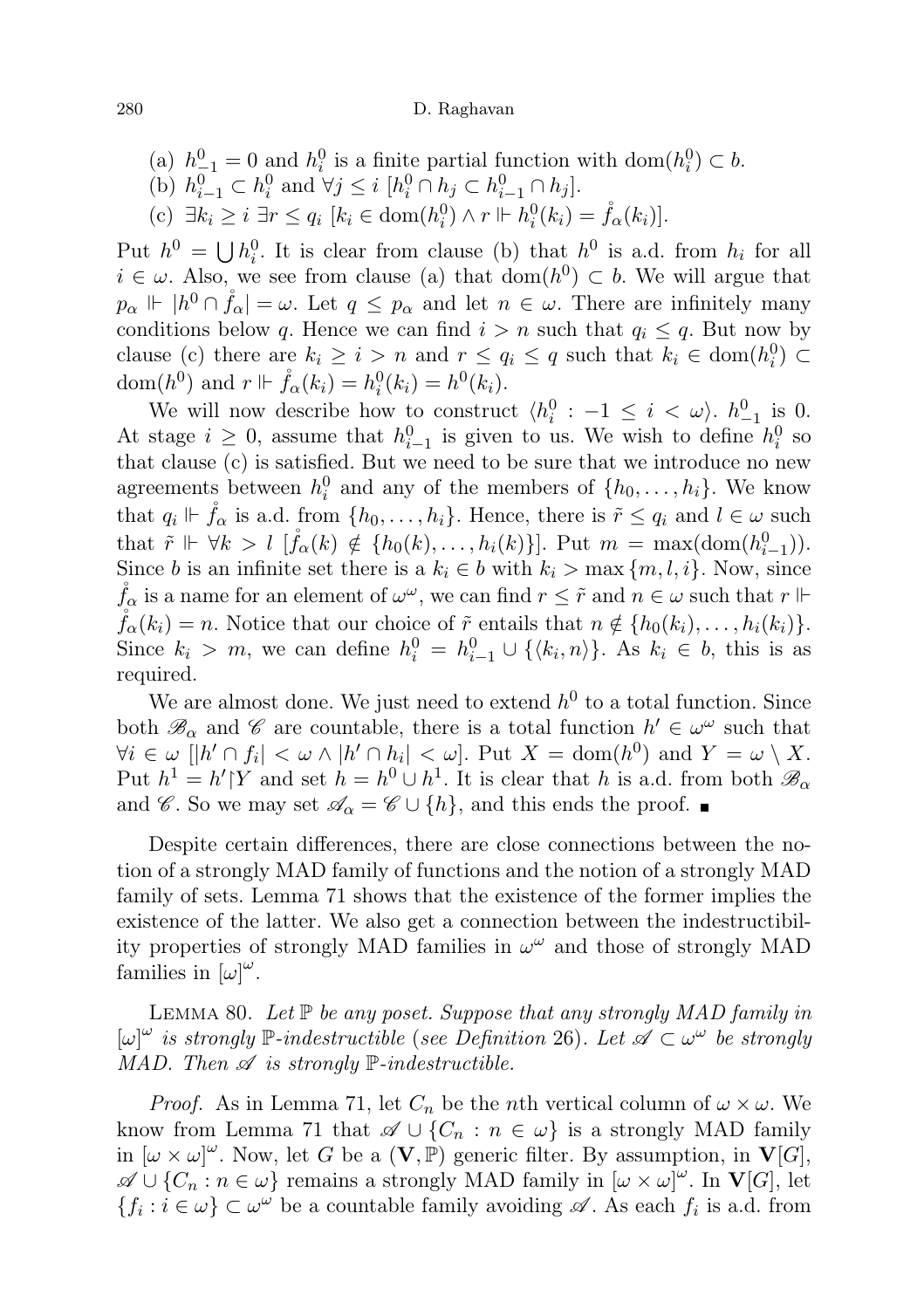(a) $h^0_{-1} = 0$ and $h^0_i$ is a finite partial function with $\mathrm{dom}(h^0_i) \subset b$.

(b) $h^0_{i-1} \subset h^0_i$ and $\forall j \leq i\ [h^0_i \cap h_j \subset h^0_{i-1} \cap h_j]$.

(c) $\exists k_i \geq i\ \exists r \leq q_i\ [k_i \in \mathrm{dom}(h^0_i) \wedge r \Vdash h^0_i(k_i) = \mathring{f}_\alpha(k_i)]$.

Put $h^0 = \bigcup h^0_i$. It is clear from clause (b) that $h^0$ is a.d. from $h_i$ for all $i \in \omega$. Also, we see from clause (a) that $\mathrm{dom}(h^0) \subset b$. We will argue that $p_\alpha \Vdash |h^0 \cap \mathring{f}_\alpha| = \omega$. Let $q \leq p_\alpha$ and let $n \in \omega$. There are infinitely many conditions below $q$. Hence we can find $i > n$ such that $q_i \leq q$. But now by clause (c) there are $k_i \geq i > n$ and $r \leq q_i \leq q$ such that $k_i \in \mathrm{dom}(h^0_i) \subset \mathrm{dom}(h^0)$ and $r \Vdash \mathring{f}_\alpha(k_i) = h^0_i(k_i) = h^0(k_i)$.

We will now describe how to construct $\langle h^0_i : -1 \leq i < \omega \rangle$. $h^0_{-1}$ is 0. At stage $i \geq 0$, assume that $h^0_{i-1}$ is given to us. We wish to define $h^0_i$ so that clause (c) is satisfied. But we need to be sure that we introduce no new agreements between $h^0_i$ and any of the members of $\{h_0, \dots, h_i\}$. We know that $q_i \Vdash \mathring{f}_\alpha$ is a.d. from $\{h_0, \dots, h_i\}$. Hence, there is $\tilde{r} \leq q_i$ and $l \in \omega$ such that $\tilde{r} \Vdash \forall k > l\ [\mathring{f}_\alpha(k) \notin \{h_0(k), \dots, h_i(k)\}]$. Put $m = \max(\mathrm{dom}(h^0_{i-1}))$. Since $b$ is an infinite set there is a $k_i \in b$ with $k_i > \max\{m, l, i\}$. Now, since $\mathring{f}_\alpha$ is a name for an element of $\omega^\omega$, we can find $r \leq \tilde{r}$ and $n \in \omega$ such that $r \Vdash \mathring{f}_\alpha(k_i) = n$. Notice that our choice of $\tilde{r}$ entails that $n \notin \{h_0(k_i), \dots, h_i(k_i)\}$. Since $k_i > m$, we can define $h^0_i = h^0_{i-1} \cup \{\langle k_i, n \rangle\}$. As $k_i \in b$, this is as required.

We are almost done. We just need to extend $h^0$ to a total function. Since both $\mathscr{B}_\alpha$ and $\mathscr{C}$ are countable, there is a total function $h' \in \omega^\omega$ such that $\forall i \in \omega\ [|h' \cap f_i| < \omega \wedge |h' \cap h_i| < \omega]$. Put $X = \mathrm{dom}(h^0)$ and $Y = \omega \setminus X$. Put $h^1 = h' \restriction Y$ and set $h = h^0 \cup h^1$. It is clear that $h$ is a.d. from both $\mathscr{B}_\alpha$ and $\mathscr{C}$. So we may set $\mathscr{A}_\alpha = \mathscr{C} \cup \{h\}$, and this ends the proof. ∎

Despite certain differences, there are close connections between the notion of a strongly MAD family of functions and the notion of a strongly MAD family of sets. Lemma 71 shows that the existence of the former implies the existence of the latter. We also get a connection between the indestructibility properties of strongly MAD families in $\omega^\omega$ and those of strongly MAD families in $[\omega]^\omega$.

Lemma 80. *Let $\mathbb{P}$ be any poset. Suppose that any strongly MAD family in $[\omega]^\omega$ is strongly $\mathbb{P}$-indestructible (see Definition 26). Let $\mathscr{A} \subset \omega^\omega$ be strongly MAD. Then $\mathscr{A}$ is strongly $\mathbb{P}$-indestructible.*

*Proof.* As in Lemma 71, let $C_n$ be the $n$th vertical column of $\omega \times \omega$. We know from Lemma 71 that $\mathscr{A} \cup \{C_n : n \in \omega\}$ is a strongly MAD family in $[\omega \times \omega]^\omega$. Now, let $G$ be a $(\mathbf{V}, \mathbb{P})$ generic filter. By assumption, in $\mathbf{V}[G]$, $\mathscr{A} \cup \{C_n : n \in \omega\}$ remains a strongly MAD family in $[\omega \times \omega]^\omega$. In $\mathbf{V}[G]$, let $\{f_i : i \in \omega\} \subset \omega^\omega$ be a countable family avoiding $\mathscr{A}$. As each $f_i$ is a.d. from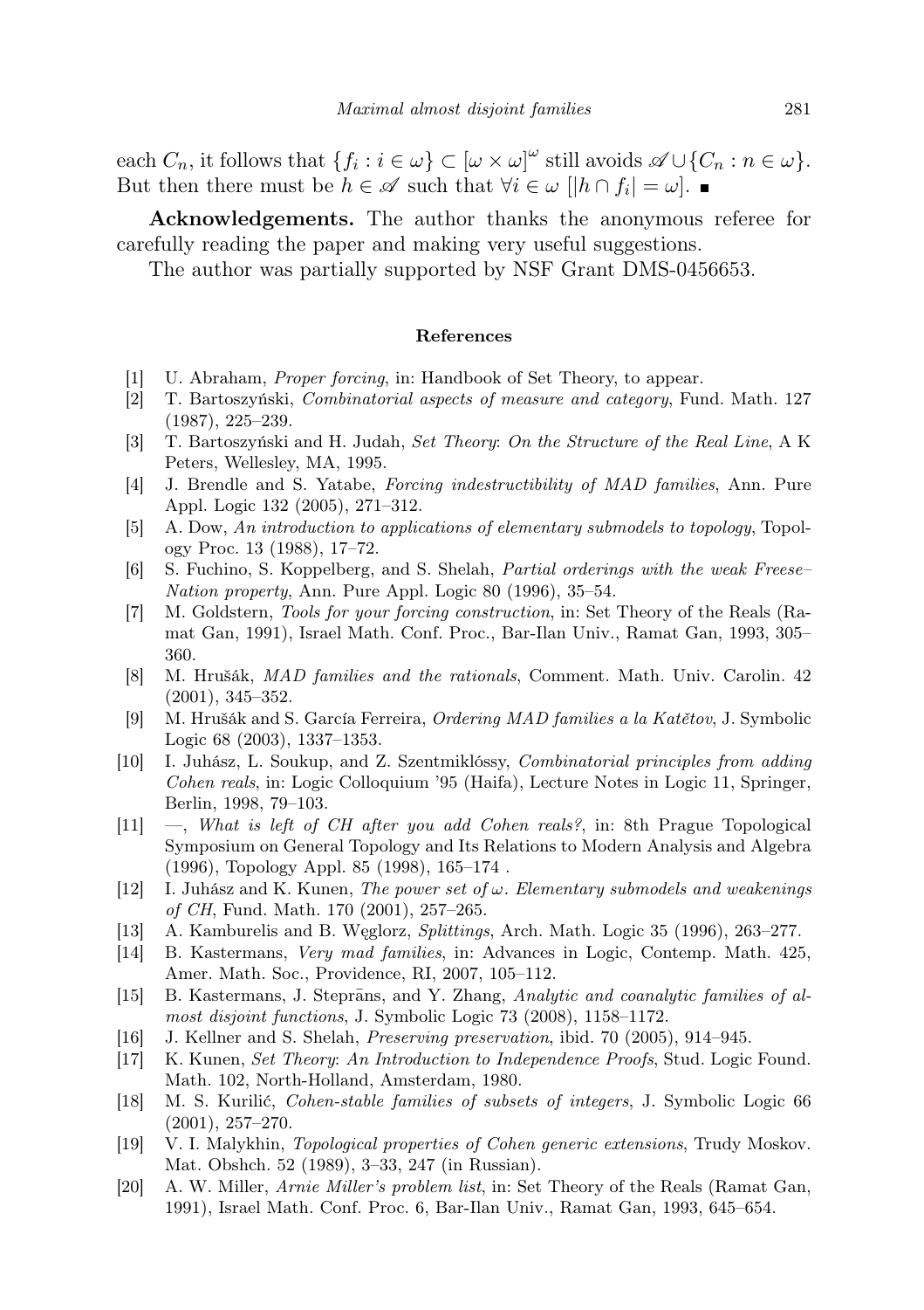each $C_n$, it follows that $\{f_i : i \in \omega\} \subset [\omega \times \omega]^\omega$ still avoids $\mathscr{A} \cup \{C_n : n \in \omega\}$. But then there must be $h \in \mathscr{A}$ such that $\forall i \in \omega\ [|h \cap f_i| = \omega]$. ∎

**Acknowledgements.** The author thanks the anonymous referee for carefully reading the paper and making very useful suggestions.

The author was partially supported by NSF Grant DMS-0456653.

## References

[1] U. Abraham, *Proper forcing*, in: Handbook of Set Theory, to appear.

[2] T. Bartoszyński, *Combinatorial aspects of measure and category*, Fund. Math. 127 (1987), 225–239.

[3] T. Bartoszyński and H. Judah, *Set Theory: On the Structure of the Real Line*, A K Peters, Wellesley, MA, 1995.

[4] J. Brendle and S. Yatabe, *Forcing indestructibility of MAD families*, Ann. Pure Appl. Logic 132 (2005), 271–312.

[5] A. Dow, *An introduction to applications of elementary submodels to topology*, Topology Proc. 13 (1988), 17–72.

[6] S. Fuchino, S. Koppelberg, and S. Shelah, *Partial orderings with the weak Freese–Nation property*, Ann. Pure Appl. Logic 80 (1996), 35–54.

[7] M. Goldstern, *Tools for your forcing construction*, in: Set Theory of the Reals (Ramat Gan, 1991), Israel Math. Conf. Proc., Bar-Ilan Univ., Ramat Gan, 1993, 305–360.

[8] M. Hrušák, *MAD families and the rationals*, Comment. Math. Univ. Carolin. 42 (2001), 345–352.

[9] M. Hrušák and S. García Ferreira, *Ordering MAD families a la Katětov*, J. Symbolic Logic 68 (2003), 1337–1353.

[10] I. Juhász, L. Soukup, and Z. Szentmiklóssy, *Combinatorial principles from adding Cohen reals*, in: Logic Colloquium '95 (Haifa), Lecture Notes in Logic 11, Springer, Berlin, 1998, 79–103.

[11] —, *What is left of CH after you add Cohen reals?*, in: 8th Prague Topological Symposium on General Topology and Its Relations to Modern Analysis and Algebra (1996), Topology Appl. 85 (1998), 165–174 .

[12] I. Juhász and K. Kunen, *The power set of $\omega$. Elementary submodels and weakenings of CH*, Fund. Math. 170 (2001), 257–265.

[13] A. Kamburelis and B. Węglorz, *Splittings*, Arch. Math. Logic 35 (1996), 263–277.

[14] B. Kastermans, *Very mad families*, in: Advances in Logic, Contemp. Math. 425, Amer. Math. Soc., Providence, RI, 2007, 105–112.

[15] B. Kastermans, J. Steprāns, and Y. Zhang, *Analytic and coanalytic families of almost disjoint functions*, J. Symbolic Logic 73 (2008), 1158–1172.

[16] J. Kellner and S. Shelah, *Preserving preservation*, ibid. 70 (2005), 914–945.

[17] K. Kunen, *Set Theory: An Introduction to Independence Proofs*, Stud. Logic Found. Math. 102, North-Holland, Amsterdam, 1980.

[18] M. S. Kurilić, *Cohen-stable families of subsets of integers*, J. Symbolic Logic 66 (2001), 257–270.

[19] V. I. Malykhin, *Topological properties of Cohen generic extensions*, Trudy Moskov. Mat. Obshch. 52 (1989), 3–33, 247 (in Russian).

[20] A. W. Miller, *Arnie Miller's problem list*, in: Set Theory of the Reals (Ramat Gan, 1991), Israel Math. Conf. Proc. 6, Bar-Ilan Univ., Ramat Gan, 1993, 645–654.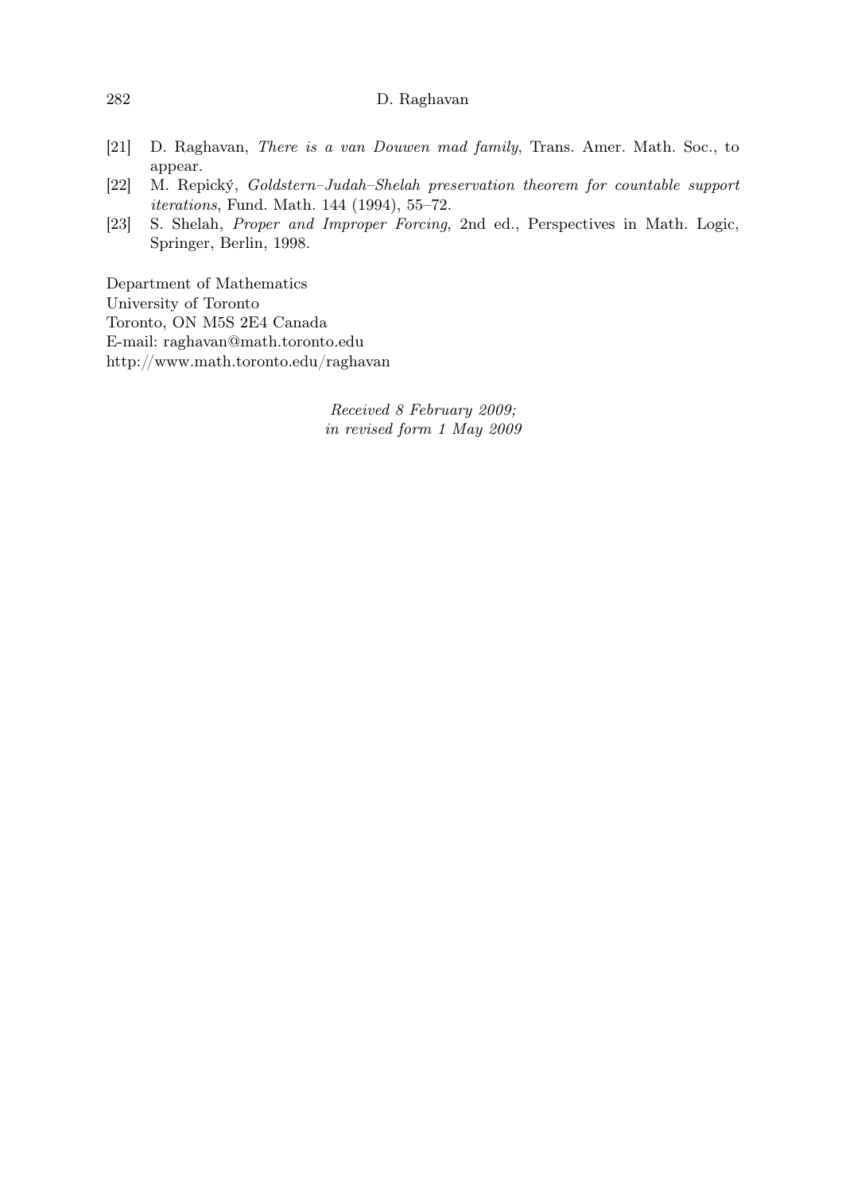[21] D. Raghavan, *There is a van Douwen mad family*, Trans. Amer. Math. Soc., to appear.

[22] M. Repický, *Goldstern–Judah–Shelah preservation theorem for countable support iterations*, Fund. Math. 144 (1994), 55–72.

[23] S. Shelah, *Proper and Improper Forcing*, 2nd ed., Perspectives in Math. Logic, Springer, Berlin, 1998.

Department of Mathematics
University of Toronto
Toronto, ON M5S 2E4 Canada
E-mail: raghavan@math.toronto.edu
http://www.math.toronto.edu/raghavan

*Received 8 February 2009;*
*in revised form 1 May 2009*